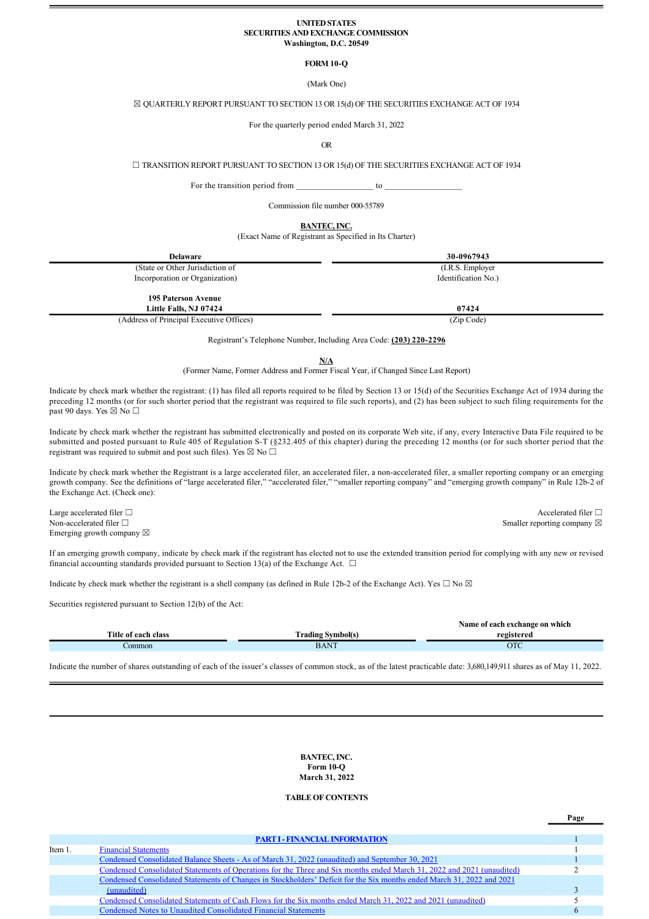**UNITED STATES**
**SECURITIES AND EXCHANGE COMMISSION**
**Washington, D.C. 20549**

**FORM 10-Q**

(Mark One)

☒ QUARTERLY REPORT PURSUANT TO SECTION 13 OR 15(d) OF THE SECURITIES EXCHANGE ACT OF 1934

For the quarterly period ended March 31, 2022

OR

☐ TRANSITION REPORT PURSUANT TO SECTION 13 OR 15(d) OF THE SECURITIES EXCHANGE ACT OF 1934

For the transition period from __________________ to __________________

Commission file number 000-55789

**BANTEC, INC.**
(Exact Name of Registrant as Specified in Its Charter)

| **Delaware** | **30-0967943** |
|---|---|
| (State or Other Jurisdiction of Incorporation or Organization) | (I.R.S. Employer Identification No.) |
| **195 Paterson Avenue Little Falls, NJ 07424** | **07424** |
| (Address of Principal Executive Offices) | (Zip Code) |

Registrant's Telephone Number, Including Area Code: **(203) 220-2296**

**N/A**
(Former Name, Former Address and Former Fiscal Year, if Changed Since Last Report)

Indicate by check mark whether the registrant: (1) has filed all reports required to be filed by Section 13 or 15(d) of the Securities Exchange Act of 1934 during the preceding 12 months (or for such shorter period that the registrant was required to file such reports), and (2) has been subject to such filing requirements for the past 90 days. Yes ☒ No ☐

Indicate by check mark whether the registrant has submitted electronically and posted on its corporate Web site, if any, every Interactive Data File required to be submitted and posted pursuant to Rule 405 of Regulation S-T (§232.405 of this chapter) during the preceding 12 months (or for such shorter period that the registrant was required to submit and post such files). Yes ☒ No ☐

Indicate by check mark whether the Registrant is a large accelerated filer, an accelerated filer, a non-accelerated filer, a smaller reporting company or an emerging growth company. See the definitions of "large accelerated filer," "accelerated filer," "smaller reporting company" and "emerging growth company" in Rule 12b-2 of the Exchange Act. (Check one):

Large accelerated filer ☐ Accelerated filer ☐
Non-accelerated filer ☐ Smaller reporting company ☒
Emerging growth company ☒

If an emerging growth company, indicate by check mark if the registrant has elected not to use the extended transition period for complying with any new or revised financial accounting standards provided pursuant to Section 13(a) of the Exchange Act. ☐

Indicate by check mark whether the registrant is a shell company (as defined in Rule 12b-2 of the Exchange Act). Yes ☐ No ☒

Securities registered pursuant to Section 12(b) of the Act:

| Title of each class | Trading Symbol(s) | Name of each exchange on which registered |
|---|---|---|
| Common | BANT | OTC |

Indicate the number of shares outstanding of each of the issuer's classes of common stock, as of the latest practicable date: 3,680,149,911 shares as of May 11, 2022.

---

**BANTEC, INC.**
**Form 10-Q**
**March 31, 2022**

**TABLE OF CONTENTS**

| | | Page |
|---|---|---|
| | **PART I - FINANCIAL INFORMATION** | 1 |
| Item 1. | Financial Statements | 1 |
| | Condensed Consolidated Balance Sheets - As of March 31, 2022 (unaudited) and September 30, 2021 | 1 |
| | Condensed Consolidated Statements of Operations for the Three and Six months ended March 31, 2022 and 2021 (unaudited) | 2 |
| | Condensed Consolidated Statements of Changes in Stockholders' Deficit for the Six months ended March 31, 2022 and 2021 (unaudited) | 3 |
| | Condensed Consolidated Statements of Cash Flows for the Six months ended March 31, 2022 and 2021 (unaudited) | 5 |
| | Condensed Notes to Unaudited Consolidated Financial Statements | 6 |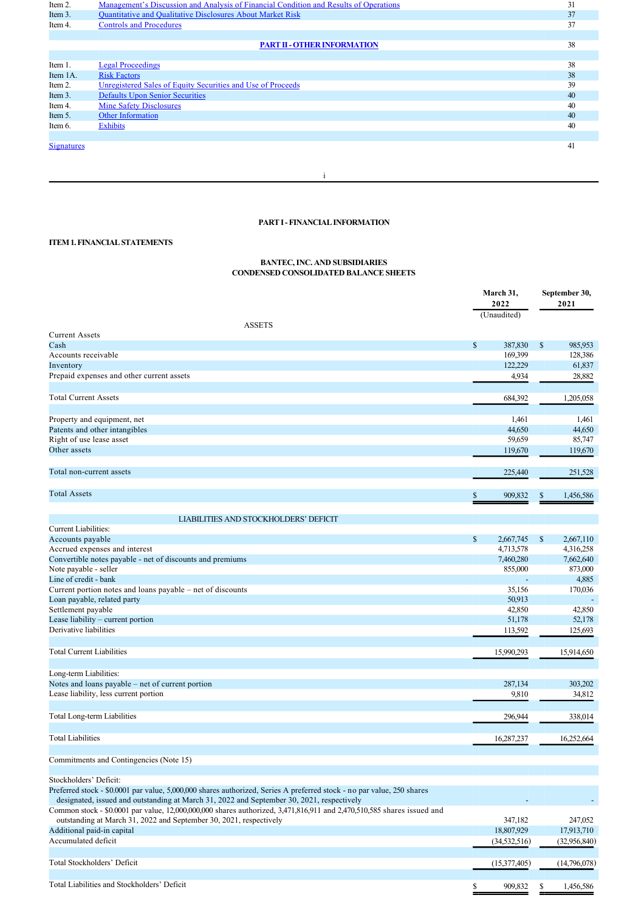| | | |
|---|---|---|
| Item 2. | Management's Discussion and Analysis of Financial Condition and Results of Operations | 31 |
| Item 3. | Quantitative and Qualitative Disclosures About Market Risk | 37 |
| Item 4. | Controls and Procedures | 37 |
| | **PART II - OTHER INFORMATION** | 38 |
| Item 1. | Legal Proceedings | 38 |
| Item 1A. | Risk Factors | 38 |
| Item 2. | Unregistered Sales of Equity Securities and Use of Proceeds | 39 |
| Item 3. | Defaults Upon Senior Securities | 40 |
| Item 4. | Mine Safety Disclosures | 40 |
| Item 5. | Other Information | 40 |
| Item 6. | Exhibits | 40 |
| Signatures | | 41 |

## PART I - FINANCIAL INFORMATION

### ITEM 1. FINANCIAL STATEMENTS

**BANTEC, INC. AND SUBSIDIARIES**
**CONDENSED CONSOLIDATED BALANCE SHEETS**

| | March 31, 2022 (Unaudited) | September 30, 2021 |
|---|---|---|
| **ASSETS** | | |
| Current Assets | | |
| Cash | $ 387,830 | $ 985,953 |
| Accounts receivable | 169,399 | 128,386 |
| Inventory | 122,229 | 61,837 |
| Prepaid expenses and other current assets | 4,934 | 28,882 |
| Total Current Assets | 684,392 | 1,205,058 |
| Property and equipment, net | 1,461 | 1,461 |
| Patents and other intangibles | 44,650 | 44,650 |
| Right of use lease asset | 59,659 | 85,747 |
| Other assets | 119,670 | 119,670 |
| Total non-current assets | 225,440 | 251,528 |
| Total Assets | $ 909,832 | $ 1,456,586 |
| **LIABILITIES AND STOCKHOLDERS' DEFICIT** | | |
| Current Liabilities: | | |
| Accounts payable | $ 2,667,745 | $ 2,667,110 |
| Accrued expenses and interest | 4,713,578 | 4,316,258 |
| Convertible notes payable - net of discounts and premiums | 7,460,280 | 7,662,640 |
| Note payable - seller | 855,000 | 873,000 |
| Line of credit - bank | - | 4,885 |
| Current portion notes and loans payable – net of discounts | 35,156 | 170,036 |
| Loan payable, related party | 50,913 | - |
| Settlement payable | 42,850 | 42,850 |
| Lease liability – current portion | 51,178 | 52,178 |
| Derivative liabilities | 113,592 | 125,693 |
| Total Current Liabilities | 15,990,293 | 15,914,650 |
| Long-term Liabilities: | | |
| Notes and loans payable – net of current portion | 287,134 | 303,202 |
| Lease liability, less current portion | 9,810 | 34,812 |
| Total Long-term Liabilities | 296,944 | 338,014 |
| Total Liabilities | 16,287,237 | 16,252,664 |
| Commitments and Contingencies (Note 15) | | |
| Stockholders' Deficit: | | |
| Preferred stock - $0.0001 par value, 5,000,000 shares authorized, Series A preferred stock - no par value, 250 shares designated, issued and outstanding at March 31, 2022 and September 30, 2021, respectively | - | - |
| Common stock - $0.0001 par value, 12,000,000,000 shares authorized, 3,471,816,911 and 2,470,510,585 shares issued and outstanding at March 31, 2022 and September 30, 2021, respectively | 347,182 | 247,052 |
| Additional paid-in capital | 18,807,929 | 17,913,710 |
| Accumulated deficit | (34,532,516) | (32,956,840) |
| Total Stockholders' Deficit | (15,377,405) | (14,796,078) |
| Total Liabilities and Stockholders' Deficit | $ 909,832 | $ 1,456,586 |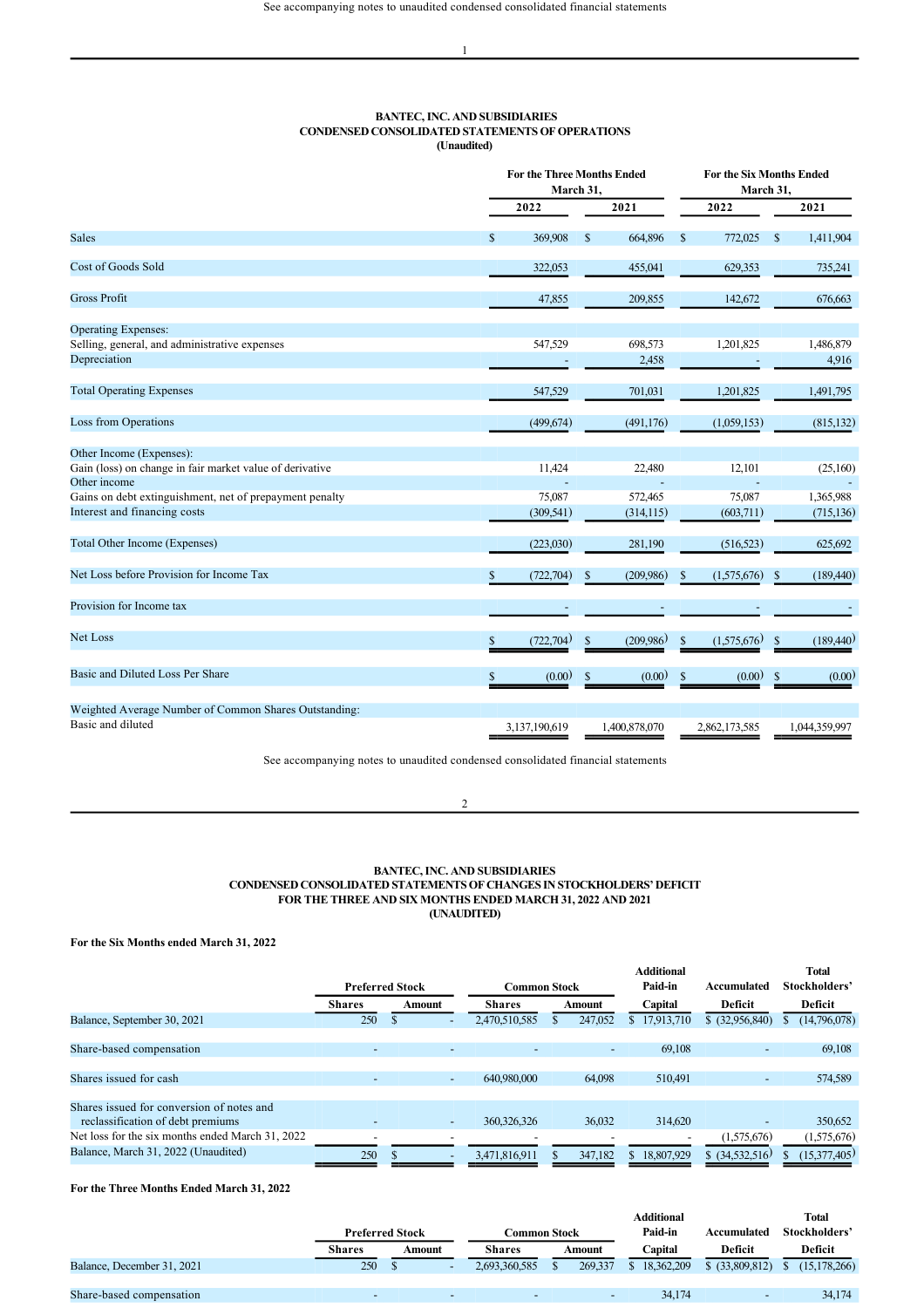See accompanying notes to unaudited condensed consolidated financial statements

**BANTEC, INC. AND SUBSIDIARIES**
**CONDENSED CONSOLIDATED STATEMENTS OF OPERATIONS**
**(Unaudited)**

| | For the Three Months Ended March 31, | | For the Six Months Ended March 31, | |
|---|---|---|---|---|
| | 2022 | 2021 | 2022 | 2021 |
| Sales | $ 369,908 | $ 664,896 | $ 772,025 | $ 1,411,904 |
| Cost of Goods Sold | 322,053 | 455,041 | 629,353 | 735,241 |
| Gross Profit | 47,855 | 209,855 | 142,672 | 676,663 |
| Operating Expenses: | | | | |
| Selling, general, and administrative expenses | 547,529 | 698,573 | 1,201,825 | 1,486,879 |
| Depreciation | - | 2,458 | - | 4,916 |
| Total Operating Expenses | 547,529 | 701,031 | 1,201,825 | 1,491,795 |
| Loss from Operations | (499,674) | (491,176) | (1,059,153) | (815,132) |
| Other Income (Expenses): | | | | |
| Gain (loss) on change in fair market value of derivative | 11,424 | 22,480 | 12,101 | (25,160) |
| Other income | - | - | - | - |
| Gains on debt extinguishment, net of prepayment penalty | 75,087 | 572,465 | 75,087 | 1,365,988 |
| Interest and financing costs | (309,541) | (314,115) | (603,711) | (715,136) |
| Total Other Income (Expenses) | (223,030) | 281,190 | (516,523) | 625,692 |
| Net Loss before Provision for Income Tax | $ (722,704) | $ (209,986) | $ (1,575,676) | $ (189,440) |
| Provision for Income tax | - | - | - | - |
| Net Loss | $ (722,704) | $ (209,986) | $ (1,575,676) | $ (189,440) |
| Basic and Diluted Loss Per Share | $ (0.00) | $ (0.00) | $ (0.00) | $ (0.00) |
| Weighted Average Number of Common Shares Outstanding: | | | | |
| Basic and diluted | 3,137,190,619 | 1,400,878,070 | 2,862,173,585 | 1,044,359,997 |

See accompanying notes to unaudited condensed consolidated financial statements

**BANTEC, INC. AND SUBSIDIARIES**
**CONDENSED CONSOLIDATED STATEMENTS OF CHANGES IN STOCKHOLDERS' DEFICIT**
**FOR THE THREE AND SIX MONTHS ENDED MARCH 31, 2022 AND 2021**
**(UNAUDITED)**

**For the Six Months ended March 31, 2022**

| | Preferred Stock | | Common Stock | | Additional Paid-in Capital | Accumulated Deficit | Total Stockholders' Deficit |
|---|---|---|---|---|---|---|---|
| | Shares | Amount | Shares | Amount | | | |
| Balance, September 30, 2021 | 250 | $ - | 2,470,510,585 | $ 247,052 | $ 17,913,710 | $ (32,956,840) | $ (14,796,078) |
| Share-based compensation | - | - | - | - | 69,108 | - | 69,108 |
| Shares issued for cash | - | - | 640,980,000 | 64,098 | 510,491 | - | 574,589 |
| Shares issued for conversion of notes and reclassification of debt premiums | - | - | 360,326,326 | 36,032 | 314,620 | - | 350,652 |
| Net loss for the six months ended March 31, 2022 | - | - | - | - | - | (1,575,676) | (1,575,676) |
| Balance, March 31, 2022 (Unaudited) | 250 | $ - | 3,471,816,911 | $ 347,182 | $ 18,807,929 | $ (34,532,516) | $ (15,377,405) |

**For the Three Months Ended March 31, 2022**

| | Preferred Stock | | Common Stock | | Additional Paid-in Capital | Accumulated Deficit | Total Stockholders' Deficit |
|---|---|---|---|---|---|---|---|
| | Shares | Amount | Shares | Amount | | | |
| Balance, December 31, 2021 | 250 | $ - | 2,693,360,585 | $ 269,337 | $ 18,362,209 | $ (33,809,812) | $ (15,178,266) |
| Share-based compensation | - | - | - | - | 34,174 | - | 34,174 |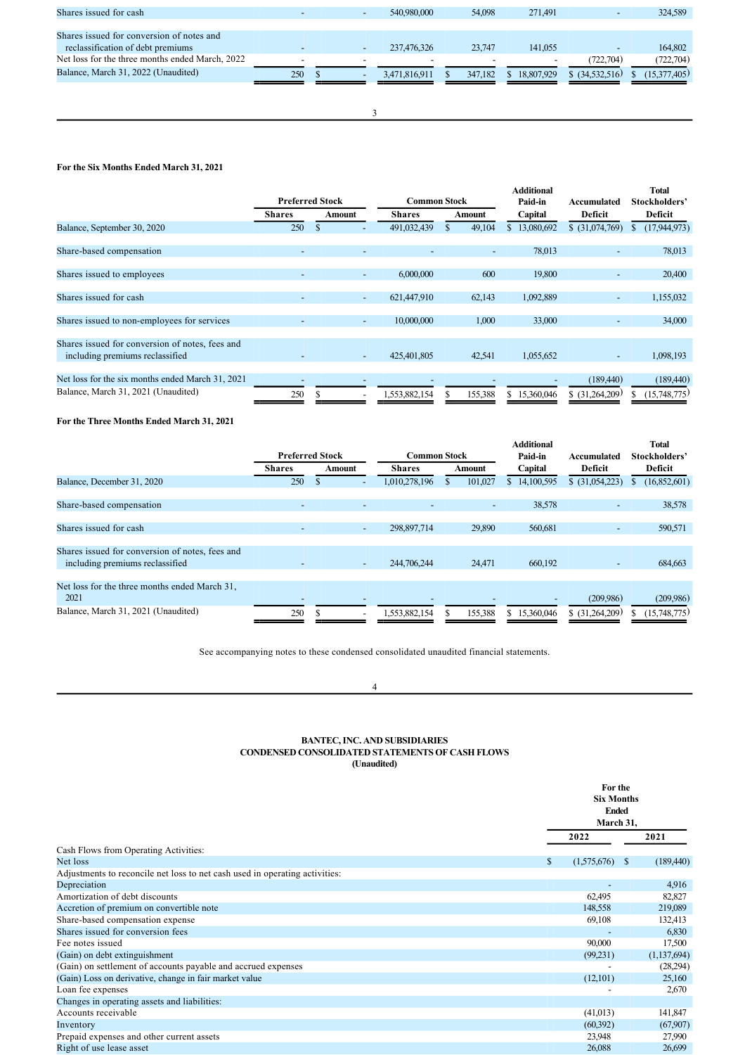| | Preferred Stock Shares | Preferred Stock Amount | Common Stock Shares | Common Stock Amount | Additional Paid-in Capital | Accumulated Deficit | Total Stockholders' Deficit |
|---|---|---|---|---|---|---|---|
| Shares issued for cash | - | - | 540,980,000 | 54,098 | 271,491 | - | 324,589 |
| Shares issued for conversion of notes and reclassification of debt premiums | - | - | 237,476,326 | 23,747 | 141,055 | - | 164,802 |
| Net loss for the three months ended March, 2022 | - | - | - | - | - | (722,704) | (722,704) |
| Balance, March 31, 2022 (Unaudited) | 250 | $ - | 3,471,816,911 | $ 347,182 | $ 18,807,929 | $ (34,532,516) | $ (15,377,405) |

**For the Six Months Ended March 31, 2021**

| | Preferred Stock | | Common Stock | | Additional Paid-in Capital | Accumulated Deficit | Total Stockholders' Deficit |
|---|---|---|---|---|---|---|---|
| | Shares | Amount | Shares | Amount | | | |
| Balance, September 30, 2020 | 250 | $ - | 491,032,439 | $ 49,104 | $ 13,080,692 | $ (31,074,769) | $ (17,944,973) |
| Share-based compensation | - | - | - | - | 78,013 | - | 78,013 |
| Shares issued to employees | - | - | 6,000,000 | 600 | 19,800 | - | 20,400 |
| Shares issued for cash | - | - | 621,447,910 | 62,143 | 1,092,889 | - | 1,155,032 |
| Shares issued to non-employees for services | - | - | 10,000,000 | 1,000 | 33,000 | - | 34,000 |
| Shares issued for conversion of notes, fees and including premiums reclassified | - | - | 425,401,805 | 42,541 | 1,055,652 | - | 1,098,193 |
| Net loss for the six months ended March 31, 2021 | - | - | - | - | - | (189,440) | (189,440) |
| Balance, March 31, 2021 (Unaudited) | 250 | $ - | 1,553,882,154 | $ 155,388 | $ 15,360,046 | $ (31,264,209) | $ (15,748,775) |

**For the Three Months Ended March 31, 2021**

| | Preferred Stock | | Common Stock | | Additional Paid-in Capital | Accumulated Deficit | Total Stockholders' Deficit |
|---|---|---|---|---|---|---|---|
| | Shares | Amount | Shares | Amount | | | |
| Balance, December 31, 2020 | 250 | $ - | 1,010,278,196 | $ 101,027 | $ 14,100,595 | $ (31,054,223) | $ (16,852,601) |
| Share-based compensation | - | - | - | - | 38,578 | - | 38,578 |
| Shares issued for cash | - | - | 298,897,714 | 29,890 | 560,681 | - | 590,571 |
| Shares issued for conversion of notes, fees and including premiums reclassified | - | - | 244,706,244 | 24,471 | 660,192 | - | 684,663 |
| Net loss for the three months ended March 31, 2021 | - | - | - | - | - | (209,986) | (209,986) |
| Balance, March 31, 2021 (Unaudited) | 250 | $ - | 1,553,882,154 | $ 155,388 | $ 15,360,046 | $ (31,264,209) | $ (15,748,775) |

See accompanying notes to these condensed consolidated unaudited financial statements.

## BANTEC, INC. AND SUBSIDIARIES
## CONDENSED CONSOLIDATED STATEMENTS OF CASH FLOWS
### (Unaudited)

| | For the Six Months Ended March 31, 2022 | For the Six Months Ended March 31, 2021 |
|---|---|---|
| Cash Flows from Operating Activities: | | |
| Net loss | $ (1,575,676) | $ (189,440) |
| Adjustments to reconcile net loss to net cash used in operating activities: | | |
| Depreciation | - | 4,916 |
| Amortization of debt discounts | 62,495 | 82,827 |
| Accretion of premium on convertible note | 148,558 | 219,089 |
| Share-based compensation expense | 69,108 | 132,413 |
| Shares issued for conversion fees | - | 6,830 |
| Fee notes issued | 90,000 | 17,500 |
| (Gain) on debt extinguishment | (99,231) | (1,137,694) |
| (Gain) on settlement of accounts payable and accrued expenses | - | (28,294) |
| (Gain) Loss on derivative, change in fair market value | (12,101) | 25,160 |
| Loan fee expenses | - | 2,670 |
| Changes in operating assets and liabilities: | | |
| Accounts receivable | (41,013) | 141,847 |
| Inventory | (60,392) | (67,907) |
| Prepaid expenses and other current assets | 23,948 | 27,990 |
| Right of use lease asset | 26,088 | 26,699 |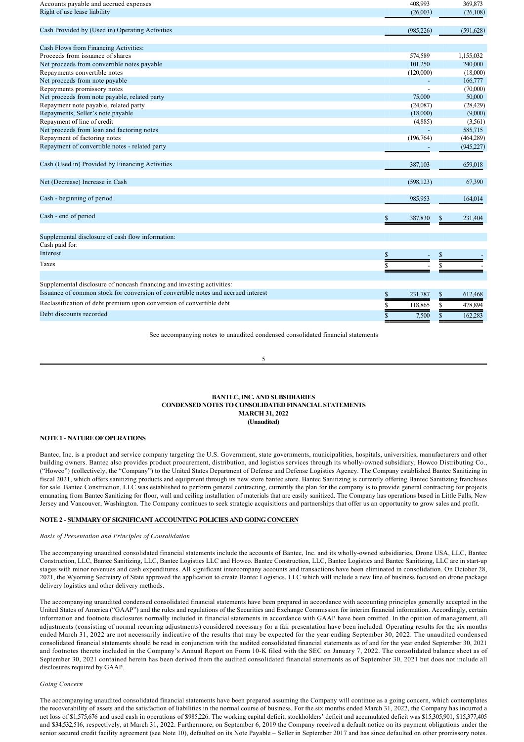| | | |
|---|---|---|
| Accounts payable and accrued expenses | 408,993 | 369,873 |
| Right of use lease liability | (26,003) | (26,108) |
| | | |
| Cash Provided by (Used in) Operating Activities | (985,226) | (591,628) |
| | | |
| Cash Flows from Financing Activities: | | |
| Proceeds from issuance of shares | 574,589 | 1,155,032 |
| Net proceeds from convertible notes payable | 101,250 | 240,000 |
| Repayments convertible notes | (120,000) | (18,000) |
| Net proceeds from note payable | - | 166,777 |
| Repayments promissory notes | - | (70,000) |
| Net proceeds from note payable, related party | 75,000 | 50,000 |
| Repayment note payable, related party | (24,087) | (28,429) |
| Repayments, Seller's note payable | (18,000) | (9,000) |
| Repayment of line of credit | (4,885) | (3,561) |
| Net proceeds from loan and factoring notes | - | 585,715 |
| Repayment of factoring notes | (196,764) | (464,289) |
| Repayment of convertible notes - related party | - | (945,227) |
| | | |
| Cash (Used in) Provided by Financing Activities | 387,103 | 659,018 |
| | | |
| Net (Decrease) Increase in Cash | (598,123) | 67,390 |
| | | |
| Cash - beginning of period | 985,953 | 164,014 |
| | | |
| Cash - end of period | $ 387,830 | $ 231,404 |
| | | |
| Supplemental disclosure of cash flow information: | | |
| Cash paid for: | | |
| Interest | $ - | $ - |
| Taxes | $ - | $ - |
| | | |
| Supplemental disclosure of noncash financing and investing activities: | | |
| Issuance of common stock for conversion of convertible notes and accrued interest | $ 231,787 | $ 612,468 |
| Reclassification of debt premium upon conversion of convertible debt | $ 118,865 | $ 478,894 |
| Debt discounts recorded | $ 7,500 | $ 162,283 |

See accompanying notes to unaudited condensed consolidated financial statements

**BANTEC, INC. AND SUBSIDIARIES**
**CONDENSED NOTES TO CONSOLIDATED FINANCIAL STATEMENTS**
**MARCH 31, 2022**
**(Unaudited)**

**NOTE 1 - NATURE OF OPERATIONS**

Bantec, Inc. is a product and service company targeting the U.S. Government, state governments, municipalities, hospitals, universities, manufacturers and other building owners. Bantec also provides product procurement, distribution, and logistics services through its wholly-owned subsidiary, Howco Distributing Co., ("Howco") (collectively, the "Company") to the United States Department of Defense and Defense Logistics Agency. The Company established Bantec Sanitizing in fiscal 2021, which offers sanitizing products and equipment through its new store bantec.store. Bantec Sanitizing is currently offering Bantec Sanitizing franchises for sale. Bantec Construction, LLC was established to perform general contracting, currently the plan for the company is to provide general contracting for projects emanating from Bantec Sanitizing for floor, wall and ceiling installation of materials that are easily sanitized. The Company has operations based in Little Falls, New Jersey and Vancouver, Washington. The Company continues to seek strategic acquisitions and partnerships that offer us an opportunity to grow sales and profit.

**NOTE 2 - SUMMARY OF SIGNIFICANT ACCOUNTING POLICIES AND GOING CONCERN**

*Basis of Presentation and Principles of Consolidation*

The accompanying unaudited consolidated financial statements include the accounts of Bantec, Inc. and its wholly-owned subsidiaries, Drone USA, LLC, Bantec Construction, LLC, Bantec Sanitizing, LLC, Bantec Logistics LLC and Howco. Bantec Construction, LLC, Bantec Logistics and Bantec Sanitizing, LLC are in start-up stages with minor revenues and cash expenditures. All significant intercompany accounts and transactions have been eliminated in consolidation. On October 28, 2021, the Wyoming Secretary of State approved the application to create Bantec Logistics, LLC which will include a new line of business focused on drone package delivery logistics and other delivery methods.

The accompanying unaudited condensed consolidated financial statements have been prepared in accordance with accounting principles generally accepted in the United States of America ("GAAP") and the rules and regulations of the Securities and Exchange Commission for interim financial information. Accordingly, certain information and footnote disclosures normally included in financial statements in accordance with GAAP have been omitted. In the opinion of management, all adjustments (consisting of normal recurring adjustments) considered necessary for a fair presentation have been included. Operating results for the six months ended March 31, 2022 are not necessarily indicative of the results that may be expected for the year ending September 30, 2022. The unaudited condensed consolidated financial statements should be read in conjunction with the audited consolidated financial statements as of and for the year ended September 30, 2021 and footnotes thereto included in the Company's Annual Report on Form 10-K filed with the SEC on January 7, 2022. The consolidated balance sheet as of September 30, 2021 contained herein has been derived from the audited consolidated financial statements as of September 30, 2021 but does not include all disclosures required by GAAP.

*Going Concern*

The accompanying unaudited consolidated financial statements have been prepared assuming the Company will continue as a going concern, which contemplates the recoverability of assets and the satisfaction of liabilities in the normal course of business. For the six months ended March 31, 2022, the Company has incurred a net loss of $1,575,676 and used cash in operations of $985,226. The working capital deficit, stockholders' deficit and accumulated deficit was $15,305,901, $15,377,405 and $34,532,516, respectively, at March 31, 2022. Furthermore, on September 6, 2019 the Company received a default notice on its payment obligations under the senior secured credit facility agreement (see Note 10), defaulted on its Note Payable – Seller in September 2017 and has since defaulted on other promissory notes.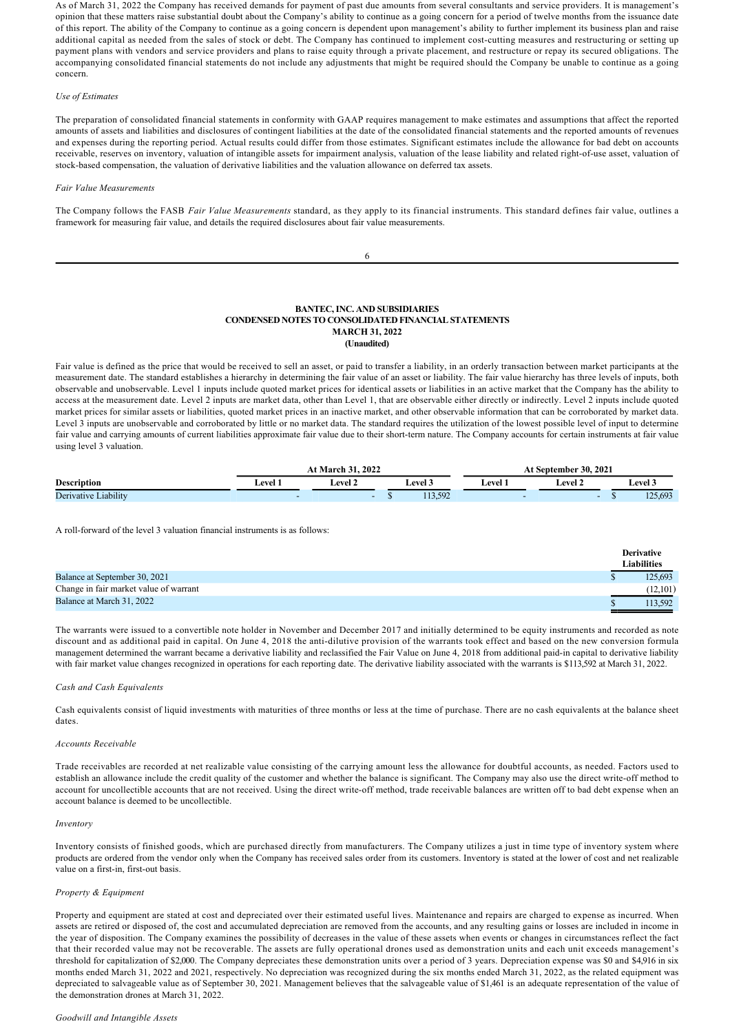As of March 31, 2022 the Company has received demands for payment of past due amounts from several consultants and service providers. It is management's opinion that these matters raise substantial doubt about the Company's ability to continue as a going concern for a period of twelve months from the issuance date of this report. The ability of the Company to continue as a going concern is dependent upon management's ability to further implement its business plan and raise additional capital as needed from the sales of stock or debt. The Company has continued to implement cost-cutting measures and restructuring or setting up payment plans with vendors and service providers and plans to raise equity through a private placement, and restructure or repay its secured obligations. The accompanying consolidated financial statements do not include any adjustments that might be required should the Company be unable to continue as a going concern.

*Use of Estimates*

The preparation of consolidated financial statements in conformity with GAAP requires management to make estimates and assumptions that affect the reported amounts of assets and liabilities and disclosures of contingent liabilities at the date of the consolidated financial statements and the reported amounts of revenues and expenses during the reporting period. Actual results could differ from those estimates. Significant estimates include the allowance for bad debt on accounts receivable, reserves on inventory, valuation of intangible assets for impairment analysis, valuation of the lease liability and related right-of-use asset, valuation of stock-based compensation, the valuation of derivative liabilities and the valuation allowance on deferred tax assets.

*Fair Value Measurements*

The Company follows the FASB *Fair Value Measurements* standard, as they apply to its financial instruments. This standard defines fair value, outlines a framework for measuring fair value, and details the required disclosures about fair value measurements.

**BANTEC, INC. AND SUBSIDIARIES**
**CONDENSED NOTES TO CONSOLIDATED FINANCIAL STATEMENTS**
**MARCH 31, 2022**
**(Unaudited)**

Fair value is defined as the price that would be received to sell an asset, or paid to transfer a liability, in an orderly transaction between market participants at the measurement date. The standard establishes a hierarchy in determining the fair value of an asset or liability. The fair value hierarchy has three levels of inputs, both observable and unobservable. Level 1 inputs include quoted market prices for identical assets or liabilities in an active market that the Company has the ability to access at the measurement date. Level 2 inputs are market data, other than Level 1, that are observable either directly or indirectly. Level 2 inputs include quoted market prices for similar assets or liabilities, quoted market prices in an inactive market, and other observable information that can be corroborated by market data. Level 3 inputs are unobservable and corroborated by little or no market data. The standard requires the utilization of the lowest possible level of input to determine fair value and carrying amounts of current liabilities approximate fair value due to their short-term nature. The Company accounts for certain instruments at fair value using level 3 valuation.

| | At March 31, 2022 | | | At September 30, 2021 | | |
|---|---|---|---|---|---|---|
| **Description** | **Level 1** | **Level 2** | **Level 3** | **Level 1** | **Level 2** | **Level 3** |
| Derivative Liability | - | - | $ 113,592 | - | - | $ 125,693 |

A roll-forward of the level 3 valuation financial instruments is as follows:

| | Derivative Liabilities |
|---|---|
| Balance at September 30, 2021 | $ 125,693 |
| Change in fair market value of warrant | (12,101) |
| Balance at March 31, 2022 | $ 113,592 |

The warrants were issued to a convertible note holder in November and December 2017 and initially determined to be equity instruments and recorded as note discount and as additional paid in capital. On June 4, 2018 the anti-dilutive provision of the warrants took effect and based on the new conversion formula management determined the warrant became a derivative liability and reclassified the Fair Value on June 4, 2018 from additional paid-in capital to derivative liability with fair market value changes recognized in operations for each reporting date. The derivative liability associated with the warrants is $113,592 at March 31, 2022.

*Cash and Cash Equivalents*

Cash equivalents consist of liquid investments with maturities of three months or less at the time of purchase. There are no cash equivalents at the balance sheet dates.

*Accounts Receivable*

Trade receivables are recorded at net realizable value consisting of the carrying amount less the allowance for doubtful accounts, as needed. Factors used to establish an allowance include the credit quality of the customer and whether the balance is significant. The Company may also use the direct write-off method to account for uncollectible accounts that are not received. Using the direct write-off method, trade receivable balances are written off to bad debt expense when an account balance is deemed to be uncollectible.

*Inventory*

Inventory consists of finished goods, which are purchased directly from manufacturers. The Company utilizes a just in time type of inventory system where products are ordered from the vendor only when the Company has received sales order from its customers. Inventory is stated at the lower of cost and net realizable value on a first-in, first-out basis.

*Property & Equipment*

Property and equipment are stated at cost and depreciated over their estimated useful lives. Maintenance and repairs are charged to expense as incurred. When assets are retired or disposed of, the cost and accumulated depreciation are removed from the accounts, and any resulting gains or losses are included in income in the year of disposition. The Company examines the possibility of decreases in the value of these assets when events or changes in circumstances reflect the fact that their recorded value may not be recoverable. The assets are fully operational drones used as demonstration units and each unit exceeds management's threshold for capitalization of $2,000. The Company depreciates these demonstration units over a period of 3 years. Depreciation expense was $0 and $4,916 in six months ended March 31, 2022 and 2021, respectively. No depreciation was recognized during the six months ended March 31, 2022, as the related equipment was depreciated to salvageable value as of September 30, 2021. Management believes that the salvageable value of $1,461 is an adequate representation of the value of the demonstration drones at March 31, 2022.

*Goodwill and Intangible Assets*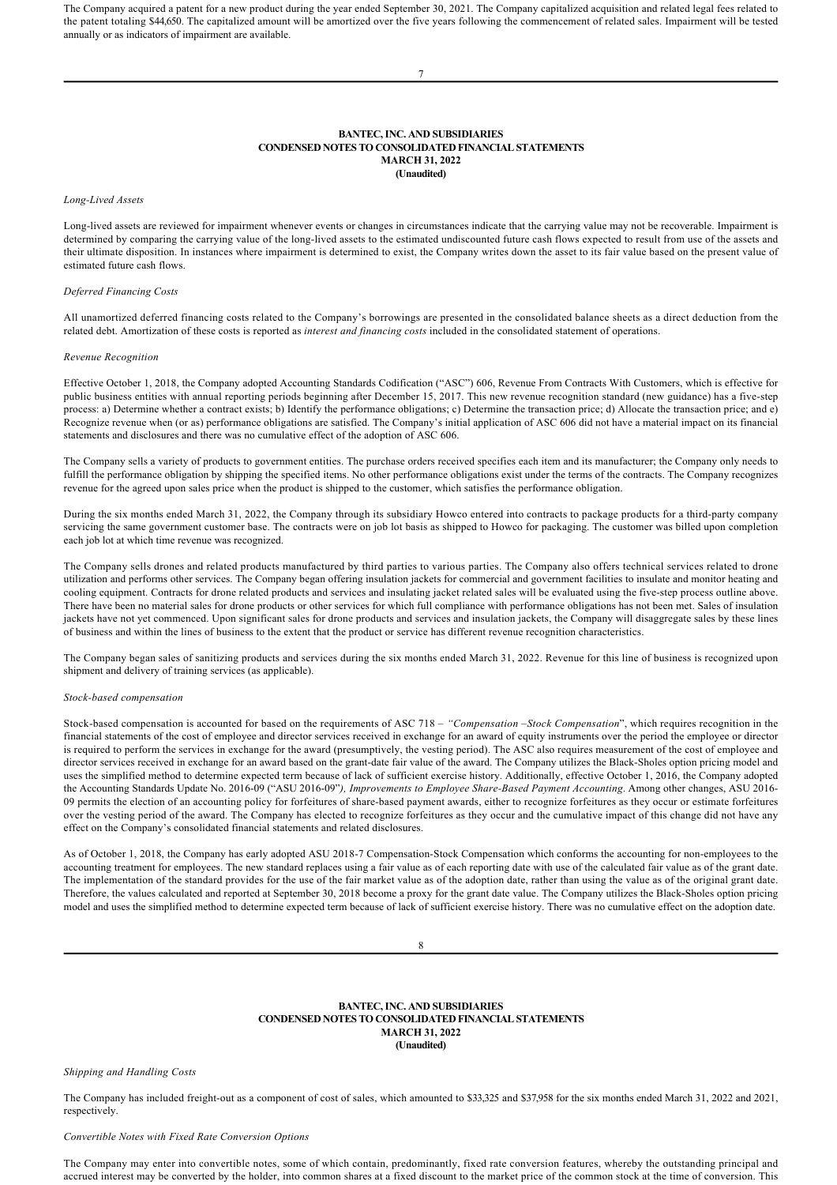The Company acquired a patent for a new product during the year ended September 30, 2021. The Company capitalized acquisition and related legal fees related to the patent totaling $44,650. The capitalized amount will be amortized over the five years following the commencement of related sales. Impairment will be tested annually or as indicators of impairment are available.

**BANTEC, INC. AND SUBSIDIARIES**
**CONDENSED NOTES TO CONSOLIDATED FINANCIAL STATEMENTS**
**MARCH 31, 2022**
**(Unaudited)**

*Long-Lived Assets*

Long-lived assets are reviewed for impairment whenever events or changes in circumstances indicate that the carrying value may not be recoverable. Impairment is determined by comparing the carrying value of the long-lived assets to the estimated undiscounted future cash flows expected to result from use of the assets and their ultimate disposition. In instances where impairment is determined to exist, the Company writes down the asset to its fair value based on the present value of estimated future cash flows.

*Deferred Financing Costs*

All unamortized deferred financing costs related to the Company's borrowings are presented in the consolidated balance sheets as a direct deduction from the related debt. Amortization of these costs is reported as *interest and financing costs* included in the consolidated statement of operations.

*Revenue Recognition*

Effective October 1, 2018, the Company adopted Accounting Standards Codification ("ASC") 606, Revenue From Contracts With Customers, which is effective for public business entities with annual reporting periods beginning after December 15, 2017. This new revenue recognition standard (new guidance) has a five-step process: a) Determine whether a contract exists; b) Identify the performance obligations; c) Determine the transaction price; d) Allocate the transaction price; and e) Recognize revenue when (or as) performance obligations are satisfied. The Company's initial application of ASC 606 did not have a material impact on its financial statements and disclosures and there was no cumulative effect of the adoption of ASC 606.

The Company sells a variety of products to government entities. The purchase orders received specifies each item and its manufacturer; the Company only needs to fulfill the performance obligation by shipping the specified items. No other performance obligations exist under the terms of the contracts. The Company recognizes revenue for the agreed upon sales price when the product is shipped to the customer, which satisfies the performance obligation.

During the six months ended March 31, 2022, the Company through its subsidiary Howco entered into contracts to package products for a third-party company servicing the same government customer base. The contracts were on job lot basis as shipped to Howco for packaging. The customer was billed upon completion each job lot at which time revenue was recognized.

The Company sells drones and related products manufactured by third parties to various parties. The Company also offers technical services related to drone utilization and performs other services. The Company began offering insulation jackets for commercial and government facilities to insulate and monitor heating and cooling equipment. Contracts for drone related products and services and insulating jacket related sales will be evaluated using the five-step process outline above. There have been no material sales for drone products or other services for which full compliance with performance obligations has not been met. Sales of insulation jackets have not yet commenced. Upon significant sales for drone products and services and insulation jackets, the Company will disaggregate sales by these lines of business and within the lines of business to the extent that the product or service has different revenue recognition characteristics.

The Company began sales of sanitizing products and services during the six months ended March 31, 2022. Revenue for this line of business is recognized upon shipment and delivery of training services (as applicable).

*Stock-based compensation*

Stock-based compensation is accounted for based on the requirements of ASC 718 – *"Compensation –Stock Compensation*", which requires recognition in the financial statements of the cost of employee and director services received in exchange for an award of equity instruments over the period the employee or director is required to perform the services in exchange for the award (presumptively, the vesting period). The ASC also requires measurement of the cost of employee and director services received in exchange for an award based on the grant-date fair value of the award. The Company utilizes the Black-Sholes option pricing model and uses the simplified method to determine expected term because of lack of sufficient exercise history. Additionally, effective October 1, 2016, the Company adopted the Accounting Standards Update No. 2016-09 ("ASU 2016-09"*), Improvements to Employee Share-Based Payment Accounting*. Among other changes, ASU 2016-09 permits the election of an accounting policy for forfeitures of share-based payment awards, either to recognize forfeitures as they occur or estimate forfeitures over the vesting period of the award. The Company has elected to recognize forfeitures as they occur and the cumulative impact of this change did not have any effect on the Company's consolidated financial statements and related disclosures.

As of October 1, 2018, the Company has early adopted ASU 2018-7 Compensation-Stock Compensation which conforms the accounting for non-employees to the accounting treatment for employees. The new standard replaces using a fair value as of each reporting date with use of the calculated fair value as of the grant date. The implementation of the standard provides for the use of the fair market value as of the adoption date, rather than using the value as of the original grant date. Therefore, the values calculated and reported at September 30, 2018 become a proxy for the grant date value. The Company utilizes the Black-Sholes option pricing model and uses the simplified method to determine expected term because of lack of sufficient exercise history. There was no cumulative effect on the adoption date.

**BANTEC, INC. AND SUBSIDIARIES**
**CONDENSED NOTES TO CONSOLIDATED FINANCIAL STATEMENTS**
**MARCH 31, 2022**
**(Unaudited)**

*Shipping and Handling Costs*

The Company has included freight-out as a component of cost of sales, which amounted to $33,325 and $37,958 for the six months ended March 31, 2022 and 2021, respectively.

*Convertible Notes with Fixed Rate Conversion Options*

The Company may enter into convertible notes, some of which contain, predominantly, fixed rate conversion features, whereby the outstanding principal and accrued interest may be converted by the holder, into common shares at a fixed discount to the market price of the common stock at the time of conversion. This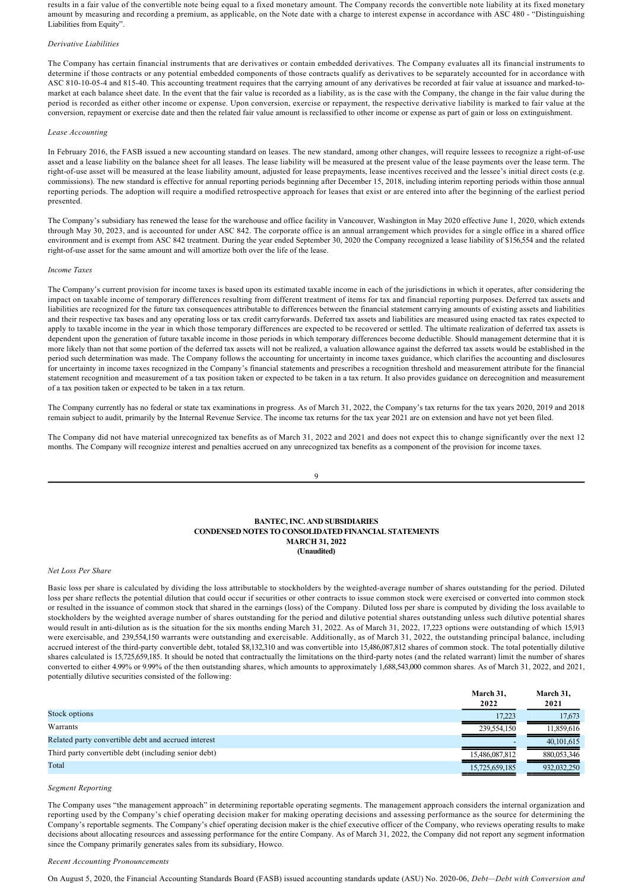results in a fair value of the convertible note being equal to a fixed monetary amount. The Company records the convertible note liability at its fixed monetary amount by measuring and recording a premium, as applicable, on the Note date with a charge to interest expense in accordance with ASC 480 - "Distinguishing Liabilities from Equity".

*Derivative Liabilities*

The Company has certain financial instruments that are derivatives or contain embedded derivatives. The Company evaluates all its financial instruments to determine if those contracts or any potential embedded components of those contracts qualify as derivatives to be separately accounted for in accordance with ASC 810-10-05-4 and 815-40. This accounting treatment requires that the carrying amount of any derivatives be recorded at fair value at issuance and marked-to-market at each balance sheet date. In the event that the fair value is recorded as a liability, as is the case with the Company, the change in the fair value during the period is recorded as either other income or expense. Upon conversion, exercise or repayment, the respective derivative liability is marked to fair value at the conversion, repayment or exercise date and then the related fair value amount is reclassified to other income or expense as part of gain or loss on extinguishment.

*Lease Accounting*

In February 2016, the FASB issued a new accounting standard on leases. The new standard, among other changes, will require lessees to recognize a right-of-use asset and a lease liability on the balance sheet for all leases. The lease liability will be measured at the present value of the lease payments over the lease term. The right-of-use asset will be measured at the lease liability amount, adjusted for lease prepayments, lease incentives received and the lessee's initial direct costs (e.g. commissions). The new standard is effective for annual reporting periods beginning after December 15, 2018, including interim reporting periods within those annual reporting periods. The adoption will require a modified retrospective approach for leases that exist or are entered into after the beginning of the earliest period presented.

The Company's subsidiary has renewed the lease for the warehouse and office facility in Vancouver, Washington in May 2020 effective June 1, 2020, which extends through May 30, 2023, and is accounted for under ASC 842. The corporate office is an annual arrangement which provides for a single office in a shared office environment and is exempt from ASC 842 treatment. During the year ended September 30, 2020 the Company recognized a lease liability of $156,554 and the related right-of-use asset for the same amount and will amortize both over the life of the lease.

*Income Taxes*

The Company's current provision for income taxes is based upon its estimated taxable income in each of the jurisdictions in which it operates, after considering the impact on taxable income of temporary differences resulting from different treatment of items for tax and financial reporting purposes. Deferred tax assets and liabilities are recognized for the future tax consequences attributable to differences between the financial statement carrying amounts of existing assets and liabilities and their respective tax bases and any operating loss or tax credit carryforwards. Deferred tax assets and liabilities are measured using enacted tax rates expected to apply to taxable income in the year in which those temporary differences are expected to be recovered or settled. The ultimate realization of deferred tax assets is dependent upon the generation of future taxable income in those periods in which temporary differences become deductible. Should management determine that it is more likely than not that some portion of the deferred tax assets will not be realized, a valuation allowance against the deferred tax assets would be established in the period such determination was made. The Company follows the accounting for uncertainty in income taxes guidance, which clarifies the accounting and disclosures for uncertainty in income taxes recognized in the Company's financial statements and prescribes a recognition threshold and measurement attribute for the financial statement recognition and measurement of a tax position taken or expected to be taken in a tax return. It also provides guidance on derecognition and measurement of a tax position taken or expected to be taken in a tax return.

The Company currently has no federal or state tax examinations in progress. As of March 31, 2022, the Company's tax returns for the tax years 2020, 2019 and 2018 remain subject to audit, primarily by the Internal Revenue Service. The income tax returns for the tax year 2021 are on extension and have not yet been filed.

The Company did not have material unrecognized tax benefits as of March 31, 2022 and 2021 and does not expect this to change significantly over the next 12 months. The Company will recognize interest and penalties accrued on any unrecognized tax benefits as a component of the provision for income taxes.

**BANTEC, INC. AND SUBSIDIARIES**
**CONDENSED NOTES TO CONSOLIDATED FINANCIAL STATEMENTS**
**MARCH 31, 2022**
**(Unaudited)**

*Net Loss Per Share*

Basic loss per share is calculated by dividing the loss attributable to stockholders by the weighted-average number of shares outstanding for the period. Diluted loss per share reflects the potential dilution that could occur if securities or other contracts to issue common stock were exercised or converted into common stock or resulted in the issuance of common stock that shared in the earnings (loss) of the Company. Diluted loss per share is computed by dividing the loss available to stockholders by the weighted average number of shares outstanding for the period and dilutive potential shares outstanding unless such dilutive potential shares would result in anti-dilution as is the situation for the six months ending March 31, 2022. As of March 31, 2022, 17,223 options were outstanding of which 15,913 were exercisable, and 239,554,150 warrants were outstanding and exercisable. Additionally, as of March 31, 2022, the outstanding principal balance, including accrued interest of the third-party convertible debt, totaled $8,132,310 and was convertible into 15,486,087,812 shares of common stock. The total potentially dilutive shares calculated is 15,725,659,185. It should be noted that contractually the limitations on the third-party notes (and the related warrant) limit the number of shares converted to either 4.99% or 9.99% of the then outstanding shares, which amounts to approximately 1,688,543,000 common shares. As of March 31, 2022, and 2021, potentially dilutive securities consisted of the following:

| | March 31, 2022 | March 31, 2021 |
|---|---|---|
| Stock options | 17,223 | 17,673 |
| Warrants | 239,554,150 | 11,859,616 |
| Related party convertible debt and accrued interest | - | 40,101,615 |
| Third party convertible debt (including senior debt) | 15,486,087,812 | 880,053,346 |
| Total | 15,725,659,185 | 932,032,250 |

*Segment Reporting*

The Company uses "the management approach" in determining reportable operating segments. The management approach considers the internal organization and reporting used by the Company's chief operating decision maker for making operating decisions and assessing performance as the source for determining the Company's reportable segments. The Company's chief operating decision maker is the chief executive officer of the Company, who reviews operating results to make decisions about allocating resources and assessing performance for the entire Company. As of March 31, 2022, the Company did not report any segment information since the Company primarily generates sales from its subsidiary, Howco.

*Recent Accounting Pronouncements*

On August 5, 2020, the Financial Accounting Standards Board (FASB) issued accounting standards update (ASU) No. 2020-06, *Debt—Debt with Conversion and*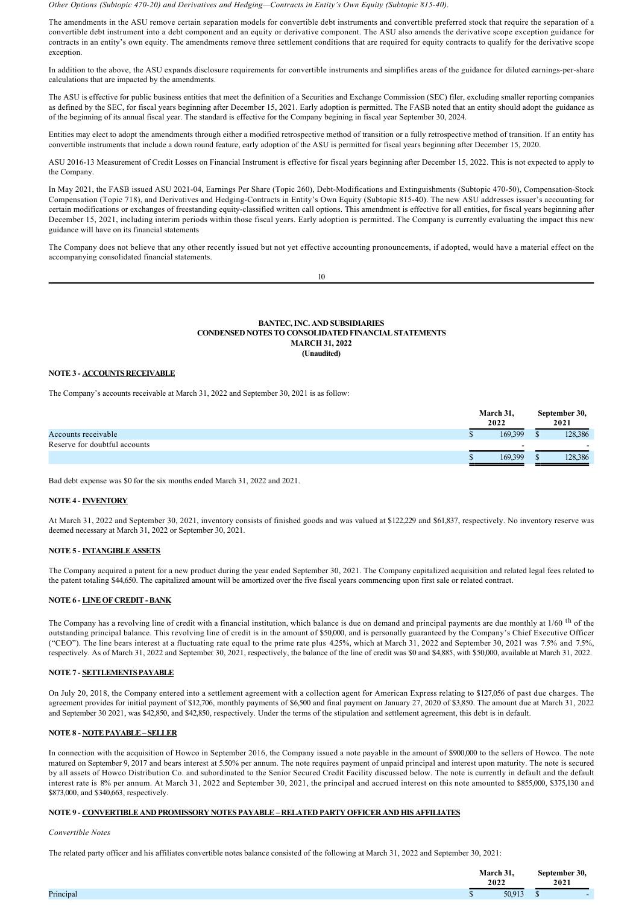*Other Options (Subtopic 470-20) and Derivatives and Hedging—Contracts in Entity's Own Equity (Subtopic 815-40).*

The amendments in the ASU remove certain separation models for convertible debt instruments and convertible preferred stock that require the separation of a convertible debt instrument into a debt component and an equity or derivative component. The ASU also amends the derivative scope exception guidance for contracts in an entity's own equity. The amendments remove three settlement conditions that are required for equity contracts to qualify for the derivative scope exception.

In addition to the above, the ASU expands disclosure requirements for convertible instruments and simplifies areas of the guidance for diluted earnings-per-share calculations that are impacted by the amendments.

The ASU is effective for public business entities that meet the definition of a Securities and Exchange Commission (SEC) filer, excluding smaller reporting companies as defined by the SEC, for fiscal years beginning after December 15, 2021. Early adoption is permitted. The FASB noted that an entity should adopt the guidance as of the beginning of its annual fiscal year. The standard is effective for the Company begining in fiscal year September 30, 2024.

Entities may elect to adopt the amendments through either a modified retrospective method of transition or a fully retrospective method of transition. If an entity has convertible instruments that include a down round feature, early adoption of the ASU is permitted for fiscal years beginning after December 15, 2020.

ASU 2016-13 Measurement of Credit Losses on Financial Instrument is effective for fiscal years beginning after December 15, 2022. This is not expected to apply to the Company.

In May 2021, the FASB issued ASU 2021-04, Earnings Per Share (Topic 260), Debt-Modifications and Extinguishments (Subtopic 470-50), Compensation-Stock Compensation (Topic 718), and Derivatives and Hedging-Contracts in Entity's Own Equity (Subtopic 815-40). The new ASU addresses issuer's accounting for certain modifications or exchanges of freestanding equity-classified written call options. This amendment is effective for all entities, for fiscal years beginning after December 15, 2021, including interim periods within those fiscal years. Early adoption is permitted. The Company is currently evaluating the impact this new guidance will have on its financial statements

The Company does not believe that any other recently issued but not yet effective accounting pronouncements, if adopted, would have a material effect on the accompanying consolidated financial statements.

**BANTEC, INC. AND SUBSIDIARIES**
**CONDENSED NOTES TO CONSOLIDATED FINANCIAL STATEMENTS**
**MARCH 31, 2022**
**(Unaudited)**

**NOTE 3 - ACCOUNTS RECEIVABLE**

The Company's accounts receivable at March 31, 2022 and September 30, 2021 is as follow:

| | March 31, 2022 | September 30, 2021 |
|---|---|---|
| Accounts receivable | $ 169,399 | $ 128,386 |
| Reserve for doubtful accounts | - | - |
| | $ 169,399 | $ 128,386 |

Bad debt expense was $0 for the six months ended March 31, 2022 and 2021.

**NOTE 4 - INVENTORY**

At March 31, 2022 and September 30, 2021, inventory consists of finished goods and was valued at $122,229 and $61,837, respectively. No inventory reserve was deemed necessary at March 31, 2022 or September 30, 2021.

**NOTE 5 - INTANGIBLE ASSETS**

The Company acquired a patent for a new product during the year ended September 30, 2021. The Company capitalized acquisition and related legal fees related to the patent totaling $44,650. The capitalized amount will be amortized over the five fiscal years commencing upon first sale or related contract.

**NOTE 6 - LINE OF CREDIT - BANK**

The Company has a revolving line of credit with a financial institution, which balance is due on demand and principal payments are due monthly at 1/60 [th] of the outstanding principal balance. This revolving line of credit is in the amount of $50,000, and is personally guaranteed by the Company's Chief Executive Officer ("CEO"). The line bears interest at a fluctuating rate equal to the prime rate plus 4.25%, which at March 31, 2022 and September 30, 2021 was 7.5% and 7.5%, respectively. As of March 31, 2022 and September 30, 2021, respectively, the balance of the line of credit was $0 and $4,885, with $50,000, available at March 31, 2022.

**NOTE 7 - SETTLEMENTS PAYABLE**

On July 20, 2018, the Company entered into a settlement agreement with a collection agent for American Express relating to $127,056 of past due charges. The agreement provides for initial payment of $12,706, monthly payments of $6,500 and final payment on January 27, 2020 of $3,850. The amount due at March 31, 2022 and September 30 2021, was $42,850, and $42,850, respectively. Under the terms of the stipulation and settlement agreement, this debt is in default.

**NOTE 8 - NOTE PAYABLE – SELLER**

In connection with the acquisition of Howco in September 2016, the Company issued a note payable in the amount of $900,000 to the sellers of Howco. The note matured on September 9, 2017 and bears interest at 5.50% per annum. The note requires payment of unpaid principal and interest upon maturity. The note is secured by all assets of Howco Distribution Co. and subordinated to the Senior Secured Credit Facility discussed below. The note is currently in default and the default interest rate is 8% per annum. At March 31, 2022 and September 30, 2021, the principal and accrued interest on this note amounted to $855,000, $375,130 and $873,000, and $340,663, respectively.

**NOTE 9 - CONVERTIBLE AND PROMISSORY NOTES PAYABLE – RELATED PARTY OFFICER AND HIS AFFILIATES**

*Convertible Notes*

The related party officer and his affiliates convertible notes balance consisted of the following at March 31, 2022 and September 30, 2021:

| | March 31, 2022 | September 30, 2021 |
|---|---|---|
| Principal | $ 50,913 | $ - |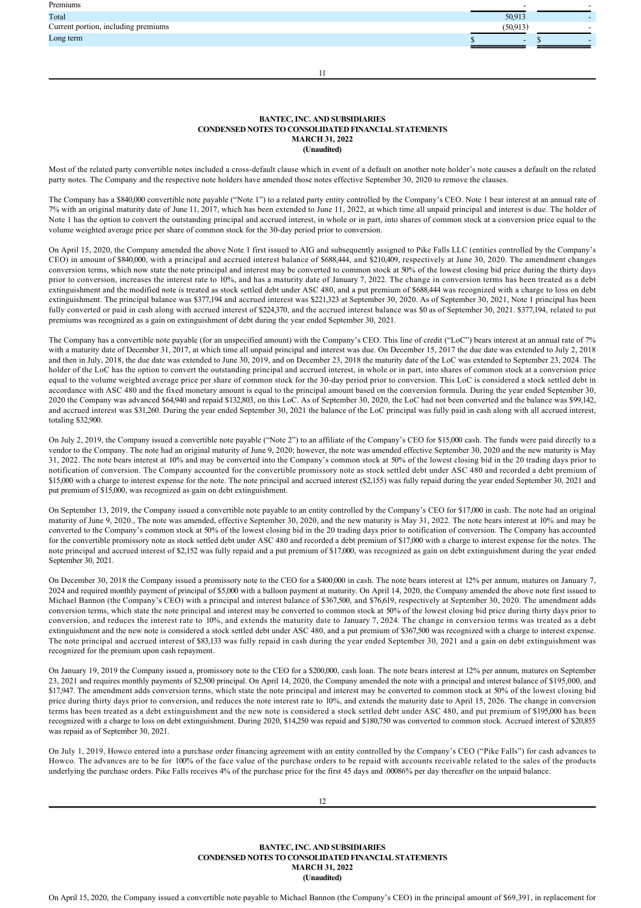| | | |
|---|---|---|
| Premiums | - | - |
| Total | 50,913 | - |
| Current portion, including premiums | (50,913) | - |
| Long term | $ - | $ - |

**BANTEC, INC. AND SUBSIDIARIES**
**CONDENSED NOTES TO CONSOLIDATED FINANCIAL STATEMENTS**
**MARCH 31, 2022**
**(Unaudited)**

Most of the related party convertible notes included a cross-default clause which in event of a default on another note holder's note causes a default on the related party notes. The Company and the respective note holders have amended those notes effective September 30, 2020 to remove the clauses.

The Company has a $840,000 convertible note payable ("Note 1") to a related party entity controlled by the Company's CEO. Note 1 bear interest at an annual rate of 7% with an original maturity date of June 11, 2017, which has been extended to June 11, 2022, at which time all unpaid principal and interest is due. The holder of Note 1 has the option to convert the outstanding principal and accrued interest, in whole or in part, into shares of common stock at a conversion price equal to the volume weighted average price per share of common stock for the 30-day period prior to conversion.

On April 15, 2020, the Company amended the above Note 1 first issued to AIG and subsequently assigned to Pike Falls LLC (entities controlled by the Company's CEO) in amount of $840,000, with a principal and accrued interest balance of $688,444, and $210,409, respectively at June 30, 2020. The amendment changes conversion terms, which now state the note principal and interest may be converted to common stock at 50% of the lowest closing bid price during the thirty days prior to conversion, increases the interest rate to 10%, and has a maturity date of January 7, 2022. The change in conversion terms has been treated as a debt extinguishment and the modified note is treated as stock settled debt under ASC 480, and a put premium of $688,444 was recognized with a charge to loss on debt extinguishment. The principal balance was $377,194 and accrued interest was $221,323 at September 30, 2020. As of September 30, 2021, Note 1 principal has been fully converted or paid in cash along with accrued interest of $224,370, and the accrued interest balance was $0 as of September 30, 2021. $377,194, related to put premiums was recognized as a gain on extinguishment of debt during the year ended September 30, 2021.

The Company has a convertible note payable (for an unspecified amount) with the Company's CEO. This line of credit ("LoC") bears interest at an annual rate of 7% with a maturity date of December 31, 2017, at which time all unpaid principal and interest was due. On December 15, 2017 the due date was extended to July 2, 2018 and then in July, 2018, the due date was extended to June 30, 2019, and on December 23, 2018 the maturity date of the LoC was extended to September 23, 2024. The holder of the LoC has the option to convert the outstanding principal and accrued interest, in whole or in part, into shares of common stock at a conversion price equal to the volume weighted average price per share of common stock for the 30-day period prior to conversion. This LoC is considered a stock settled debt in accordance with ASC 480 and the fixed monetary amount is equal to the principal amount based on the conversion formula. During the year ended September 30, 2020 the Company was advanced $64,940 and repaid $132,803, on this LoC. As of September 30, 2020, the LoC had not been converted and the balance was $99,142, and accrued interest was $31,260. During the year ended September 30, 2021 the balance of the LoC principal was fully paid in cash along with all accrued interest, totaling $32,900.

On July 2, 2019, the Company issued a convertible note payable ("Note 2") to an affiliate of the Company's CEO for $15,000 cash. The funds were paid directly to a vendor to the Company. The note had an original maturity of June 9, 2020; however, the note was amended effective September 30, 2020 and the new maturity is May 31, 2022. The note bears interest at 10% and may be converted into the Company's common stock at 50% of the lowest closing bid in the 20 trading days prior to notification of conversion. The Company accounted for the convertible promissory note as stock settled debt under ASC 480 and recorded a debt premium of $15,000 with a charge to interest expense for the note. The note principal and accrued interest ($2,155) was fully repaid during the year ended September 30, 2021 and put premium of $15,000, was recognized as gain on debt extinguishment.

On September 13, 2019, the Company issued a convertible note payable to an entity controlled by the Company's CEO for $17,000 in cash. The note had an original maturity of June 9, 2020., The note was amended, effective September 30, 2020, and the new maturity is May 31, 2022. The note bears interest at 10% and may be converted to the Company's common stock at 50% of the lowest closing bid in the 20 trading days prior to notification of conversion. The Company has accounted for the convertible promissory note as stock settled debt under ASC 480 and recorded a debt premium of $17,000 with a charge to interest expense for the notes. The note principal and accrued interest of $2,152 was fully repaid and a put premium of $17,000, was recognized as gain on debt extinguishment during the year ended September 30, 2021.

On December 30, 2018 the Company issued a promissory note to the CEO for a $400,000 in cash. The note bears interest at 12% per annum, matures on January 7, 2024 and required monthly payment of principal of $5,000 with a balloon payment at maturity. On April 14, 2020, the Company amended the above note first issued to Michael Bannon (the Company's CEO) with a principal and interest balance of $367,500, and $76,619, respectively at September 30, 2020. The amendment adds conversion terms, which state the note principal and interest may be converted to common stock at 50% of the lowest closing bid price during thirty days prior to conversion, and reduces the interest rate to 10%, and extends the maturity date to January 7, 2024. The change in conversion terms was treated as a debt extinguishment and the new note is considered a stock settled debt under ASC 480, and a put premium of $367,500 was recognized with a charge to interest expense. The note principal and accrued interest of $83,133 was fully repaid in cash during the year ended September 30, 2021 and a gain on debt extinguishment was recognized for the premium upon cash repayment.

On January 19, 2019 the Company issued a, promissory note to the CEO for a $200,000, cash loan. The note bears interest at 12% per annum, matures on September 23, 2021 and requires monthly payments of $2,500 principal. On April 14, 2020, the Company amended the note with a principal and interest balance of $195,000, and $17,947. The amendment adds conversion terms, which state the note principal and interest may be converted to common stock at 50% of the lowest closing bid price during thirty days prior to conversion, and reduces the note interest rate to 10%, and extends the maturity date to April 15, 2026. The change in conversion terms has been treated as a debt extinguishment and the new note is considered a stock settled debt under ASC 480, and put premium of $195,000 has been recognized with a charge to loss on debt extinguishment. During 2020, $14,250 was repaid and $180,750 was converted to common stock. Accrued interest of $20,855 was repaid as of September 30, 2021.

On July 1, 2019, Howco entered into a purchase order financing agreement with an entity controlled by the Company's CEO ("Pike Falls") for cash advances to Howco. The advances are to be for 100% of the face value of the purchase orders to be repaid with accounts receivable related to the sales of the products underlying the purchase orders. Pike Falls receives 4% of the purchase price for the first 45 days and .00086% per day thereafter on the unpaid balance.

**BANTEC, INC. AND SUBSIDIARIES**
**CONDENSED NOTES TO CONSOLIDATED FINANCIAL STATEMENTS**
**MARCH 31, 2022**
**(Unaudited)**

On April 15, 2020, the Company issued a convertible note payable to Michael Bannon (the Company's CEO) in the principal amount of $69,391, in replacement for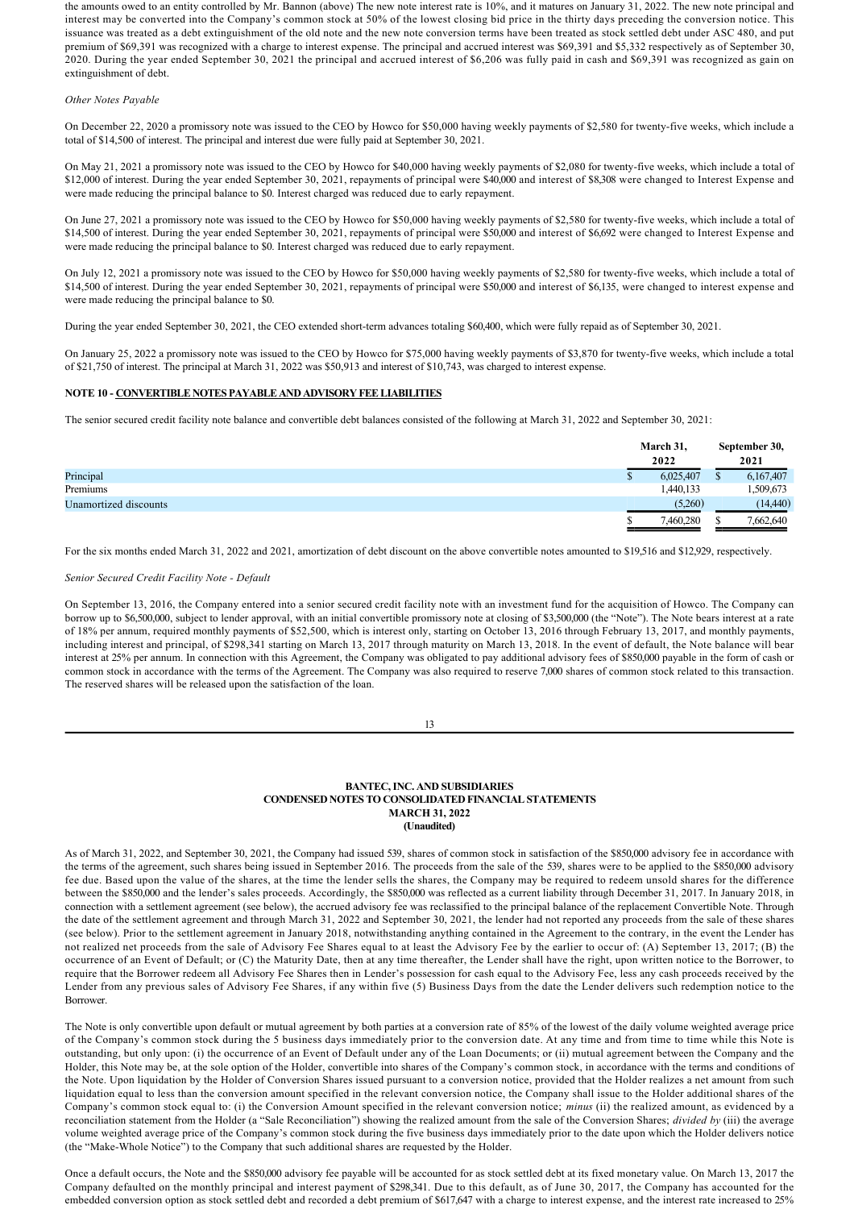the amounts owed to an entity controlled by Mr. Bannon (above) The new note interest rate is 10%, and it matures on January 31, 2022. The new note principal and interest may be converted into the Company's common stock at 50% of the lowest closing bid price in the thirty days preceding the conversion notice. This issuance was treated as a debt extinguishment of the old note and the new note conversion terms have been treated as stock settled debt under ASC 480, and put premium of $69,391 was recognized with a charge to interest expense. The principal and accrued interest was $69,391 and $5,332 respectively as of September 30, 2020. During the year ended September 30, 2021 the principal and accrued interest of $6,206 was fully paid in cash and $69,391 was recognized as gain on extinguishment of debt.

*Other Notes Payable*

On December 22, 2020 a promissory note was issued to the CEO by Howco for $50,000 having weekly payments of $2,580 for twenty-five weeks, which include a total of $14,500 of interest. The principal and interest due were fully paid at September 30, 2021.

On May 21, 2021 a promissory note was issued to the CEO by Howco for $40,000 having weekly payments of $2,080 for twenty-five weeks, which include a total of $12,000 of interest. During the year ended September 30, 2021, repayments of principal were $40,000 and interest of $8,308 were changed to Interest Expense and were made reducing the principal balance to $0. Interest charged was reduced due to early repayment.

On June 27, 2021 a promissory note was issued to the CEO by Howco for $50,000 having weekly payments of $2,580 for twenty-five weeks, which include a total of $14,500 of interest. During the year ended September 30, 2021, repayments of principal were $50,000 and interest of $6,692 were changed to Interest Expense and were made reducing the principal balance to $0. Interest charged was reduced due to early repayment.

On July 12, 2021 a promissory note was issued to the CEO by Howco for $50,000 having weekly payments of $2,580 for twenty-five weeks, which include a total of $14,500 of interest. During the year ended September 30, 2021, repayments of principal were $50,000 and interest of $6,135, were changed to interest expense and were made reducing the principal balance to $0.

During the year ended September 30, 2021, the CEO extended short-term advances totaling $60,400, which were fully repaid as of September 30, 2021.

On January 25, 2022 a promissory note was issued to the CEO by Howco for $75,000 having weekly payments of $3,870 for twenty-five weeks, which include a total of $21,750 of interest. The principal at March 31, 2022 was $50,913 and interest of $10,743, was charged to interest expense.

**NOTE 10 - CONVERTIBLE NOTES PAYABLE AND ADVISORY FEE LIABILITIES**

The senior secured credit facility note balance and convertible debt balances consisted of the following at March 31, 2022 and September 30, 2021:

| | March 31, 2022 | September 30, 2021 |
|---|---|---|
| Principal | $ 6,025,407 | $ 6,167,407 |
| Premiums | 1,440,133 | 1,509,673 |
| Unamortized discounts | (5,260) | (14,440) |
| | $ 7,460,280 | $ 7,662,640 |

For the six months ended March 31, 2022 and 2021, amortization of debt discount on the above convertible notes amounted to $19,516 and $12,929, respectively.

*Senior Secured Credit Facility Note - Default*

On September 13, 2016, the Company entered into a senior secured credit facility note with an investment fund for the acquisition of Howco. The Company can borrow up to $6,500,000, subject to lender approval, with an initial convertible promissory note at closing of $3,500,000 (the "Note"). The Note bears interest at a rate of 18% per annum, required monthly payments of $52,500, which is interest only, starting on October 13, 2016 through February 13, 2017, and monthly payments, including interest and principal, of $298,341 starting on March 13, 2017 through maturity on March 13, 2018. In the event of default, the Note balance will bear interest at 25% per annum. In connection with this Agreement, the Company was obligated to pay additional advisory fees of $850,000 payable in the form of cash or common stock in accordance with the terms of the Agreement. The Company was also required to reserve 7,000 shares of common stock related to this transaction. The reserved shares will be released upon the satisfaction of the loan.

As of March 31, 2022, and September 30, 2021, the Company had issued 539, shares of common stock in satisfaction of the $850,000 advisory fee in accordance with the terms of the agreement, such shares being issued in September 2016. The proceeds from the sale of the 539, shares were to be applied to the $850,000 advisory fee due. Based upon the value of the shares, at the time the lender sells the shares, the Company may be required to redeem unsold shares for the difference between the $850,000 and the lender's sales proceeds. Accordingly, the $850,000 was reflected as a current liability through December 31, 2017. In January 2018, in connection with a settlement agreement (see below), the accrued advisory fee was reclassified to the principal balance of the replacement Convertible Note. Through the date of the settlement agreement and through March 31, 2022 and September 30, 2021, the lender had not reported any proceeds from the sale of these shares (see below). Prior to the settlement agreement in January 2018, notwithstanding anything contained in the Agreement to the contrary, in the event the Lender has not realized net proceeds from the sale of Advisory Fee Shares equal to at least the Advisory Fee by the earlier to occur of: (A) September 13, 2017; (B) the occurrence of an Event of Default; or (C) the Maturity Date, then at any time thereafter, the Lender shall have the right, upon written notice to the Borrower, to require that the Borrower redeem all Advisory Fee Shares then in Lender's possession for cash equal to the Advisory Fee, less any cash proceeds received by the Lender from any previous sales of Advisory Fee Shares, if any within five (5) Business Days from the date the Lender delivers such redemption notice to the Borrower.

The Note is only convertible upon default or mutual agreement by both parties at a conversion rate of 85% of the lowest of the daily volume weighted average price of the Company's common stock during the 5 business days immediately prior to the conversion date. At any time and from time to time while this Note is outstanding, but only upon: (i) the occurrence of an Event of Default under any of the Loan Documents; or (ii) mutual agreement between the Company and the Holder, this Note may be, at the sole option of the Holder, convertible into shares of the Company's common stock, in accordance with the terms and conditions of the Note. Upon liquidation by the Holder of Conversion Shares issued pursuant to a conversion notice, provided that the Holder realizes a net amount from such liquidation equal to less than the conversion amount specified in the relevant conversion notice, the Company shall issue to the Holder additional shares of the Company's common stock equal to: (i) the Conversion Amount specified in the relevant conversion notice; *minus* (ii) the realized amount, as evidenced by a reconciliation statement from the Holder (a "Sale Reconciliation") showing the realized amount from the sale of the Conversion Shares; *divided by* (iii) the average volume weighted average price of the Company's common stock during the five business days immediately prior to the date upon which the Holder delivers notice (the "Make-Whole Notice") to the Company that such additional shares are requested by the Holder.

Once a default occurs, the Note and the $850,000 advisory fee payable will be accounted for as stock settled debt at its fixed monetary value. On March 13, 2017 the Company defaulted on the monthly principal and interest payment of $298,341. Due to this default, as of June 30, 2017, the Company has accounted for the embedded conversion option as stock settled debt and recorded a debt premium of $617,647 with a charge to interest expense, and the interest rate increased to 25%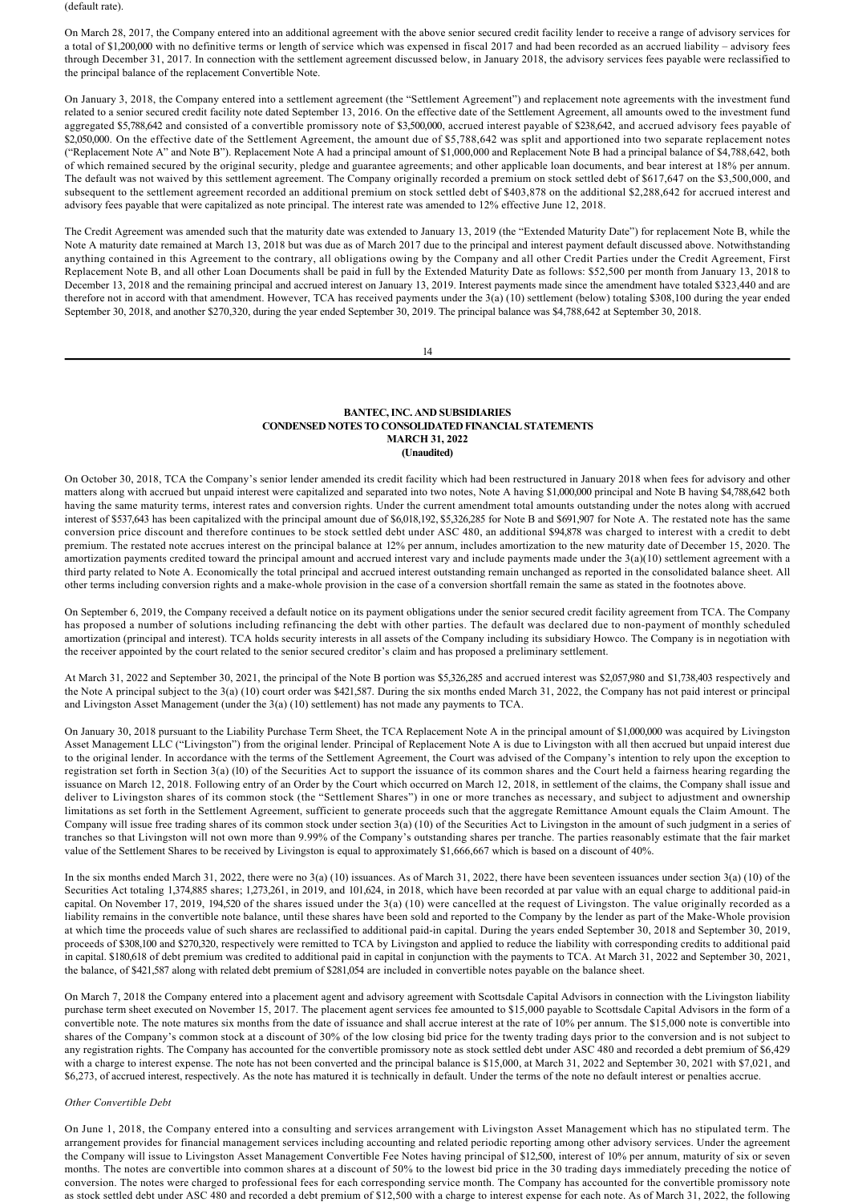(default rate).

On March 28, 2017, the Company entered into an additional agreement with the above senior secured credit facility lender to receive a range of advisory services for a total of $1,200,000 with no definitive terms or length of service which was expensed in fiscal 2017 and had been recorded as an accrued liability – advisory fees through December 31, 2017. In connection with the settlement agreement discussed below, in January 2018, the advisory services fees payable were reclassified to the principal balance of the replacement Convertible Note.

On January 3, 2018, the Company entered into a settlement agreement (the "Settlement Agreement") and replacement note agreements with the investment fund related to a senior secured credit facility note dated September 13, 2016. On the effective date of the Settlement Agreement, all amounts owed to the investment fund aggregated $5,788,642 and consisted of a convertible promissory note of $3,500,000, accrued interest payable of $238,642, and accrued advisory fees payable of $2,050,000. On the effective date of the Settlement Agreement, the amount due of $5,788,642 was split and apportioned into two separate replacement notes ("Replacement Note A" and Note B"). Replacement Note A had a principal amount of $1,000,000 and Replacement Note B had a principal balance of $4,788,642, both of which remained secured by the original security, pledge and guarantee agreements; and other applicable loan documents, and bear interest at 18% per annum. The default was not waived by this settlement agreement. The Company originally recorded a premium on stock settled debt of $617,647 on the $3,500,000, and subsequent to the settlement agreement recorded an additional premium on stock settled debt of $403,878 on the additional $2,288,642 for accrued interest and advisory fees payable that were capitalized as note principal. The interest rate was amended to 12% effective June 12, 2018.

The Credit Agreement was amended such that the maturity date was extended to January 13, 2019 (the "Extended Maturity Date") for replacement Note B, while the Note A maturity date remained at March 13, 2018 but was due as of March 2017 due to the principal and interest payment default discussed above. Notwithstanding anything contained in this Agreement to the contrary, all obligations owing by the Company and all other Credit Parties under the Credit Agreement, First Replacement Note B, and all other Loan Documents shall be paid in full by the Extended Maturity Date as follows: $52,500 per month from January 13, 2018 to December 13, 2018 and the remaining principal and accrued interest on January 13, 2019. Interest payments made since the amendment have totaled $323,440 and are therefore not in accord with that amendment. However, TCA has received payments under the 3(a) (10) settlement (below) totaling $308,100 during the year ended September 30, 2018, and another $270,320, during the year ended September 30, 2019. The principal balance was $4,788,642 at September 30, 2018.

**BANTEC, INC. AND SUBSIDIARIES**
**CONDENSED NOTES TO CONSOLIDATED FINANCIAL STATEMENTS**
**MARCH 31, 2022**
**(Unaudited)**

On October 30, 2018, TCA the Company's senior lender amended its credit facility which had been restructured in January 2018 when fees for advisory and other matters along with accrued but unpaid interest were capitalized and separated into two notes, Note A having $1,000,000 principal and Note B having $4,788,642 both having the same maturity terms, interest rates and conversion rights. Under the current amendment total amounts outstanding under the notes along with accrued interest of $537,643 has been capitalized with the principal amount due of $6,018,192, $5,326,285 for Note B and $691,907 for Note A. The restated note has the same conversion price discount and therefore continues to be stock settled debt under ASC 480, an additional $94,878 was charged to interest with a credit to debt premium. The restated note accrues interest on the principal balance at 12% per annum, includes amortization to the new maturity date of December 15, 2020. The amortization payments credited toward the principal amount and accrued interest vary and include payments made under the 3(a)(10) settlement agreement with a third party related to Note A. Economically the total principal and accrued interest outstanding remain unchanged as reported in the consolidated balance sheet. All other terms including conversion rights and a make-whole provision in the case of a conversion shortfall remain the same as stated in the footnotes above.

On September 6, 2019, the Company received a default notice on its payment obligations under the senior secured credit facility agreement from TCA. The Company has proposed a number of solutions including refinancing the debt with other parties. The default was declared due to non-payment of monthly scheduled amortization (principal and interest). TCA holds security interests in all assets of the Company including its subsidiary Howco. The Company is in negotiation with the receiver appointed by the court related to the senior secured creditor's claim and has proposed a preliminary settlement.

At March 31, 2022 and September 30, 2021, the principal of the Note B portion was $5,326,285 and accrued interest was $2,057,980 and $1,738,403 respectively and the Note A principal subject to the 3(a) (10) court order was $421,587. During the six months ended March 31, 2022, the Company has not paid interest or principal and Livingston Asset Management (under the 3(a) (10) settlement) has not made any payments to TCA.

On January 30, 2018 pursuant to the Liability Purchase Term Sheet, the TCA Replacement Note A in the principal amount of $1,000,000 was acquired by Livingston Asset Management LLC ("Livingston") from the original lender. Principal of Replacement Note A is due to Livingston with all then accrued but unpaid interest due to the original lender. In accordance with the terms of the Settlement Agreement, the Court was advised of the Company's intention to rely upon the exception to registration set forth in Section 3(a) (l0) of the Securities Act to support the issuance of its common shares and the Court held a fairness hearing regarding the issuance on March 12, 2018. Following entry of an Order by the Court which occurred on March 12, 2018, in settlement of the claims, the Company shall issue and deliver to Livingston shares of its common stock (the "Settlement Shares") in one or more tranches as necessary, and subject to adjustment and ownership limitations as set forth in the Settlement Agreement, sufficient to generate proceeds such that the aggregate Remittance Amount equals the Claim Amount. The Company will issue free trading shares of its common stock under section 3(a) (10) of the Securities Act to Livingston in the amount of such judgment in a series of tranches so that Livingston will not own more than 9.99% of the Company's outstanding shares per tranche. The parties reasonably estimate that the fair market value of the Settlement Shares to be received by Livingston is equal to approximately $1,666,667 which is based on a discount of 40%.

In the six months ended March 31, 2022, there were no 3(a) (10) issuances. As of March 31, 2022, there have been seventeen issuances under section 3(a) (10) of the Securities Act totaling 1,374,885 shares; 1,273,261, in 2019, and 101,624, in 2018, which have been recorded at par value with an equal charge to additional paid-in capital. On November 17, 2019, 194,520 of the shares issued under the 3(a) (10) were cancelled at the request of Livingston. The value originally recorded as a liability remains in the convertible note balance, until these shares have been sold and reported to the Company by the lender as part of the Make-Whole provision at which time the proceeds value of such shares are reclassified to additional paid-in capital. During the years ended September 30, 2018 and September 30, 2019, proceeds of $308,100 and $270,320, respectively were remitted to TCA by Livingston and applied to reduce the liability with corresponding credits to additional paid in capital. $180,618 of debt premium was credited to additional paid in capital in conjunction with the payments to TCA. At March 31, 2022 and September 30, 2021, the balance, of $421,587 along with related debt premium of $281,054 are included in convertible notes payable on the balance sheet.

On March 7, 2018 the Company entered into a placement agent and advisory agreement with Scottsdale Capital Advisors in connection with the Livingston liability purchase term sheet executed on November 15, 2017. The placement agent services fee amounted to $15,000 payable to Scottsdale Capital Advisors in the form of a convertible note. The note matures six months from the date of issuance and shall accrue interest at the rate of 10% per annum. The $15,000 note is convertible into shares of the Company's common stock at a discount of 30% of the low closing bid price for the twenty trading days prior to the conversion and is not subject to any registration rights. The Company has accounted for the convertible promissory note as stock settled debt under ASC 480 and recorded a debt premium of $6,429 with a charge to interest expense. The note has not been converted and the principal balance is $15,000, at March 31, 2022 and September 30, 2021 with $7,021, and $6,273, of accrued interest, respectively. As the note has matured it is technically in default. Under the terms of the note no default interest or penalties accrue.

*Other Convertible Debt*

On June 1, 2018, the Company entered into a consulting and services arrangement with Livingston Asset Management which has no stipulated term. The arrangement provides for financial management services including accounting and related periodic reporting among other advisory services. Under the agreement the Company will issue to Livingston Asset Management Convertible Fee Notes having principal of $12,500, interest of 10% per annum, maturity of six or seven months. The notes are convertible into common shares at a discount of 50% to the lowest bid price in the 30 trading days immediately preceding the notice of conversion. The notes were charged to professional fees for each corresponding service month. The Company has accounted for the convertible promissory note as stock settled debt under ASC 480 and recorded a debt premium of $12,500 with a charge to interest expense for each note. As of March 31, 2022, the following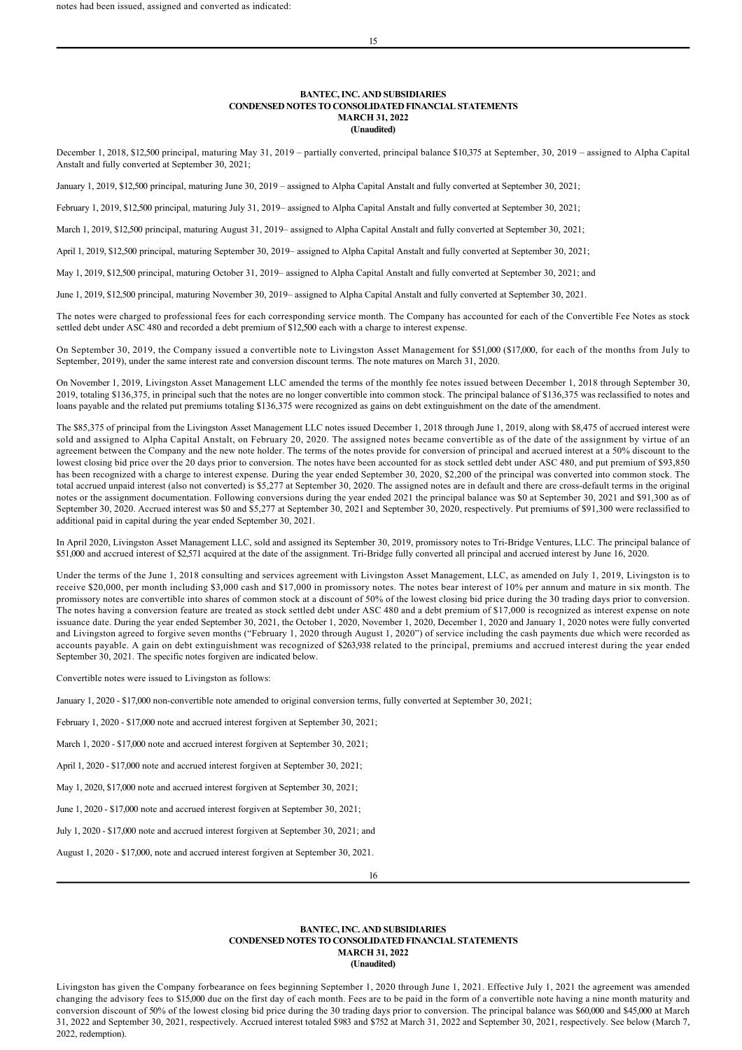notes had been issued, assigned and converted as indicated:

December 1, 2018, $12,500 principal, maturing May 31, 2019 – partially converted, principal balance $10,375 at September, 30, 2019 – assigned to Alpha Capital Anstalt and fully converted at September 30, 2021;

January 1, 2019, $12,500 principal, maturing June 30, 2019 – assigned to Alpha Capital Anstalt and fully converted at September 30, 2021;

February 1, 2019, $12,500 principal, maturing July 31, 2019– assigned to Alpha Capital Anstalt and fully converted at September 30, 2021;

March 1, 2019, $12,500 principal, maturing August 31, 2019– assigned to Alpha Capital Anstalt and fully converted at September 30, 2021;

April 1, 2019, $12,500 principal, maturing September 30, 2019– assigned to Alpha Capital Anstalt and fully converted at September 30, 2021;

May 1, 2019, $12,500 principal, maturing October 31, 2019– assigned to Alpha Capital Anstalt and fully converted at September 30, 2021; and

June 1, 2019, $12,500 principal, maturing November 30, 2019– assigned to Alpha Capital Anstalt and fully converted at September 30, 2021.

The notes were charged to professional fees for each corresponding service month. The Company has accounted for each of the Convertible Fee Notes as stock settled debt under ASC 480 and recorded a debt premium of $12,500 each with a charge to interest expense.

On September 30, 2019, the Company issued a convertible note to Livingston Asset Management for $51,000 ($17,000, for each of the months from July to September, 2019), under the same interest rate and conversion discount terms. The note matures on March 31, 2020.

On November 1, 2019, Livingston Asset Management LLC amended the terms of the monthly fee notes issued between December 1, 2018 through September 30, 2019, totaling $136,375, in principal such that the notes are no longer convertible into common stock. The principal balance of $136,375 was reclassified to notes and loans payable and the related put premiums totaling $136,375 were recognized as gains on debt extinguishment on the date of the amendment.

The $85,375 of principal from the Livingston Asset Management LLC notes issued December 1, 2018 through June 1, 2019, along with $8,475 of accrued interest were sold and assigned to Alpha Capital Anstalt, on February 20, 2020. The assigned notes became convertible as of the date of the assignment by virtue of an agreement between the Company and the new note holder. The terms of the notes provide for conversion of principal and accrued interest at a 50% discount to the lowest closing bid price over the 20 days prior to conversion. The notes have been accounted for as stock settled debt under ASC 480, and put premium of $93,850 has been recognized with a charge to interest expense. During the year ended September 30, 2020, $2,200 of the principal was converted into common stock. The total accrued unpaid interest (also not converted) is $5,277 at September 30, 2020. The assigned notes are in default and there are cross-default terms in the original notes or the assignment documentation. Following conversions during the year ended 2021 the principal balance was $0 at September 30, 2021 and $91,300 as of September 30, 2020. Accrued interest was $0 and $5,277 at September 30, 2021 and September 30, 2020, respectively. Put premiums of $91,300 were reclassified to additional paid in capital during the year ended September 30, 2021.

In April 2020, Livingston Asset Management LLC, sold and assigned its September 30, 2019, promissory notes to Tri-Bridge Ventures, LLC. The principal balance of $51,000 and accrued interest of $2,571 acquired at the date of the assignment. Tri-Bridge fully converted all principal and accrued interest by June 16, 2020.

Under the terms of the June 1, 2018 consulting and services agreement with Livingston Asset Management, LLC, as amended on July 1, 2019, Livingston is to receive $20,000, per month including $3,000 cash and $17,000 in promissory notes. The notes bear interest of 10% per annum and mature in six month. The promissory notes are convertible into shares of common stock at a discount of 50% of the lowest closing bid price during the 30 trading days prior to conversion. The notes having a conversion feature are treated as stock settled debt under ASC 480 and a debt premium of $17,000 is recognized as interest expense on note issuance date. During the year ended September 30, 2021, the October 1, 2020, November 1, 2020, December 1, 2020 and January 1, 2020 notes were fully converted and Livingston agreed to forgive seven months ("February 1, 2020 through August 1, 2020") of service including the cash payments due which were recorded as accounts payable. A gain on debt extinguishment was recognized of $263,938 related to the principal, premiums and accrued interest during the year ended September 30, 2021. The specific notes forgiven are indicated below.

Convertible notes were issued to Livingston as follows:

January 1, 2020 - $17,000 non-convertible note amended to original conversion terms, fully converted at September 30, 2021;

February 1, 2020 - $17,000 note and accrued interest forgiven at September 30, 2021;

March 1, 2020 - $17,000 note and accrued interest forgiven at September 30, 2021;

April 1, 2020 - $17,000 note and accrued interest forgiven at September 30, 2021;

May 1, 2020, $17,000 note and accrued interest forgiven at September 30, 2021;

June 1, 2020 - $17,000 note and accrued interest forgiven at September 30, 2021;

July 1, 2020 - $17,000 note and accrued interest forgiven at September 30, 2021; and

August 1, 2020 - $17,000, note and accrued interest forgiven at September 30, 2021.

Livingston has given the Company forbearance on fees beginning September 1, 2020 through June 1, 2021. Effective July 1, 2021 the agreement was amended changing the advisory fees to $15,000 due on the first day of each month. Fees are to be paid in the form of a convertible note having a nine month maturity and conversion discount of 50% of the lowest closing bid price during the 30 trading days prior to conversion. The principal balance was $60,000 and $45,000 at March 31, 2022 and September 30, 2021, respectively. Accrued interest totaled $983 and $752 at March 31, 2022 and September 30, 2021, respectively. See below (March 7, 2022, redemption).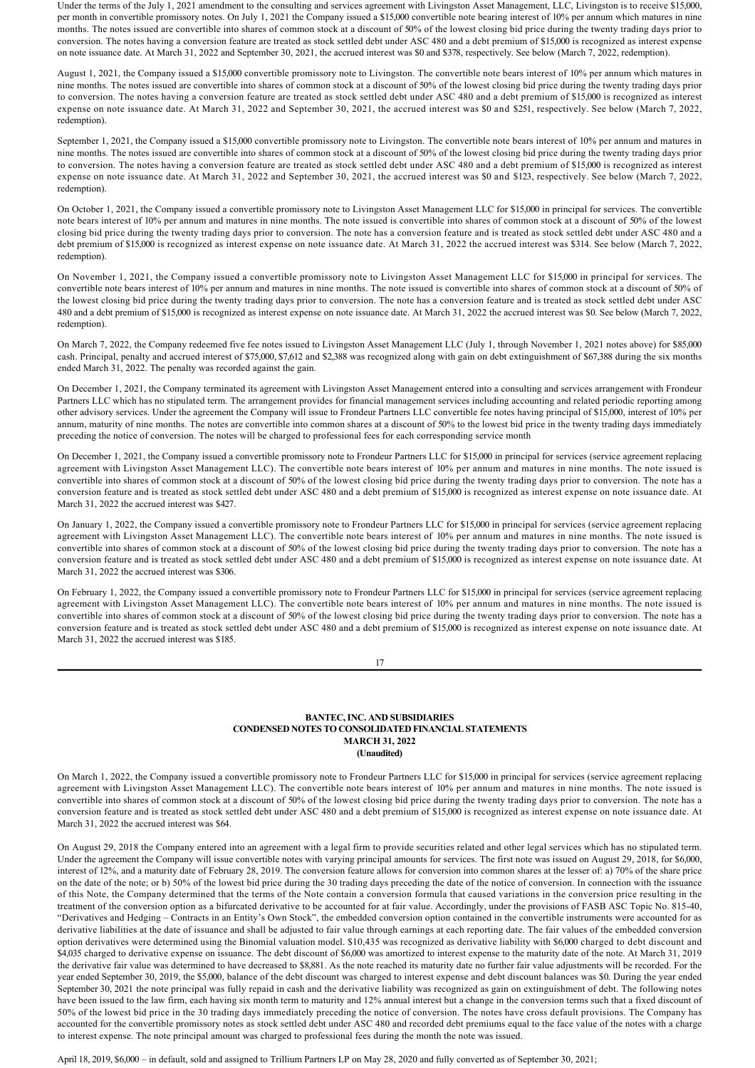Under the terms of the July 1, 2021 amendment to the consulting and services agreement with Livingston Asset Management, LLC, Livingston is to receive $15,000, per month in convertible promissory notes. On July 1, 2021 the Company issued a $15,000 convertible note bearing interest of 10% per annum which matures in nine months. The notes issued are convertible into shares of common stock at a discount of 50% of the lowest closing bid price during the twenty trading days prior to conversion. The notes having a conversion feature are treated as stock settled debt under ASC 480 and a debt premium of $15,000 is recognized as interest expense on note issuance date. At March 31, 2022 and September 30, 2021, the accrued interest was $0 and $378, respectively. See below (March 7, 2022, redemption).

August 1, 2021, the Company issued a $15,000 convertible promissory note to Livingston. The convertible note bears interest of 10% per annum which matures in nine months. The notes issued are convertible into shares of common stock at a discount of 50% of the lowest closing bid price during the twenty trading days prior to conversion. The notes having a conversion feature are treated as stock settled debt under ASC 480 and a debt premium of $15,000 is recognized as interest expense on note issuance date. At March 31, 2022 and September 30, 2021, the accrued interest was $0 and $251, respectively. See below (March 7, 2022, redemption).

September 1, 2021, the Company issued a $15,000 convertible promissory note to Livingston. The convertible note bears interest of 10% per annum and matures in nine months. The notes issued are convertible into shares of common stock at a discount of 50% of the lowest closing bid price during the twenty trading days prior to conversion. The notes having a conversion feature are treated as stock settled debt under ASC 480 and a debt premium of $15,000 is recognized as interest expense on note issuance date. At March 31, 2022 and September 30, 2021, the accrued interest was $0 and $123, respectively. See below (March 7, 2022, redemption).

On October 1, 2021, the Company issued a convertible promissory note to Livingston Asset Management LLC for $15,000 in principal for services. The convertible note bears interest of 10% per annum and matures in nine months. The note issued is convertible into shares of common stock at a discount of 50% of the lowest closing bid price during the twenty trading days prior to conversion. The note has a conversion feature and is treated as stock settled debt under ASC 480 and a debt premium of $15,000 is recognized as interest expense on note issuance date. At March 31, 2022 the accrued interest was $314. See below (March 7, 2022, redemption).

On November 1, 2021, the Company issued a convertible promissory note to Livingston Asset Management LLC for $15,000 in principal for services. The convertible note bears interest of 10% per annum and matures in nine months. The note issued is convertible into shares of common stock at a discount of 50% of the lowest closing bid price during the twenty trading days prior to conversion. The note has a conversion feature and is treated as stock settled debt under ASC 480 and a debt premium of $15,000 is recognized as interest expense on note issuance date. At March 31, 2022 the accrued interest was $0. See below (March 7, 2022, redemption).

On March 7, 2022, the Company redeemed five fee notes issued to Livingston Asset Management LLC (July 1, through November 1, 2021 notes above) for $85,000 cash. Principal, penalty and accrued interest of $75,000, $7,612 and $2,388 was recognized along with gain on debt extinguishment of $67,388 during the six months ended March 31, 2022. The penalty was recorded against the gain.

On December 1, 2021, the Company terminated its agreement with Livingston Asset Management entered into a consulting and services arrangement with Frondeur Partners LLC which has no stipulated term. The arrangement provides for financial management services including accounting and related periodic reporting among other advisory services. Under the agreement the Company will issue to Frondeur Partners LLC convertible fee notes having principal of $15,000, interest of 10% per annum, maturity of nine months. The notes are convertible into common shares at a discount of 50% to the lowest bid price in the twenty trading days immediately preceding the notice of conversion. The notes will be charged to professional fees for each corresponding service month

On December 1, 2021, the Company issued a convertible promissory note to Frondeur Partners LLC for $15,000 in principal for services (service agreement replacing agreement with Livingston Asset Management LLC). The convertible note bears interest of 10% per annum and matures in nine months. The note issued is convertible into shares of common stock at a discount of 50% of the lowest closing bid price during the twenty trading days prior to conversion. The note has a conversion feature and is treated as stock settled debt under ASC 480 and a debt premium of $15,000 is recognized as interest expense on note issuance date. At March 31, 2022 the accrued interest was $427.

On January 1, 2022, the Company issued a convertible promissory note to Frondeur Partners LLC for $15,000 in principal for services (service agreement replacing agreement with Livingston Asset Management LLC). The convertible note bears interest of 10% per annum and matures in nine months. The note issued is convertible into shares of common stock at a discount of 50% of the lowest closing bid price during the twenty trading days prior to conversion. The note has a conversion feature and is treated as stock settled debt under ASC 480 and a debt premium of $15,000 is recognized as interest expense on note issuance date. At March 31, 2022 the accrued interest was $306.

On February 1, 2022, the Company issued a convertible promissory note to Frondeur Partners LLC for $15,000 in principal for services (service agreement replacing agreement with Livingston Asset Management LLC). The convertible note bears interest of 10% per annum and matures in nine months. The note issued is convertible into shares of common stock at a discount of 50% of the lowest closing bid price during the twenty trading days prior to conversion. The note has a conversion feature and is treated as stock settled debt under ASC 480 and a debt premium of $15,000 is recognized as interest expense on note issuance date. At March 31, 2022 the accrued interest was $185.

On March 1, 2022, the Company issued a convertible promissory note to Frondeur Partners LLC for $15,000 in principal for services (service agreement replacing agreement with Livingston Asset Management LLC). The convertible note bears interest of 10% per annum and matures in nine months. The note issued is convertible into shares of common stock at a discount of 50% of the lowest closing bid price during the twenty trading days prior to conversion. The note has a conversion feature and is treated as stock settled debt under ASC 480 and a debt premium of $15,000 is recognized as interest expense on note issuance date. At March 31, 2022 the accrued interest was $64.

On August 29, 2018 the Company entered into an agreement with a legal firm to provide securities related and other legal services which has no stipulated term. Under the agreement the Company will issue convertible notes with varying principal amounts for services. The first note was issued on August 29, 2018, for $6,000, interest of 12%, and a maturity date of February 28, 2019. The conversion feature allows for conversion into common shares at the lesser of: a) 70% of the share price on the date of the note; or b) 50% of the lowest bid price during the 30 trading days preceding the date of the notice of conversion. In connection with the issuance of this Note, the Company determined that the terms of the Note contain a conversion formula that caused variations in the conversion price resulting in the treatment of the conversion option as a bifurcated derivative to be accounted for at fair value. Accordingly, under the provisions of FASB ASC Topic No. 815-40, "Derivatives and Hedging – Contracts in an Entity's Own Stock", the embedded conversion option contained in the convertible instruments were accounted for as derivative liabilities at the date of issuance and shall be adjusted to fair value through earnings at each reporting date. The fair values of the embedded conversion option derivatives were determined using the Binomial valuation model. $10,435 was recognized as derivative liability with $6,000 charged to debt discount and $4,035 charged to derivative expense on issuance. The debt discount of $6,000 was amortized to interest expense to the maturity date of the note. At March 31, 2019 the derivative fair value was determined to have decreased to $8,881. As the note reached its maturity date no further fair value adjustments will be recorded. For the year ended September 30, 2019, the $5,000, balance of the debt discount was charged to interest expense and debt discount balances was $0. During the year ended September 30, 2021 the note principal was fully repaid in cash and the derivative liability was recognized as gain on extinguishment of debt. The following notes have been issued to the law firm, each having six month term to maturity and 12% annual interest but a change in the conversion terms such that a fixed discount of 50% of the lowest bid price in the 30 trading days immediately preceding the notice of conversion. The notes have cross default provisions. The Company has accounted for the convertible promissory notes as stock settled debt under ASC 480 and recorded debt premiums equal to the face value of the notes with a charge to interest expense. The note principal amount was charged to professional fees during the month the note was issued.

April 18, 2019, $6,000 – in default, sold and assigned to Trillium Partners LP on May 28, 2020 and fully converted as of September 30, 2021;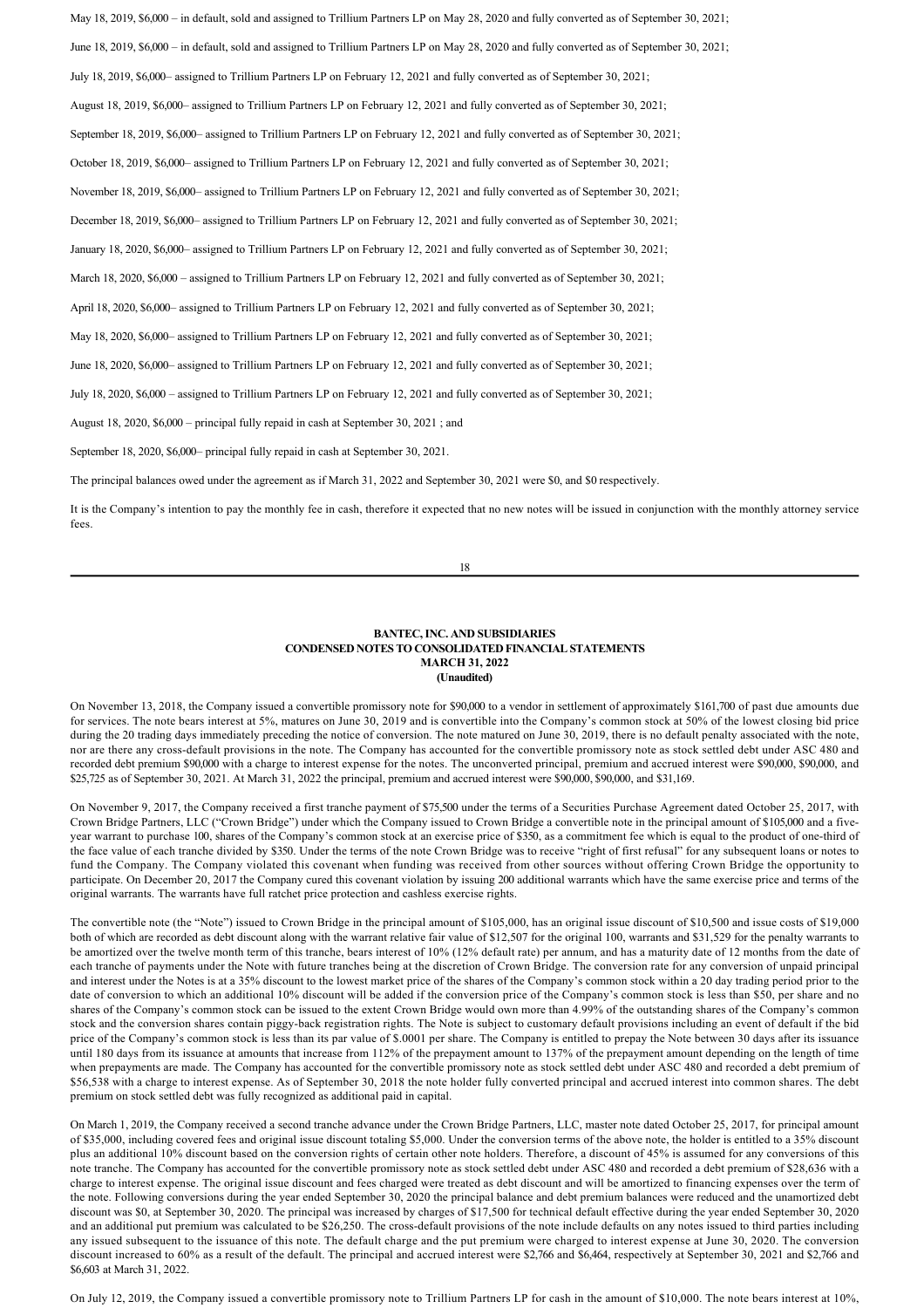May 18, 2019, $6,000 – in default, sold and assigned to Trillium Partners LP on May 28, 2020 and fully converted as of September 30, 2021;

June 18, 2019, $6,000 – in default, sold and assigned to Trillium Partners LP on May 28, 2020 and fully converted as of September 30, 2021;

July 18, 2019, $6,000– assigned to Trillium Partners LP on February 12, 2021 and fully converted as of September 30, 2021;

August 18, 2019, $6,000– assigned to Trillium Partners LP on February 12, 2021 and fully converted as of September 30, 2021;

September 18, 2019, $6,000– assigned to Trillium Partners LP on February 12, 2021 and fully converted as of September 30, 2021;

October 18, 2019, $6,000– assigned to Trillium Partners LP on February 12, 2021 and fully converted as of September 30, 2021;

November 18, 2019, $6,000– assigned to Trillium Partners LP on February 12, 2021 and fully converted as of September 30, 2021;

December 18, 2019, $6,000– assigned to Trillium Partners LP on February 12, 2021 and fully converted as of September 30, 2021;

January 18, 2020, $6,000– assigned to Trillium Partners LP on February 12, 2021 and fully converted as of September 30, 2021;

March 18, 2020, $6,000 – assigned to Trillium Partners LP on February 12, 2021 and fully converted as of September 30, 2021;

April 18, 2020, $6,000– assigned to Trillium Partners LP on February 12, 2021 and fully converted as of September 30, 2021;

May 18, 2020, $6,000– assigned to Trillium Partners LP on February 12, 2021 and fully converted as of September 30, 2021;

June 18, 2020, $6,000– assigned to Trillium Partners LP on February 12, 2021 and fully converted as of September 30, 2021;

July 18, 2020, $6,000 – assigned to Trillium Partners LP on February 12, 2021 and fully converted as of September 30, 2021;

August 18, 2020, $6,000 – principal fully repaid in cash at September 30, 2021 ; and

September 18, 2020, $6,000– principal fully repaid in cash at September 30, 2021.

The principal balances owed under the agreement as if March 31, 2022 and September 30, 2021 were $0, and $0 respectively.

It is the Company's intention to pay the monthly fee in cash, therefore it expected that no new notes will be issued in conjunction with the monthly attorney service fees.

**BANTEC, INC. AND SUBSIDIARIES**
**CONDENSED NOTES TO CONSOLIDATED FINANCIAL STATEMENTS**
**MARCH 31, 2022**
**(Unaudited)**

On November 13, 2018, the Company issued a convertible promissory note for $90,000 to a vendor in settlement of approximately $161,700 of past due amounts due for services. The note bears interest at 5%, matures on June 30, 2019 and is convertible into the Company's common stock at 50% of the lowest closing bid price during the 20 trading days immediately preceding the notice of conversion. The note matured on June 30, 2019, there is no default penalty associated with the note, nor are there any cross-default provisions in the note. The Company has accounted for the convertible promissory note as stock settled debt under ASC 480 and recorded debt premium $90,000 with a charge to interest expense for the notes. The unconverted principal, premium and accrued interest were $90,000, $90,000, and $25,725 as of September 30, 2021. At March 31, 2022 the principal, premium and accrued interest were $90,000, $90,000, and $31,169.

On November 9, 2017, the Company received a first tranche payment of $75,500 under the terms of a Securities Purchase Agreement dated October 25, 2017, with Crown Bridge Partners, LLC ("Crown Bridge") under which the Company issued to Crown Bridge a convertible note in the principal amount of $105,000 and a five-year warrant to purchase 100, shares of the Company's common stock at an exercise price of $350, as a commitment fee which is equal to the product of one-third of the face value of each tranche divided by $350. Under the terms of the note Crown Bridge was to receive "right of first refusal" for any subsequent loans or notes to fund the Company. The Company violated this covenant when funding was received from other sources without offering Crown Bridge the opportunity to participate. On December 20, 2017 the Company cured this covenant violation by issuing 200 additional warrants which have the same exercise price and terms of the original warrants. The warrants have full ratchet price protection and cashless exercise rights.

The convertible note (the "Note") issued to Crown Bridge in the principal amount of $105,000, has an original issue discount of $10,500 and issue costs of $19,000 both of which are recorded as debt discount along with the warrant relative fair value of $12,507 for the original 100, warrants and $31,529 for the penalty warrants to be amortized over the twelve month term of this tranche, bears interest of 10% (12% default rate) per annum, and has a maturity date of 12 months from the date of each tranche of payments under the Note with future tranches being at the discretion of Crown Bridge. The conversion rate for any conversion of unpaid principal and interest under the Notes is at a 35% discount to the lowest market price of the shares of the Company's common stock within a 20 day trading period prior to the date of conversion to which an additional 10% discount will be added if the conversion price of the Company's common stock is less than $50, per share and no shares of the Company's common stock can be issued to the extent Crown Bridge would own more than 4.99% of the outstanding shares of the Company's common stock and the conversion shares contain piggy-back registration rights. The Note is subject to customary default provisions including an event of default if the bid price of the Company's common stock is less than its par value of $.0001 per share. The Company is entitled to prepay the Note between 30 days after its issuance until 180 days from its issuance at amounts that increase from 112% of the prepayment amount to 137% of the prepayment amount depending on the length of time when prepayments are made. The Company has accounted for the convertible promissory note as stock settled debt under ASC 480 and recorded a debt premium of $56,538 with a charge to interest expense. As of September 30, 2018 the note holder fully converted principal and accrued interest into common shares. The debt premium on stock settled debt was fully recognized as additional paid in capital.

On March 1, 2019, the Company received a second tranche advance under the Crown Bridge Partners, LLC, master note dated October 25, 2017, for principal amount of $35,000, including covered fees and original issue discount totaling $5,000. Under the conversion terms of the above note, the holder is entitled to a 35% discount plus an additional 10% discount based on the conversion rights of certain other note holders. Therefore, a discount of 45% is assumed for any conversions of this note tranche. The Company has accounted for the convertible promissory note as stock settled debt under ASC 480 and recorded a debt premium of $28,636 with a charge to interest expense. The original issue discount and fees charged were treated as debt discount and will be amortized to financing costs over the term of the note. Following conversions during the year ended September 30, 2020 the principal balance and debt premium balances were reduced and the unamortized debt discount was $0, at September 30, 2020. The principal was increased by charges of $17,500 for technical default effective during the year ended September 30, 2020 and an additional put premium was calculated to be $26,250. The cross-default provisions of the note include defaults on any notes issued to third parties including any issued subsequent to the issuance of this note. The default charge and the put premium were charged to interest expense at June 30, 2020. The conversion discount increased to 60% as a result of the default. The principal and accrued interest were $2,766 and $6,464, respectively at September 30, 2021 and $2,766 and $6,603 at March 31, 2022.

On July 12, 2019, the Company issued a convertible promissory note to Trillium Partners LP for cash in the amount of $10,000. The note bears interest at 10%,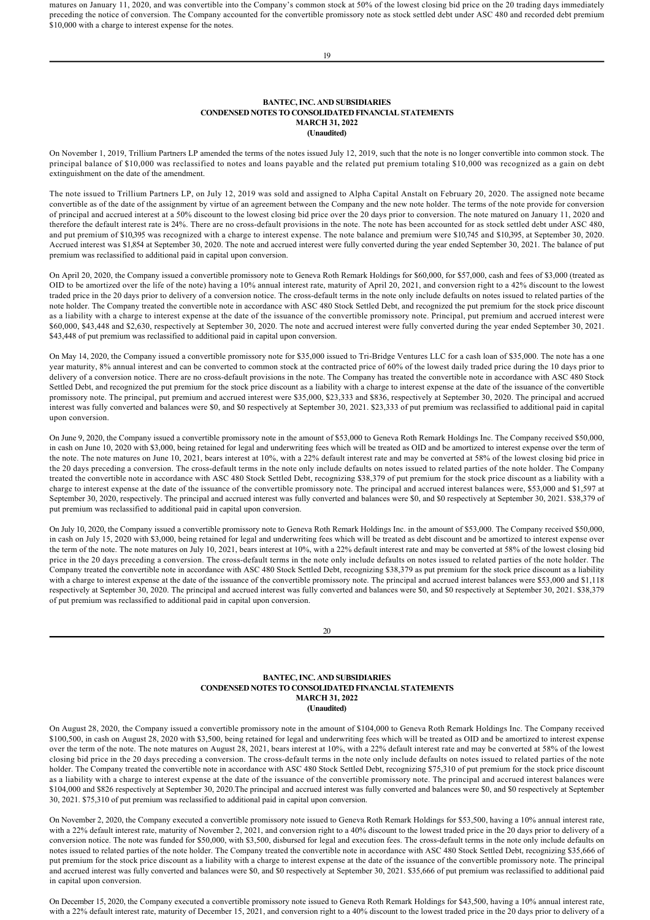matures on January 11, 2020, and was convertible into the Company's common stock at 50% of the lowest closing bid price on the 20 trading days immediately preceding the notice of conversion. The Company accounted for the convertible promissory note as stock settled debt under ASC 480 and recorded debt premium $10,000 with a charge to interest expense for the notes.

**BANTEC, INC. AND SUBSIDIARIES**
**CONDENSED NOTES TO CONSOLIDATED FINANCIAL STATEMENTS**
**MARCH 31, 2022**
**(Unaudited)**

On November 1, 2019, Trillium Partners LP amended the terms of the notes issued July 12, 2019, such that the note is no longer convertible into common stock. The principal balance of $10,000 was reclassified to notes and loans payable and the related put premium totaling $10,000 was recognized as a gain on debt extinguishment on the date of the amendment.

The note issued to Trillium Partners LP, on July 12, 2019 was sold and assigned to Alpha Capital Anstalt on February 20, 2020. The assigned note became convertible as of the date of the assignment by virtue of an agreement between the Company and the new note holder. The terms of the note provide for conversion of principal and accrued interest at a 50% discount to the lowest closing bid price over the 20 days prior to conversion. The note matured on January 11, 2020 and therefore the default interest rate is 24%. There are no cross-default provisions in the note. The note has been accounted for as stock settled debt under ASC 480, and put premium of $10,395 was recognized with a charge to interest expense. The note balance and premium were $10,745 and $10,395, at September 30, 2020. Accrued interest was $1,854 at September 30, 2020. The note and accrued interest were fully converted during the year ended September 30, 2021. The balance of put premium was reclassified to additional paid in capital upon conversion.

On April 20, 2020, the Company issued a convertible promissory note to Geneva Roth Remark Holdings for $60,000, for $57,000, cash and fees of $3,000 (treated as OID to be amortized over the life of the note) having a 10% annual interest rate, maturity of April 20, 2021, and conversion right to a 42% discount to the lowest traded price in the 20 days prior to delivery of a conversion notice. The cross-default terms in the note only include defaults on notes issued to related parties of the note holder. The Company treated the convertible note in accordance with ASC 480 Stock Settled Debt, and recognized the put premium for the stock price discount as a liability with a charge to interest expense at the date of the issuance of the convertible promissory note. Principal, put premium and accrued interest were $60,000, $43,448 and $2,630, respectively at September 30, 2020. The note and accrued interest were fully converted during the year ended September 30, 2021. $43,448 of put premium was reclassified to additional paid in capital upon conversion.

On May 14, 2020, the Company issued a convertible promissory note for $35,000 issued to Tri-Bridge Ventures LLC for a cash loan of $35,000. The note has a one year maturity, 8% annual interest and can be converted to common stock at the contracted price of 60% of the lowest daily traded price during the 10 days prior to delivery of a conversion notice. There are no cross-default provisions in the note. The Company has treated the convertible note in accordance with ASC 480 Stock Settled Debt, and recognized the put premium for the stock price discount as a liability with a charge to interest expense at the date of the issuance of the convertible promissory note. The principal, put premium and accrued interest were $35,000, $23,333 and $836, respectively at September 30, 2020. The principal and accrued interest was fully converted and balances were $0, and $0 respectively at September 30, 2021. $23,333 of put premium was reclassified to additional paid in capital upon conversion.

On June 9, 2020, the Company issued a convertible promissory note in the amount of $53,000 to Geneva Roth Remark Holdings Inc. The Company received $50,000, in cash on June 10, 2020 with $3,000, being retained for legal and underwriting fees which will be treated as OID and be amortized to interest expense over the term of the note. The note matures on June 10, 2021, bears interest at 10%, with a 22% default interest rate and may be converted at 58% of the lowest closing bid price in the 20 days preceding a conversion. The cross-default terms in the note only include defaults on notes issued to related parties of the note holder. The Company treated the convertible note in accordance with ASC 480 Stock Settled Debt, recognizing $38,379 of put premium for the stock price discount as a liability with a charge to interest expense at the date of the issuance of the convertible promissory note. The principal and accrued interest balances were, $53,000 and $1,597 at September 30, 2020, respectively. The principal and accrued interest was fully converted and balances were $0, and $0 respectively at September 30, 2021. $38,379 of put premium was reclassified to additional paid in capital upon conversion.

On July 10, 2020, the Company issued a convertible promissory note to Geneva Roth Remark Holdings Inc. in the amount of $53,000. The Company received $50,000, in cash on July 15, 2020 with $3,000, being retained for legal and underwriting fees which will be treated as debt discount and be amortized to interest expense over the term of the note. The note matures on July 10, 2021, bears interest at 10%, with a 22% default interest rate and may be converted at 58% of the lowest closing bid price in the 20 days preceding a conversion. The cross-default terms in the note only include defaults on notes issued to related parties of the note holder. The Company treated the convertible note in accordance with ASC 480 Stock Settled Debt, recognizing $38,379 as put premium for the stock price discount as a liability with a charge to interest expense at the date of the issuance of the convertible promissory note. The principal and accrued interest balances were $53,000 and $1,118 respectively at September 30, 2020. The principal and accrued interest was fully converted and balances were $0, and $0 respectively at September 30, 2021. $38,379 of put premium was reclassified to additional paid in capital upon conversion.

**BANTEC, INC. AND SUBSIDIARIES**
**CONDENSED NOTES TO CONSOLIDATED FINANCIAL STATEMENTS**
**MARCH 31, 2022**
**(Unaudited)**

On August 28, 2020, the Company issued a convertible promissory note in the amount of $104,000 to Geneva Roth Remark Holdings Inc. The Company received $100,500, in cash on August 28, 2020 with $3,500, being retained for legal and underwriting fees which will be treated as OID and be amortized to interest expense over the term of the note. The note matures on August 28, 2021, bears interest at 10%, with a 22% default interest rate and may be converted at 58% of the lowest closing bid price in the 20 days preceding a conversion. The cross-default terms in the note only include defaults on notes issued to related parties of the note holder. The Company treated the convertible note in accordance with ASC 480 Stock Settled Debt, recognizing $75,310 of put premium for the stock price discount as a liability with a charge to interest expense at the date of the issuance of the convertible promissory note. The principal and accrued interest balances were $104,000 and $826 respectively at September 30, 2020.The principal and accrued interest was fully converted and balances were $0, and $0 respectively at September 30, 2021. $75,310 of put premium was reclassified to additional paid in capital upon conversion.

On November 2, 2020, the Company executed a convertible promissory note issued to Geneva Roth Remark Holdings for $53,500, having a 10% annual interest rate, with a 22% default interest rate, maturity of November 2, 2021, and conversion right to a 40% discount to the lowest traded price in the 20 days prior to delivery of a conversion notice. The note was funded for $50,000, with $3,500, disbursed for legal and execution fees. The cross-default terms in the note only include defaults on notes issued to related parties of the note holder. The Company treated the convertible note in accordance with ASC 480 Stock Settled Debt, recognizing $35,666 of put premium for the stock price discount as a liability with a charge to interest expense at the date of the issuance of the convertible promissory note. The principal and accrued interest was fully converted and balances were $0, and $0 respectively at September 30, 2021. $35,666 of put premium was reclassified to additional paid in capital upon conversion.

On December 15, 2020, the Company executed a convertible promissory note issued to Geneva Roth Remark Holdings for $43,500, having a 10% annual interest rate, with a 22% default interest rate, maturity of December 15, 2021, and conversion right to a 40% discount to the lowest traded price in the 20 days prior to delivery of a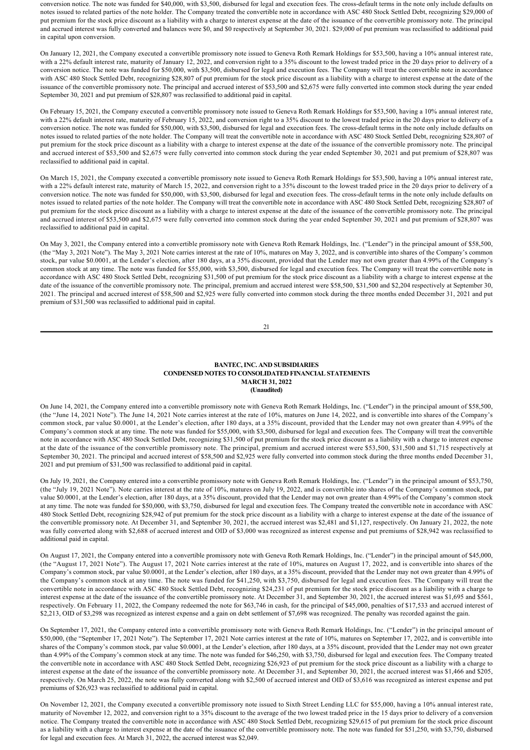conversion notice. The note was funded for $40,000, with $3,500, disbursed for legal and execution fees. The cross-default terms in the note only include defaults on notes issued to related parties of the note holder. The Company treated the convertible note in accordance with ASC 480 Stock Settled Debt, recognizing $29,000 of put premium for the stock price discount as a liability with a charge to interest expense at the date of the issuance of the convertible promissory note. The principal and accrued interest was fully converted and balances were $0, and $0 respectively at September 30, 2021. $29,000 of put premium was reclassified to additional paid in capital upon conversion.

On January 12, 2021, the Company executed a convertible promissory note issued to Geneva Roth Remark Holdings for $53,500, having a 10% annual interest rate, with a 22% default interest rate, maturity of January 12, 2022, and conversion right to a 35% discount to the lowest traded price in the 20 days prior to delivery of a conversion notice. The note was funded for $50,000, with $3,500, disbursed for legal and execution fees. The Company will treat the convertible note in accordance with ASC 480 Stock Settled Debt, recognizing $28,807 of put premium for the stock price discount as a liability with a charge to interest expense at the date of the issuance of the convertible promissory note. The principal and accrued interest of $53,500 and $2,675 were fully converted into common stock during the year ended September 30, 2021 and put premium of $28,807 was reclassified to additional paid in capital.

On February 15, 2021, the Company executed a convertible promissory note issued to Geneva Roth Remark Holdings for $53,500, having a 10% annual interest rate, with a 22% default interest rate, maturity of February 15, 2022, and conversion right to a 35% discount to the lowest traded price in the 20 days prior to delivery of a conversion notice. The note was funded for $50,000, with $3,500, disbursed for legal and execution fees. The cross-default terms in the note only include defaults on notes issued to related parties of the note holder. The Company will treat the convertible note in accordance with ASC 480 Stock Settled Debt, recognizing $28,807 of put premium for the stock price discount as a liability with a charge to interest expense at the date of the issuance of the convertible promissory note. The principal and accrued interest of $53,500 and $2,675 were fully converted into common stock during the year ended September 30, 2021 and put premium of $28,807 was reclassified to additional paid in capital.

On March 15, 2021, the Company executed a convertible promissory note issued to Geneva Roth Remark Holdings for $53,500, having a 10% annual interest rate, with a 22% default interest rate, maturity of March 15, 2022, and conversion right to a 35% discount to the lowest traded price in the 20 days prior to delivery of a conversion notice. The note was funded for $50,000, with $3,500, disbursed for legal and execution fees. The cross-default terms in the note only include defaults on notes issued to related parties of the note holder. The Company will treat the convertible note in accordance with ASC 480 Stock Settled Debt, recognizing $28,807 of put premium for the stock price discount as a liability with a charge to interest expense at the date of the issuance of the convertible promissory note. The principal and accrued interest of $53,500 and $2,675 were fully converted into common stock during the year ended September 30, 2021 and put premium of $28,807 was reclassified to additional paid in capital.

On May 3, 2021, the Company entered into a convertible promissory note with Geneva Roth Remark Holdings, Inc. ("Lender") in the principal amount of $58,500, (the "May 3, 2021 Note"). The May 3, 2021 Note carries interest at the rate of 10%, matures on May 3, 2022, and is convertible into shares of the Company's common stock, par value $0.0001, at the Lender's election, after 180 days, at a 35% discount, provided that the Lender may not own greater than 4.99% of the Company's common stock at any time. The note was funded for $55,000, with $3,500, disbursed for legal and execution fees. The Company will treat the convertible note in accordance with ASC 480 Stock Settled Debt, recognizing $31,500 of put premium for the stock price discount as a liability with a charge to interest expense at the date of the issuance of the convertible promissory note. The principal, premium and accrued interest were $58,500, $31,500 and $2,204 respectively at September 30, 2021. The principal and accrued interest of $58,500 and $2,925 were fully converted into common stock during the three months ended December 31, 2021 and put premium of $31,500 was reclassified to additional paid in capital.

On June 14, 2021, the Company entered into a convertible promissory note with Geneva Roth Remark Holdings, Inc. ("Lender") in the principal amount of $58,500, (the "June 14, 2021 Note"). The June 14, 2021 Note carries interest at the rate of 10%, matures on June 14, 2022, and is convertible into shares of the Company's common stock, par value $0.0001, at the Lender's election, after 180 days, at a 35% discount, provided that the Lender may not own greater than 4.99% of the Company's common stock at any time. The note was funded for $55,000, with $3,500, disbursed for legal and execution fees. The Company will treat the convertible note in accordance with ASC 480 Stock Settled Debt, recognizing $31,500 of put premium for the stock price discount as a liability with a charge to interest expense at the date of the issuance of the convertible promissory note. The principal, premium and accrued interest were $53,500, $31,500 and $1,715 respectively at September 30, 2021. The principal and accrued interest of $58,500 and $2,925 were fully converted into common stock during the three months ended December 31, 2021 and put premium of $31,500 was reclassified to additional paid in capital.

On July 19, 2021, the Company entered into a convertible promissory note with Geneva Roth Remark Holdings, Inc. ("Lender") in the principal amount of $53,750, (the "July 19, 2021 Note"). Note carries interest at the rate of 10%, matures on July 19, 2022, and is convertible into shares of the Company's common stock, par value $0.0001, at the Lender's election, after 180 days, at a 35% discount, provided that the Lender may not own greater than 4.99% of the Company's common stock at any time. The note was funded for $50,000, with $3,750, disbursed for legal and execution fees. The Company treated the convertible note in accordance with ASC 480 Stock Settled Debt, recognizing $28,942 of put premium for the stock price discount as a liability with a charge to interest expense at the date of the issuance of the convertible promissory note. At December 31, and September 30, 2021, the accrued interest was $2,481 and $1,127, respectively. On January 21, 2022, the note was fully converted along with $2,688 of accrued interest and OID of $3,000 was recognized as interest expense and put premiums of $28,942 was reclassified to additional paid in capital.

On August 17, 2021, the Company entered into a convertible promissory note with Geneva Roth Remark Holdings, Inc. ("Lender") in the principal amount of $45,000, (the "August 17, 2021 Note"). The August 17, 2021 Note carries interest at the rate of 10%, matures on August 17, 2022, and is convertible into shares of the Company's common stock, par value $0.0001, at the Lender's election, after 180 days, at a 35% discount, provided that the Lender may not own greater than 4.99% of the Company's common stock at any time. The note was funded for $41,250, with $3,750, disbursed for legal and execution fees. The Company will treat the convertible note in accordance with ASC 480 Stock Settled Debt, recognizing $24,231 of put premium for the stock price discount as a liability with a charge to interest expense at the date of the issuance of the convertible promissory note. At December 31, and September 30, 2021, the accrued interest was $1,695 and $561, respectively. On February 11, 2022, the Company redeemed the note for $63,746 in cash, for the principal of $45,000, penalties of $17,533 and accrued interest of $2,213, OID of $3,298 was recognized as interest expense and a gain on debt settlement of $7,698 was recognized. The penalty was recorded against the gain.

On September 17, 2021, the Company entered into a convertible promissory note with Geneva Roth Remark Holdings, Inc. ("Lender") in the principal amount of $50,000, (the "September 17, 2021 Note"). The September 17, 2021 Note carries interest at the rate of 10%, matures on September 17, 2022, and is convertible into shares of the Company's common stock, par value $0.0001, at the Lender's election, after 180 days, at a 35% discount, provided that the Lender may not own greater than 4.99% of the Company's common stock at any time. The note was funded for $46,250, with $3,750, disbursed for legal and execution fees. The Company treated the convertible note in accordance with ASC 480 Stock Settled Debt, recognizing $26,923 of put premium for the stock price discount as a liability with a charge to interest expense at the date of the issuance of the convertible promissory note. At December 31, and September 30, 2021, the accrued interest was $1,466 and $205, respectively. On March 25, 2022, the note was fully converted along with $2,500 of accrued interest and OID of $3,616 was recognized as interest expense and put premiums of $26,923 was reclassified to additional paid in capital.

On November 12, 2021, the Company executed a convertible promissory note issued to Sixth Street Lending LLC for $55,000, having a 10% annual interest rate, maturity of November 12, 2022, and conversion right to a 35% discount to the average of the two lowest traded price in the 15 days prior to delivery of a conversion notice. The Company treated the convertible note in accordance with ASC 480 Stock Settled Debt, recognizing $29,615 of put premium for the stock price discount as a liability with a charge to interest expense at the date of the issuance of the convertible promissory note. The note was funded for $51,250, with $3,750, disbursed for legal and execution fees. At March 31, 2022, the accrued interest was $2,049.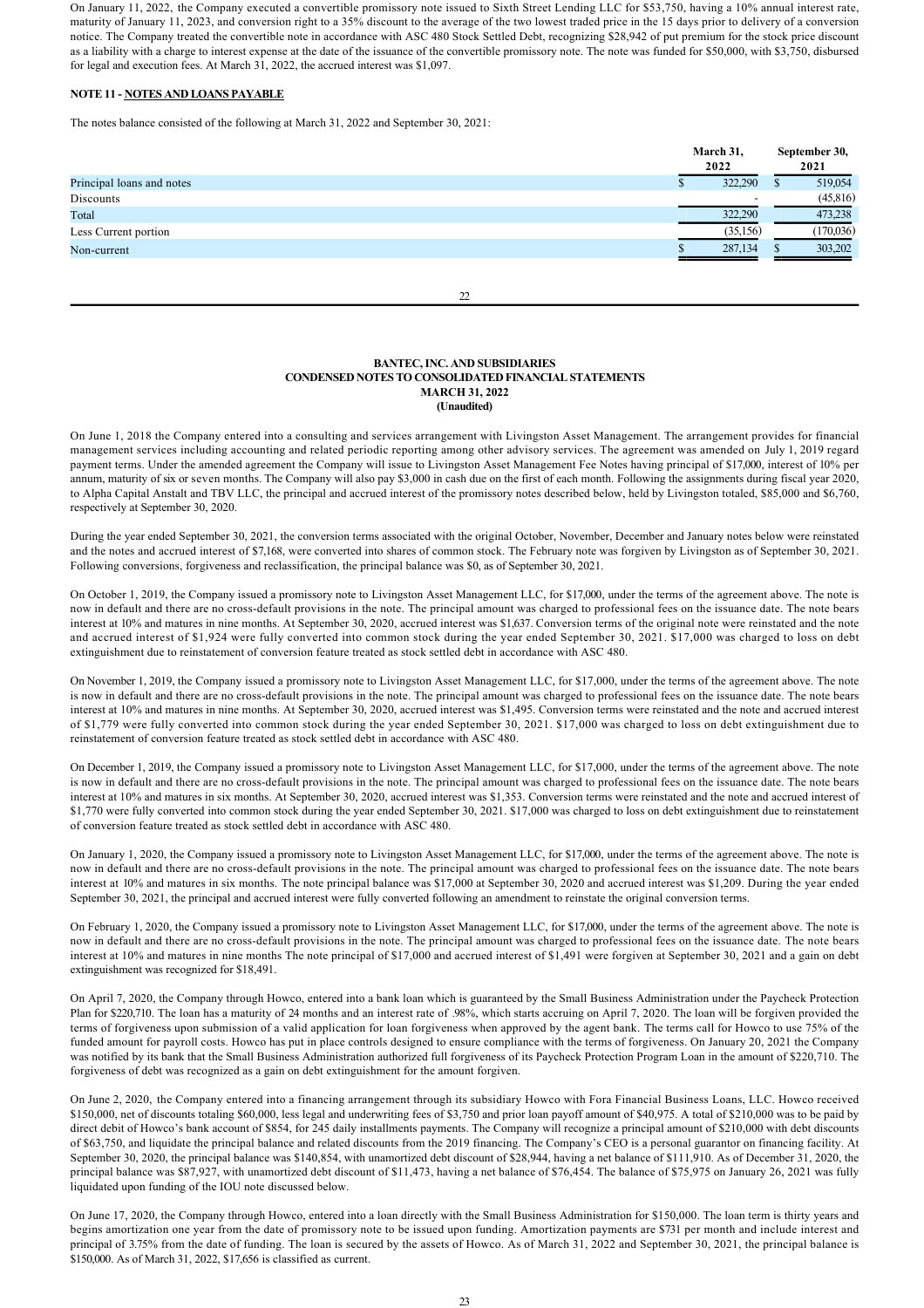On January 11, 2022, the Company executed a convertible promissory note issued to Sixth Street Lending LLC for $53,750, having a 10% annual interest rate, maturity of January 11, 2023, and conversion right to a 35% discount to the average of the two lowest traded price in the 15 days prior to delivery of a conversion notice. The Company treated the convertible note in accordance with ASC 480 Stock Settled Debt, recognizing $28,942 of put premium for the stock price discount as a liability with a charge to interest expense at the date of the issuance of the convertible promissory note. The note was funded for $50,000, with $3,750, disbursed for legal and execution fees. At March 31, 2022, the accrued interest was $1,097.

**NOTE 11 - NOTES AND LOANS PAYABLE**

The notes balance consisted of the following at March 31, 2022 and September 30, 2021:

| | March 31, 2022 | September 30, 2021 |
|---|---|---|
| Principal loans and notes | $ 322,290 | $ 519,054 |
| Discounts | - | (45,816) |
| Total | 322,290 | 473,238 |
| Less Current portion | (35,156) | (170,036) |
| Non-current | $ 287,134 | $ 303,202 |

**BANTEC, INC. AND SUBSIDIARIES**
**CONDENSED NOTES TO CONSOLIDATED FINANCIAL STATEMENTS**
**MARCH 31, 2022**
**(Unaudited)**

On June 1, 2018 the Company entered into a consulting and services arrangement with Livingston Asset Management. The arrangement provides for financial management services including accounting and related periodic reporting among other advisory services. The agreement was amended on July 1, 2019 regard payment terms. Under the amended agreement the Company will issue to Livingston Asset Management Fee Notes having principal of $17,000, interest of 10% per annum, maturity of six or seven months. The Company will also pay $3,000 in cash due on the first of each month. Following the assignments during fiscal year 2020, to Alpha Capital Anstalt and TBV LLC, the principal and accrued interest of the promissory notes described below, held by Livingston totaled, $85,000 and $6,760, respectively at September 30, 2020.

During the year ended September 30, 2021, the conversion terms associated with the original October, November, December and January notes below were reinstated and the notes and accrued interest of $7,168, were converted into shares of common stock. The February note was forgiven by Livingston as of September 30, 2021. Following conversions, forgiveness and reclassification, the principal balance was $0, as of September 30, 2021.

On October 1, 2019, the Company issued a promissory note to Livingston Asset Management LLC, for $17,000, under the terms of the agreement above. The note is now in default and there are no cross-default provisions in the note. The principal amount was charged to professional fees on the issuance date. The note bears interest at 10% and matures in nine months. At September 30, 2020, accrued interest was $1,637. Conversion terms of the original note were reinstated and the note and accrued interest of $1,924 were fully converted into common stock during the year ended September 30, 2021. $17,000 was charged to loss on debt extinguishment due to reinstatement of conversion feature treated as stock settled debt in accordance with ASC 480.

On November 1, 2019, the Company issued a promissory note to Livingston Asset Management LLC, for $17,000, under the terms of the agreement above. The note is now in default and there are no cross-default provisions in the note. The principal amount was charged to professional fees on the issuance date. The note bears interest at 10% and matures in nine months. At September 30, 2020, accrued interest was $1,495. Conversion terms were reinstated and the note and accrued interest of $1,779 were fully converted into common stock during the year ended September 30, 2021. $17,000 was charged to loss on debt extinguishment due to reinstatement of conversion feature treated as stock settled debt in accordance with ASC 480.

On December 1, 2019, the Company issued a promissory note to Livingston Asset Management LLC, for $17,000, under the terms of the agreement above. The note is now in default and there are no cross-default provisions in the note. The principal amount was charged to professional fees on the issuance date. The note bears interest at 10% and matures in six months. At September 30, 2020, accrued interest was $1,353. Conversion terms were reinstated and the note and accrued interest of $1,770 were fully converted into common stock during the year ended September 30, 2021. $17,000 was charged to loss on debt extinguishment due to reinstatement of conversion feature treated as stock settled debt in accordance with ASC 480.

On January 1, 2020, the Company issued a promissory note to Livingston Asset Management LLC, for $17,000, under the terms of the agreement above. The note is now in default and there are no cross-default provisions in the note. The principal amount was charged to professional fees on the issuance date. The note bears interest at 10% and matures in six months. The note principal balance was $17,000 at September 30, 2020 and accrued interest was $1,209. During the year ended September 30, 2021, the principal and accrued interest were fully converted following an amendment to reinstate the original conversion terms.

On February 1, 2020, the Company issued a promissory note to Livingston Asset Management LLC, for $17,000, under the terms of the agreement above. The note is now in default and there are no cross-default provisions in the note. The principal amount was charged to professional fees on the issuance date. The note bears interest at 10% and matures in nine months The note principal of $17,000 and accrued interest of $1,491 were forgiven at September 30, 2021 and a gain on debt extinguishment was recognized for $18,491.

On April 7, 2020, the Company through Howco, entered into a bank loan which is guaranteed by the Small Business Administration under the Paycheck Protection Plan for $220,710. The loan has a maturity of 24 months and an interest rate of .98%, which starts accruing on April 7, 2020. The loan will be forgiven provided the terms of forgiveness upon submission of a valid application for loan forgiveness when approved by the agent bank. The terms call for Howco to use 75% of the funded amount for payroll costs. Howco has put in place controls designed to ensure compliance with the terms of forgiveness. On January 20, 2021 the Company was notified by its bank that the Small Business Administration authorized full forgiveness of its Paycheck Protection Program Loan in the amount of $220,710. The forgiveness of debt was recognized as a gain on debt extinguishment for the amount forgiven.

On June 2, 2020, the Company entered into a financing arrangement through its subsidiary Howco with Fora Financial Business Loans, LLC. Howco received $150,000, net of discounts totaling $60,000, less legal and underwriting fees of $3,750 and prior loan payoff amount of $40,975. A total of $210,000 was to be paid by direct debit of Howco's bank account of $854, for 245 daily installments payments. The Company will recognize a principal amount of $210,000 with debt discounts of $63,750, and liquidate the principal balance and related discounts from the 2019 financing. The Company's CEO is a personal guarantor on financing facility. At September 30, 2020, the principal balance was $140,854, with unamortized debt discount of $28,944, having a net balance of $111,910. As of December 31, 2020, the principal balance was $87,927, with unamortized debt discount of $11,473, having a net balance of $76,454. The balance of $75,975 on January 26, 2021 was fully liquidated upon funding of the IOU note discussed below.

On June 17, 2020, the Company through Howco, entered into a loan directly with the Small Business Administration for $150,000. The loan term is thirty years and begins amortization one year from the date of promissory note to be issued upon funding. Amortization payments are $731 per month and include interest and principal of 3.75% from the date of funding. The loan is secured by the assets of Howco. As of March 31, 2022 and September 30, 2021, the principal balance is $150,000. As of March 31, 2022, $17,656 is classified as current.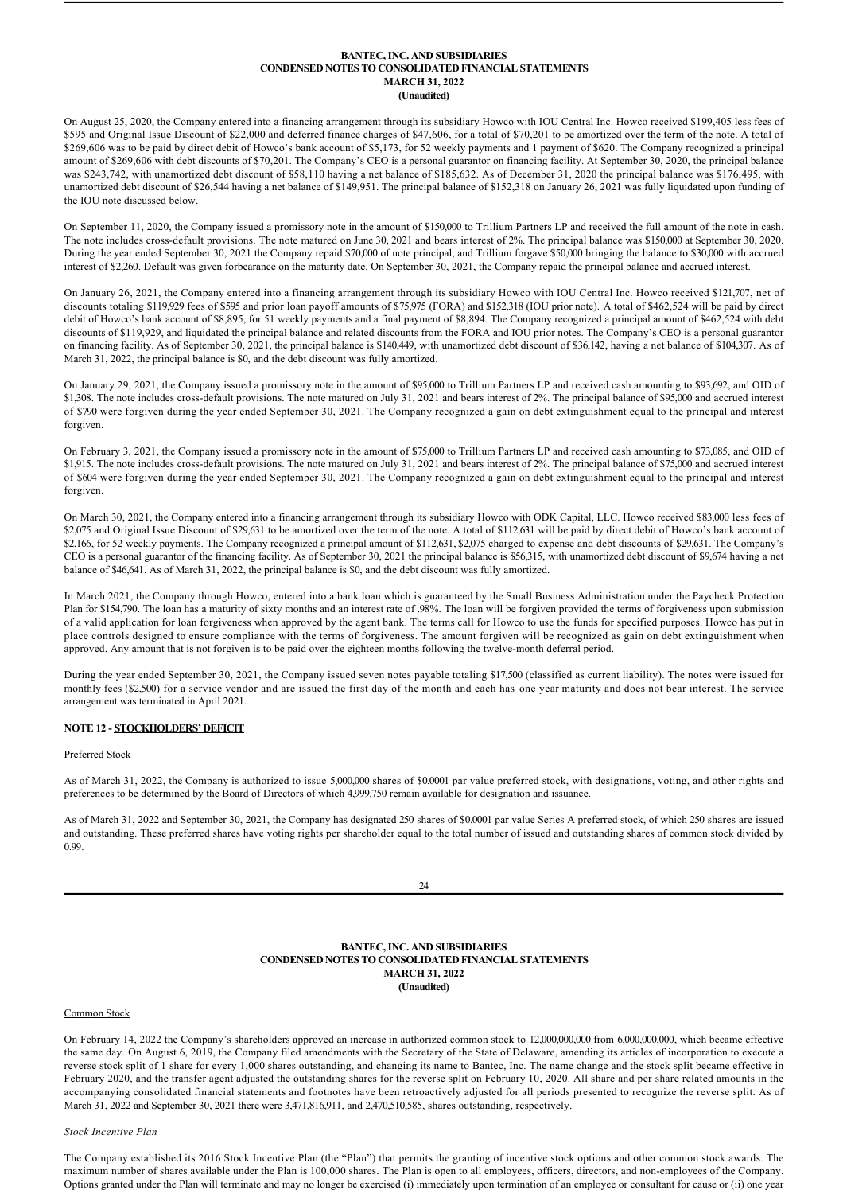On August 25, 2020, the Company entered into a financing arrangement through its subsidiary Howco with IOU Central Inc. Howco received $199,405 less fees of $595 and Original Issue Discount of $22,000 and deferred finance charges of $47,606, for a total of $70,201 to be amortized over the term of the note. A total of $269,606 was to be paid by direct debit of Howco's bank account of $5,173, for 52 weekly payments and 1 payment of $620. The Company recognized a principal amount of $269,606 with debt discounts of $70,201. The Company's CEO is a personal guarantor on financing facility. At September 30, 2020, the principal balance was $243,742, with unamortized debt discount of $58,110 having a net balance of $185,632. As of December 31, 2020 the principal balance was $176,495, with unamortized debt discount of $26,544 having a net balance of $149,951. The principal balance of $152,318 on January 26, 2021 was fully liquidated upon funding of the IOU note discussed below.

On September 11, 2020, the Company issued a promissory note in the amount of $150,000 to Trillium Partners LP and received the full amount of the note in cash. The note includes cross-default provisions. The note matured on June 30, 2021 and bears interest of 2%. The principal balance was $150,000 at September 30, 2020. During the year ended September 30, 2021 the Company repaid $70,000 of note principal, and Trillium forgave $50,000 bringing the balance to $30,000 with accrued interest of $2,260. Default was given forbearance on the maturity date. On September 30, 2021, the Company repaid the principal balance and accrued interest.

On January 26, 2021, the Company entered into a financing arrangement through its subsidiary Howco with IOU Central Inc. Howco received $121,707, net of discounts totaling $119,929 fees of $595 and prior loan payoff amounts of $75,975 (FORA) and $152,318 (IOU prior note). A total of $462,524 will be paid by direct debit of Howco's bank account of $8,895, for 51 weekly payments and a final payment of $8,894. The Company recognized a principal amount of $462,524 with debt discounts of $119,929, and liquidated the principal balance and related discounts from the FORA and IOU prior notes. The Company's CEO is a personal guarantor on financing facility. As of September 30, 2021, the principal balance is $140,449, with unamortized debt discount of $36,142, having a net balance of $104,307. As of March 31, 2022, the principal balance is $0, and the debt discount was fully amortized.

On January 29, 2021, the Company issued a promissory note in the amount of $95,000 to Trillium Partners LP and received cash amounting to $93,692, and OID of $1,308. The note includes cross-default provisions. The note matured on July 31, 2021 and bears interest of 2%. The principal balance of $95,000 and accrued interest of $790 were forgiven during the year ended September 30, 2021. The Company recognized a gain on debt extinguishment equal to the principal and interest forgiven.

On February 3, 2021, the Company issued a promissory note in the amount of $75,000 to Trillium Partners LP and received cash amounting to $73,085, and OID of $1,915. The note includes cross-default provisions. The note matured on July 31, 2021 and bears interest of 2%. The principal balance of $75,000 and accrued interest of $604 were forgiven during the year ended September 30, 2021. The Company recognized a gain on debt extinguishment equal to the principal and interest forgiven.

On March 30, 2021, the Company entered into a financing arrangement through its subsidiary Howco with ODK Capital, LLC. Howco received $83,000 less fees of $2,075 and Original Issue Discount of $29,631 to be amortized over the term of the note. A total of $112,631 will be paid by direct debit of Howco's bank account of $2,166, for 52 weekly payments. The Company recognized a principal amount of $112,631, $2,075 charged to expense and debt discounts of $29,631. The Company's CEO is a personal guarantor of the financing facility. As of September 30, 2021 the principal balance is $56,315, with unamortized debt discount of $9,674 having a net balance of $46,641. As of March 31, 2022, the principal balance is $0, and the debt discount was fully amortized.

In March 2021, the Company through Howco, entered into a bank loan which is guaranteed by the Small Business Administration under the Paycheck Protection Plan for $154,790. The loan has a maturity of sixty months and an interest rate of .98%. The loan will be forgiven provided the terms of forgiveness upon submission of a valid application for loan forgiveness when approved by the agent bank. The terms call for Howco to use the funds for specified purposes. Howco has put in place controls designed to ensure compliance with the terms of forgiveness. The amount forgiven will be recognized as gain on debt extinguishment when approved. Any amount that is not forgiven is to be paid over the eighteen months following the twelve-month deferral period.

During the year ended September 30, 2021, the Company issued seven notes payable totaling $17,500 (classified as current liability). The notes were issued for monthly fees ($2,500) for a service vendor and are issued the first day of the month and each has one year maturity and does not bear interest. The service arrangement was terminated in April 2021.

## NOTE 12 - STOCKHOLDERS' DEFICIT

Preferred Stock

As of March 31, 2022, the Company is authorized to issue 5,000,000 shares of $0.0001 par value preferred stock, with designations, voting, and other rights and preferences to be determined by the Board of Directors of which 4,999,750 remain available for designation and issuance.

As of March 31, 2022 and September 30, 2021, the Company has designated 250 shares of $0.0001 par value Series A preferred stock, of which 250 shares are issued and outstanding. These preferred shares have voting rights per shareholder equal to the total number of issued and outstanding shares of common stock divided by 0.99.

Common Stock

On February 14, 2022 the Company's shareholders approved an increase in authorized common stock to 12,000,000,000 from 6,000,000,000, which became effective the same day. On August 6, 2019, the Company filed amendments with the Secretary of the State of Delaware, amending its articles of incorporation to execute a reverse stock split of 1 share for every 1,000 shares outstanding, and changing its name to Bantec, Inc. The name change and the stock split became effective in February 2020, and the transfer agent adjusted the outstanding shares for the reverse split on February 10, 2020. All share and per share related amounts in the accompanying consolidated financial statements and footnotes have been retroactively adjusted for all periods presented to recognize the reverse split. As of March 31, 2022 and September 30, 2021 there were 3,471,816,911, and 2,470,510,585, shares outstanding, respectively.

*Stock Incentive Plan*

The Company established its 2016 Stock Incentive Plan (the "Plan") that permits the granting of incentive stock options and other common stock awards. The maximum number of shares available under the Plan is 100,000 shares. The Plan is open to all employees, officers, directors, and non-employees of the Company. Options granted under the Plan will terminate and may no longer be exercised (i) immediately upon termination of an employee or consultant for cause or (ii) one year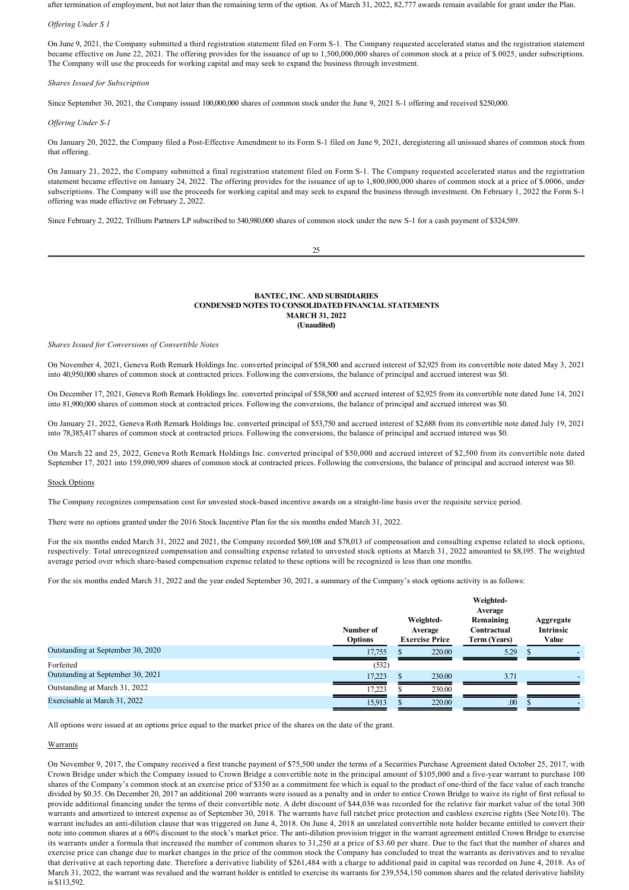after termination of employment, but not later than the remaining term of the option. As of March 31, 2022, 82,777 awards remain available for grant under the Plan.

*Offering Under S 1*

On June 9, 2021, the Company submitted a third registration statement filed on Form S-1. The Company requested accelerated status and the registration statement became effective on June 22, 2021. The offering provides for the issuance of up to 1,500,000,000 shares of common stock at a price of $.0025, under subscriptions. The Company will use the proceeds for working capital and may seek to expand the business through investment.

*Shares Issued for Subscription*

Since September 30, 2021, the Company issued 100,000,000 shares of common stock under the June 9, 2021 S-1 offering and received $250,000.

*Offering Under S-1*

On January 20, 2022, the Company filed a Post-Effective Amendment to its Form S-1 filed on June 9, 2021, deregistering all unissued shares of common stock from that offering.

On January 21, 2022, the Company submitted a final registration statement filed on Form S-1. The Company requested accelerated status and the registration statement became effective on January 24, 2022. The offering provides for the issuance of up to 1,800,000,000 shares of common stock at a price of $.0006, under subscriptions. The Company will use the proceeds for working capital and may seek to expand the business through investment. On February 1, 2022 the Form S-1 offering was made effective on February 2, 2022.

Since February 2, 2022, Trillium Partners LP subscribed to 540,980,000 shares of common stock under the new S-1 for a cash payment of $324,589.

**BANTEC, INC. AND SUBSIDIARIES**
**CONDENSED NOTES TO CONSOLIDATED FINANCIAL STATEMENTS**
**MARCH 31, 2022**
**(Unaudited)**

*Shares Issued for Conversions of Convertible Notes*

On November 4, 2021, Geneva Roth Remark Holdings Inc. converted principal of $58,500 and accrued interest of $2,925 from its convertible note dated May 3, 2021 into 40,950,000 shares of common stock at contracted prices. Following the conversions, the balance of principal and accrued interest was $0.

On December 17, 2021, Geneva Roth Remark Holdings Inc. converted principal of $58,500 and accrued interest of $2,925 from its convertible note dated June 14, 2021 into 81,900,000 shares of common stock at contracted prices. Following the conversions, the balance of principal and accrued interest was $0.

On January 21, 2022, Geneva Roth Remark Holdings Inc. converted principal of $53,750 and accrued interest of $2,688 from its convertible note dated July 19, 2021 into 78,385,417 shares of common stock at contracted prices. Following the conversions, the balance of principal and accrued interest was $0.

On March 22 and 25, 2022, Geneva Roth Remark Holdings Inc. converted principal of $50,000 and accrued interest of $2,500 from its convertible note dated September 17, 2021 into 159,090,909 shares of common stock at contracted prices. Following the conversions, the balance of principal and accrued interest was $0.

Stock Options

The Company recognizes compensation cost for unvested stock-based incentive awards on a straight-line basis over the requisite service period.

There were no options granted under the 2016 Stock Incentive Plan for the six months ended March 31, 2022.

For the six months ended March 31, 2022 and 2021, the Company recorded $69,108 and $78,013 of compensation and consulting expense related to stock options, respectively. Total unrecognized compensation and consulting expense related to unvested stock options at March 31, 2022 amounted to $8,195. The weighted average period over which share-based compensation expense related to these options will be recognized is less than one months.

For the six months ended March 31, 2022 and the year ended September 30, 2021, a summary of the Company's stock options activity is as follows:

| | Number of Options | Weighted-Average Exercise Price | Weighted-Average Remaining Contractual Term (Years) | Aggregate Intrinsic Value |
|---|---|---|---|---|
| Outstanding at September 30, 2020 | 17,755 | $ 220.00 | 5.29 | $ - |
| Forfeited | (532) | | | |
| Outstanding at September 30, 2021 | 17,223 | $ 230.00 | 3.71 | - |
| Outstanding at March 31, 2022 | 17,223 | $ 230.00 | | |
| Exercisable at March 31, 2022 | 15,913 | $ 220.00 | .00 | $ - |

All options were issued at an options price equal to the market price of the shares on the date of the grant.

Warrants

On November 9, 2017, the Company received a first tranche payment of $75,500 under the terms of a Securities Purchase Agreement dated October 25, 2017, with Crown Bridge under which the Company issued to Crown Bridge a convertible note in the principal amount of $105,000 and a five-year warrant to purchase 100 shares of the Company's common stock at an exercise price of $350 as a commitment fee which is equal to the product of one-third of the face value of each tranche divided by $0.35. On December 20, 2017 an additional 200 warrants were issued as a penalty and in order to entice Crown Bridge to waive its right of first refusal to provide additional financing under the terms of their convertible note. A debt discount of $44,036 was recorded for the relative fair market value of the total 300 warrants and amortized to interest expense as of September 30, 2018. The warrants have full ratchet price protection and cashless exercise rights (See Note10). The warrant includes an anti-dilution clause that was triggered on June 4, 2018. On June 4, 2018 an unrelated convertible note holder became entitled to convert their note into common shares at a 60% discount to the stock's market price. The anti-dilution provision trigger in the warrant agreement entitled Crown Bridge to exercise its warrants under a formula that increased the number of common shares to 31,250 at a price of $3.60 per share. Due to the fact that the number of shares and exercise price can change due to market changes in the price of the common stock the Company has concluded to treat the warrants as derivatives and to revalue that derivative at each reporting date. Therefore a derivative liability of $261,484 with a charge to additional paid in capital was recorded on June 4, 2018. As of March 31, 2022, the warrant was revalued and the warrant holder is entitled to exercise its warrants for 239,554,150 common shares and the related derivative liability is $113,592.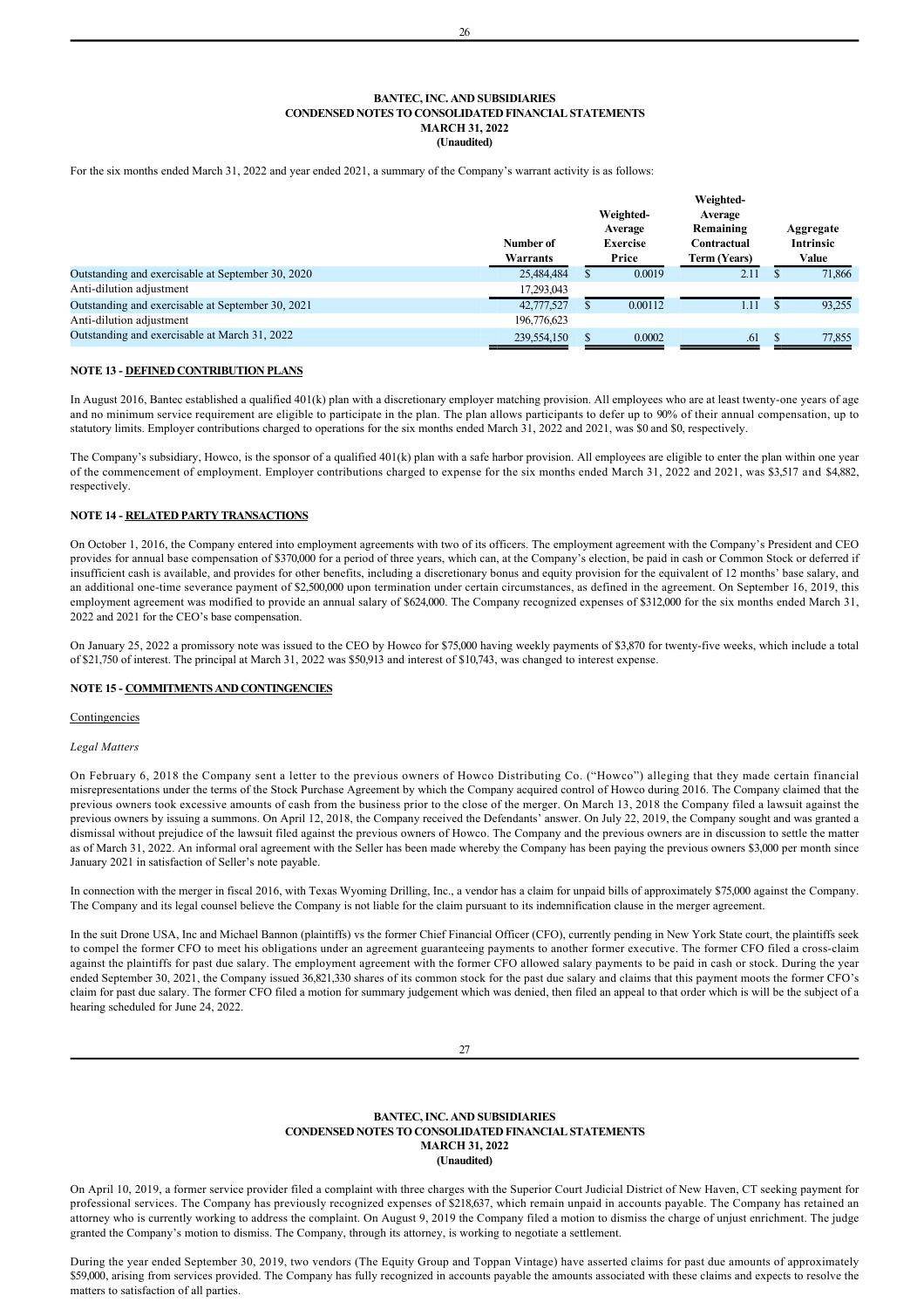**BANTEC, INC. AND SUBSIDIARIES**
**CONDENSED NOTES TO CONSOLIDATED FINANCIAL STATEMENTS**
**MARCH 31, 2022**
**(Unaudited)**

For the six months ended March 31, 2022 and year ended 2021, a summary of the Company's warrant activity is as follows:

| | Number of Warrants | Weighted-Average Exercise Price | Weighted-Average Remaining Contractual Term (Years) | Aggregate Intrinsic Value |
|---|---|---|---|---|
| Outstanding and exercisable at September 30, 2020 | 25,484,484 | $ 0.0019 | 2.11 | $ 71,866 |
| Anti-dilution adjustment | 17,293,043 | | | |
| Outstanding and exercisable at September 30, 2021 | 42,777,527 | $ 0.00112 | 1.11 | $ 93,255 |
| Anti-dilution adjustment | 196,776,623 | | | |
| Outstanding and exercisable at March 31, 2022 | 239,554,150 | $ 0.0002 | .61 | $ 77,855 |

### NOTE 13 - DEFINED CONTRIBUTION PLANS

In August 2016, Bantec established a qualified 401(k) plan with a discretionary employer matching provision. All employees who are at least twenty-one years of age and no minimum service requirement are eligible to participate in the plan. The plan allows participants to defer up to 90% of their annual compensation, up to statutory limits. Employer contributions charged to operations for the six months ended March 31, 2022 and 2021, was $0 and $0, respectively.

The Company's subsidiary, Howco, is the sponsor of a qualified 401(k) plan with a safe harbor provision. All employees are eligible to enter the plan within one year of the commencement of employment. Employer contributions charged to expense for the six months ended March 31, 2022 and 2021, was $3,517 and $4,882, respectively.

### NOTE 14 - RELATED PARTY TRANSACTIONS

On October 1, 2016, the Company entered into employment agreements with two of its officers. The employment agreement with the Company's President and CEO provides for annual base compensation of $370,000 for a period of three years, which can, at the Company's election, be paid in cash or Common Stock or deferred if insufficient cash is available, and provides for other benefits, including a discretionary bonus and equity provision for the equivalent of 12 months' base salary, and an additional one-time severance payment of $2,500,000 upon termination under certain circumstances, as defined in the agreement. On September 16, 2019, this employment agreement was modified to provide an annual salary of $624,000. The Company recognized expenses of $312,000 for the six months ended March 31, 2022 and 2021 for the CEO's base compensation.

On January 25, 2022 a promissory note was issued to the CEO by Howco for $75,000 having weekly payments of $3,870 for twenty-five weeks, which include a total of $21,750 of interest. The principal at March 31, 2022 was $50,913 and interest of $10,743, was changed to interest expense.

### NOTE 15 - COMMITMENTS AND CONTINGENCIES

Contingencies

*Legal Matters*

On February 6, 2018 the Company sent a letter to the previous owners of Howco Distributing Co. ("Howco") alleging that they made certain financial misrepresentations under the terms of the Stock Purchase Agreement by which the Company acquired control of Howco during 2016. The Company claimed that the previous owners took excessive amounts of cash from the business prior to the close of the merger. On March 13, 2018 the Company filed a lawsuit against the previous owners by issuing a summons. On April 12, 2018, the Company received the Defendants' answer. On July 22, 2019, the Company sought and was granted a dismissal without prejudice of the lawsuit filed against the previous owners of Howco. The Company and the previous owners are in discussion to settle the matter as of March 31, 2022. An informal oral agreement with the Seller has been made whereby the Company has been paying the previous owners $3,000 per month since January 2021 in satisfaction of Seller's note payable.

In connection with the merger in fiscal 2016, with Texas Wyoming Drilling, Inc., a vendor has a claim for unpaid bills of approximately $75,000 against the Company. The Company and its legal counsel believe the Company is not liable for the claim pursuant to its indemnification clause in the merger agreement.

In the suit Drone USA, Inc and Michael Bannon (plaintiffs) vs the former Chief Financial Officer (CFO), currently pending in New York State court, the plaintiffs seek to compel the former CFO to meet his obligations under an agreement guaranteeing payments to another former executive. The former CFO filed a cross-claim against the plaintiffs for past due salary. The employment agreement with the former CFO allowed salary payments to be paid in cash or stock. During the year ended September 30, 2021, the Company issued 36,821,330 shares of its common stock for the past due salary and claims that this payment moots the former CFO's claim for past due salary. The former CFO filed a motion for summary judgement which was denied, then filed an appeal to that order which is will be the subject of a hearing scheduled for June 24, 2022.

**BANTEC, INC. AND SUBSIDIARIES**
**CONDENSED NOTES TO CONSOLIDATED FINANCIAL STATEMENTS**
**MARCH 31, 2022**
**(Unaudited)**

On April 10, 2019, a former service provider filed a complaint with three charges with the Superior Court Judicial District of New Haven, CT seeking payment for professional services. The Company has previously recognized expenses of $218,637, which remain unpaid in accounts payable. The Company has retained an attorney who is currently working to address the complaint. On August 9, 2019 the Company filed a motion to dismiss the charge of unjust enrichment. The judge granted the Company's motion to dismiss. The Company, through its attorney, is working to negotiate a settlement.

During the year ended September 30, 2019, two vendors (The Equity Group and Toppan Vintage) have asserted claims for past due amounts of approximately $59,000, arising from services provided. The Company has fully recognized in accounts payable the amounts associated with these claims and expects to resolve the matters to satisfaction of all parties.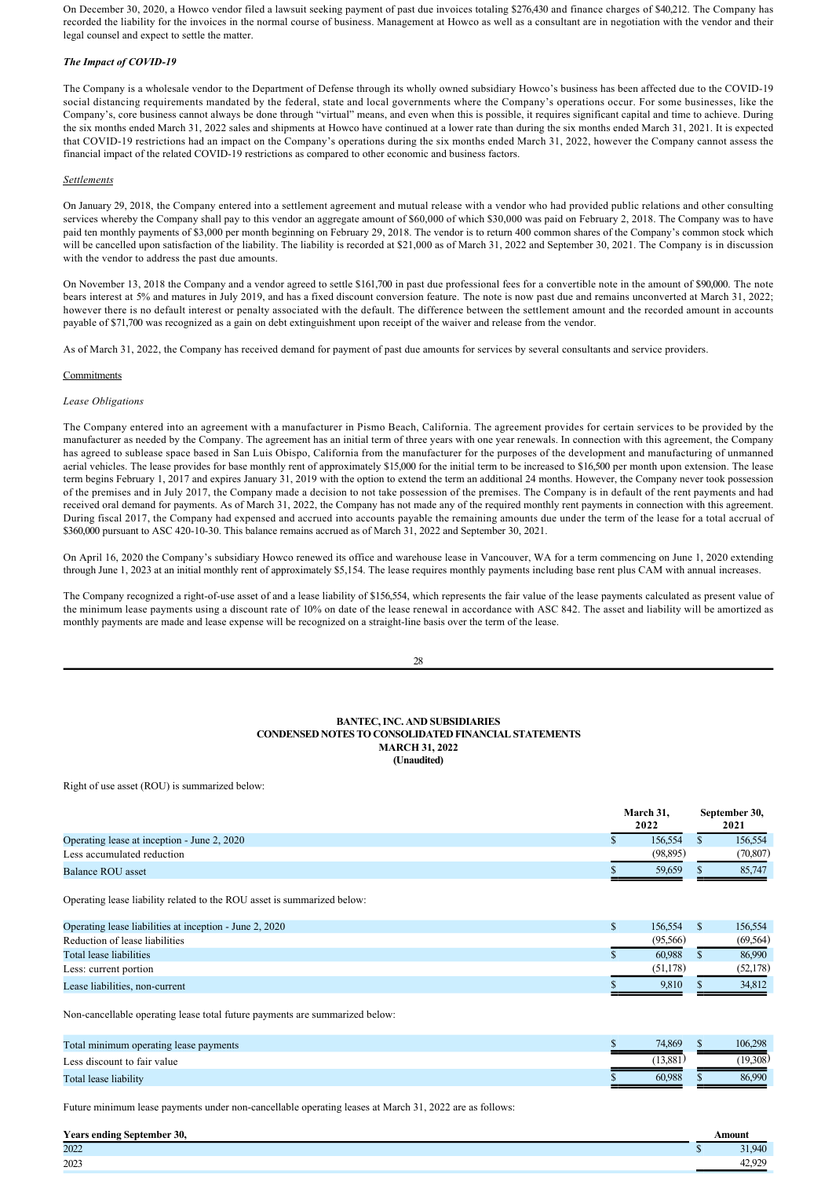On December 30, 2020, a Howco vendor filed a lawsuit seeking payment of past due invoices totaling $276,430 and finance charges of $40,212. The Company has recorded the liability for the invoices in the normal course of business. Management at Howco as well as a consultant are in negotiation with the vendor and their legal counsel and expect to settle the matter.

***The Impact of COVID-19***

The Company is a wholesale vendor to the Department of Defense through its wholly owned subsidiary Howco's business has been affected due to the COVID-19 social distancing requirements mandated by the federal, state and local governments where the Company's operations occur. For some businesses, like the Company's, core business cannot always be done through "virtual" means, and even when this is possible, it requires significant capital and time to achieve. During the six months ended March 31, 2022 sales and shipments at Howco have continued at a lower rate than during the six months ended March 31, 2021. It is expected that COVID-19 restrictions had an impact on the Company's operations during the six months ended March 31, 2022, however the Company cannot assess the financial impact of the related COVID-19 restrictions as compared to other economic and business factors.

*Settlements*

On January 29, 2018, the Company entered into a settlement agreement and mutual release with a vendor who had provided public relations and other consulting services whereby the Company shall pay to this vendor an aggregate amount of $60,000 of which $30,000 was paid on February 2, 2018. The Company was to have paid ten monthly payments of $3,000 per month beginning on February 29, 2018. The vendor is to return 400 common shares of the Company's common stock which will be cancelled upon satisfaction of the liability. The liability is recorded at $21,000 as of March 31, 2022 and September 30, 2021. The Company is in discussion with the vendor to address the past due amounts.

On November 13, 2018 the Company and a vendor agreed to settle $161,700 in past due professional fees for a convertible note in the amount of $90,000. The note bears interest at 5% and matures in July 2019, and has a fixed discount conversion feature. The note is now past due and remains unconverted at March 31, 2022; however there is no default interest or penalty associated with the default. The difference between the settlement amount and the recorded amount in accounts payable of $71,700 was recognized as a gain on debt extinguishment upon receipt of the waiver and release from the vendor.

As of March 31, 2022, the Company has received demand for payment of past due amounts for services by several consultants and service providers.

Commitments

*Lease Obligations*

The Company entered into an agreement with a manufacturer in Pismo Beach, California. The agreement provides for certain services to be provided by the manufacturer as needed by the Company. The agreement has an initial term of three years with one year renewals. In connection with this agreement, the Company has agreed to sublease space based in San Luis Obispo, California from the manufacturer for the purposes of the development and manufacturing of unmanned aerial vehicles. The lease provides for base monthly rent of approximately $15,000 for the initial term to be increased to $16,500 per month upon extension. The lease term begins February 1, 2017 and expires January 31, 2019 with the option to extend the term an additional 24 months. However, the Company never took possession of the premises and in July 2017, the Company made a decision to not take possession of the premises. The Company is in default of the rent payments and had received oral demand for payments. As of March 31, 2022, the Company has not made any of the required monthly rent payments in connection with this agreement. During fiscal 2017, the Company had expensed and accrued into accounts payable the remaining amounts due under the term of the lease for a total accrual of $360,000 pursuant to ASC 420-10-30. This balance remains accrued as of March 31, 2022 and September 30, 2021.

On April 16, 2020 the Company's subsidiary Howco renewed its office and warehouse lease in Vancouver, WA for a term commencing on June 1, 2020 extending through June 1, 2023 at an initial monthly rent of approximately $5,154. The lease requires monthly payments including base rent plus CAM with annual increases.

The Company recognized a right-of-use asset of and a lease liability of $156,554, which represents the fair value of the lease payments calculated as present value of the minimum lease payments using a discount rate of 10% on date of the lease renewal in accordance with ASC 842. The asset and liability will be amortized as monthly payments are made and lease expense will be recognized on a straight-line basis over the term of the lease.

**BANTEC, INC. AND SUBSIDIARIES**
**CONDENSED NOTES TO CONSOLIDATED FINANCIAL STATEMENTS**
**MARCH 31, 2022**
**(Unaudited)**

Right of use asset (ROU) is summarized below:

| | March 31, 2022 | September 30, 2021 |
|---|---|---|
| Operating lease at inception - June 2, 2020 | $ 156,554 | $ 156,554 |
| Less accumulated reduction | (98,895) | (70,807) |
| Balance ROU asset | $ 59,659 | $ 85,747 |

Operating lease liability related to the ROU asset is summarized below:

| | March 31, 2022 | September 30, 2021 |
|---|---|---|
| Operating lease liabilities at inception - June 2, 2020 | $ 156,554 | $ 156,554 |
| Reduction of lease liabilities | (95,566) | (69,564) |
| Total lease liabilities | $ 60,988 | $ 86,990 |
| Less: current portion | (51,178) | (52,178) |
| Lease liabilities, non-current | $ 9,810 | $ 34,812 |

Non-cancellable operating lease total future payments are summarized below:

| | March 31, 2022 | September 30, 2021 |
|---|---|---|
| Total minimum operating lease payments | $ 74,869 | $ 106,298 |
| Less discount to fair value | (13,881) | (19,308) |
| Total lease liability | $ 60,988 | $ 86,990 |

Future minimum lease payments under non-cancellable operating leases at March 31, 2022 are as follows:

| Years ending September 30, | Amount |
|---|---|
| 2022 | $ 31,940 |
| 2023 | 42,929 |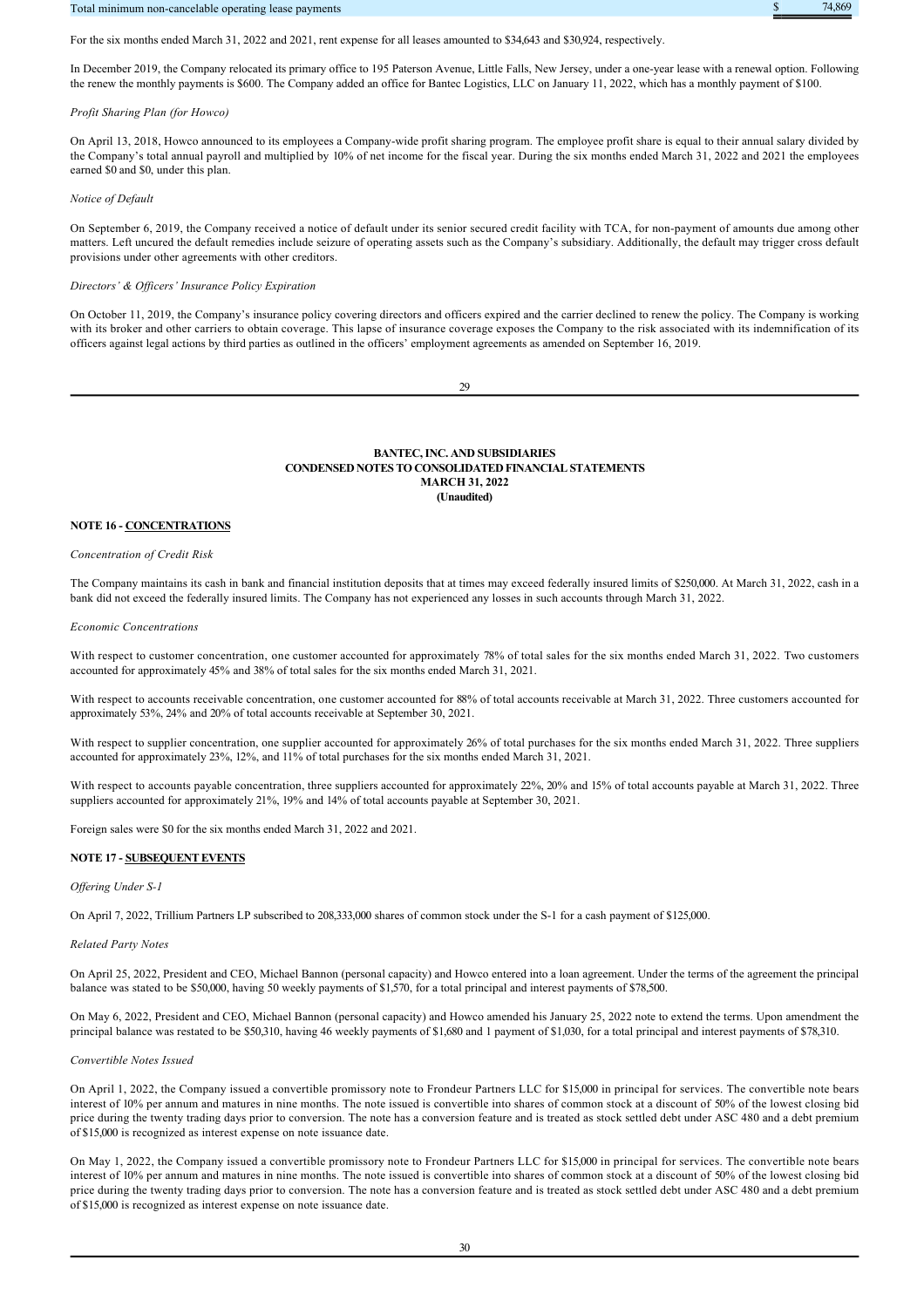| Total minimum non-cancelable operating lease payments | $ | 74,869 |
| --- | --- | --- |

For the six months ended March 31, 2022 and 2021, rent expense for all leases amounted to $34,643 and $30,924, respectively.

In December 2019, the Company relocated its primary office to 195 Paterson Avenue, Little Falls, New Jersey, under a one-year lease with a renewal option. Following the renew the monthly payments is $600. The Company added an office for Bantec Logistics, LLC on January 11, 2022, which has a monthly payment of $100.

*Profit Sharing Plan (for Howco)*

On April 13, 2018, Howco announced to its employees a Company-wide profit sharing program. The employee profit share is equal to their annual salary divided by the Company's total annual payroll and multiplied by 10% of net income for the fiscal year. During the six months ended March 31, 2022 and 2021 the employees earned $0 and $0, under this plan.

*Notice of Default*

On September 6, 2019, the Company received a notice of default under its senior secured credit facility with TCA, for non-payment of amounts due among other matters. Left uncured the default remedies include seizure of operating assets such as the Company's subsidiary. Additionally, the default may trigger cross default provisions under other agreements with other creditors.

*Directors' & Officers' Insurance Policy Expiration*

On October 11, 2019, the Company's insurance policy covering directors and officers expired and the carrier declined to renew the policy. The Company is working with its broker and other carriers to obtain coverage. This lapse of insurance coverage exposes the Company to the risk associated with its indemnification of its officers against legal actions by third parties as outlined in the officers' employment agreements as amended on September 16, 2019.

**BANTEC, INC. AND SUBSIDIARIES**
**CONDENSED NOTES TO CONSOLIDATED FINANCIAL STATEMENTS**
**MARCH 31, 2022**
**(Unaudited)**

## NOTE 16 - CONCENTRATIONS

*Concentration of Credit Risk*

The Company maintains its cash in bank and financial institution deposits that at times may exceed federally insured limits of $250,000. At March 31, 2022, cash in a bank did not exceed the federally insured limits. The Company has not experienced any losses in such accounts through March 31, 2022.

*Economic Concentrations*

With respect to customer concentration, one customer accounted for approximately 78% of total sales for the six months ended March 31, 2022. Two customers accounted for approximately 45% and 38% of total sales for the six months ended March 31, 2021.

With respect to accounts receivable concentration, one customer accounted for 88% of total accounts receivable at March 31, 2022. Three customers accounted for approximately 53%, 24% and 20% of total accounts receivable at September 30, 2021.

With respect to supplier concentration, one supplier accounted for approximately 26% of total purchases for the six months ended March 31, 2022. Three suppliers accounted for approximately 23%, 12%, and 11% of total purchases for the six months ended March 31, 2021.

With respect to accounts payable concentration, three suppliers accounted for approximately 22%, 20% and 15% of total accounts payable at March 31, 2022. Three suppliers accounted for approximately 21%, 19% and 14% of total accounts payable at September 30, 2021.

Foreign sales were $0 for the six months ended March 31, 2022 and 2021.

## NOTE 17 - SUBSEQUENT EVENTS

*Offering Under S-1*

On April 7, 2022, Trillium Partners LP subscribed to 208,333,000 shares of common stock under the S-1 for a cash payment of $125,000.

*Related Party Notes*

On April 25, 2022, President and CEO, Michael Bannon (personal capacity) and Howco entered into a loan agreement. Under the terms of the agreement the principal balance was stated to be $50,000, having 50 weekly payments of $1,570, for a total principal and interest payments of $78,500.

On May 6, 2022, President and CEO, Michael Bannon (personal capacity) and Howco amended his January 25, 2022 note to extend the terms. Upon amendment the principal balance was restated to be $50,310, having 46 weekly payments of $1,680 and 1 payment of $1,030, for a total principal and interest payments of $78,310.

*Convertible Notes Issued*

On April 1, 2022, the Company issued a convertible promissory note to Frondeur Partners LLC for $15,000 in principal for services. The convertible note bears interest of 10% per annum and matures in nine months. The note issued is convertible into shares of common stock at a discount of 50% of the lowest closing bid price during the twenty trading days prior to conversion. The note has a conversion feature and is treated as stock settled debt under ASC 480 and a debt premium of $15,000 is recognized as interest expense on note issuance date.

On May 1, 2022, the Company issued a convertible promissory note to Frondeur Partners LLC for $15,000 in principal for services. The convertible note bears interest of 10% per annum and matures in nine months. The note issued is convertible into shares of common stock at a discount of 50% of the lowest closing bid price during the twenty trading days prior to conversion. The note has a conversion feature and is treated as stock settled debt under ASC 480 and a debt premium of $15,000 is recognized as interest expense on note issuance date.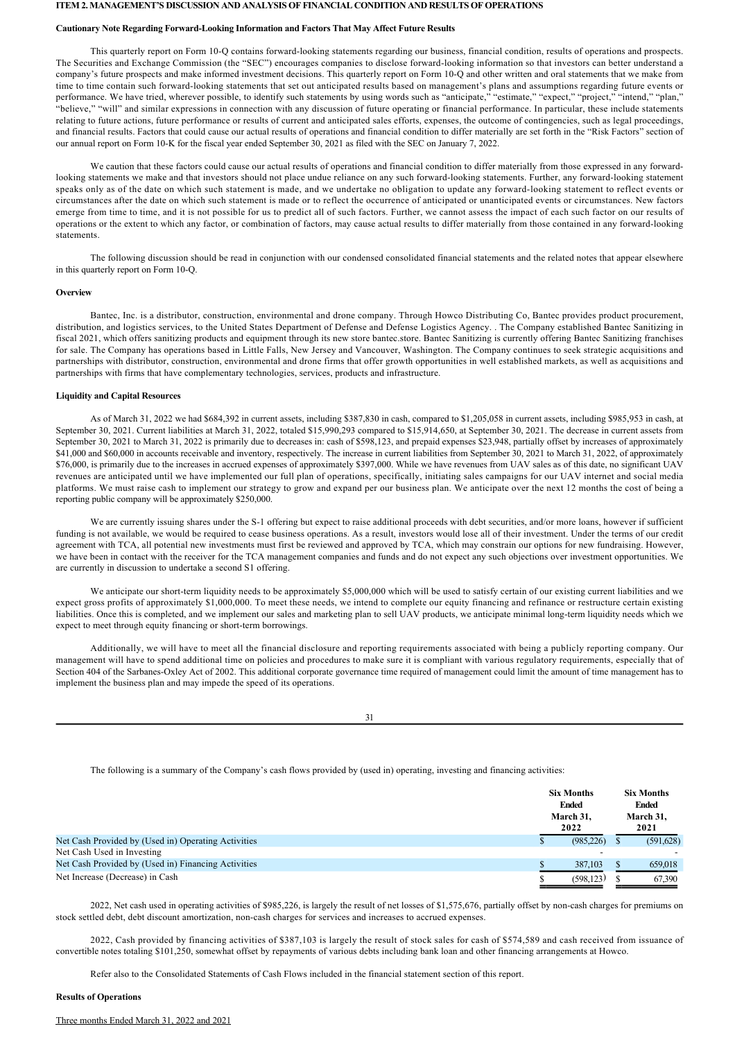## ITEM 2. MANAGEMENT'S DISCUSSION AND ANALYSIS OF FINANCIAL CONDITION AND RESULTS OF OPERATIONS

### Cautionary Note Regarding Forward-Looking Information and Factors That May Affect Future Results

This quarterly report on Form 10-Q contains forward-looking statements regarding our business, financial condition, results of operations and prospects. The Securities and Exchange Commission (the "SEC") encourages companies to disclose forward-looking information so that investors can better understand a company's future prospects and make informed investment decisions. This quarterly report on Form 10-Q and other written and oral statements that we make from time to time contain such forward-looking statements that set out anticipated results based on management's plans and assumptions regarding future events or performance. We have tried, wherever possible, to identify such statements by using words such as "anticipate," "estimate," "expect," "project," "intend," "plan," "believe," "will" and similar expressions in connection with any discussion of future operating or financial performance. In particular, these include statements relating to future actions, future performance or results of current and anticipated sales efforts, expenses, the outcome of contingencies, such as legal proceedings, and financial results. Factors that could cause our actual results of operations and financial condition to differ materially are set forth in the "Risk Factors" section of our annual report on Form 10-K for the fiscal year ended September 30, 2021 as filed with the SEC on January 7, 2022.

We caution that these factors could cause our actual results of operations and financial condition to differ materially from those expressed in any forward-looking statements we make and that investors should not place undue reliance on any such forward-looking statements. Further, any forward-looking statement speaks only as of the date on which such statement is made, and we undertake no obligation to update any forward-looking statement to reflect events or circumstances after the date on which such statement is made or to reflect the occurrence of anticipated or unanticipated events or circumstances. New factors emerge from time to time, and it is not possible for us to predict all of such factors. Further, we cannot assess the impact of each such factor on our results of operations or the extent to which any factor, or combination of factors, may cause actual results to differ materially from those contained in any forward-looking statements.

The following discussion should be read in conjunction with our condensed consolidated financial statements and the related notes that appear elsewhere in this quarterly report on Form 10-Q.

### Overview

Bantec, Inc. is a distributor, construction, environmental and drone company. Through Howco Distributing Co, Bantec provides product procurement, distribution, and logistics services, to the United States Department of Defense and Defense Logistics Agency. . The Company established Bantec Sanitizing in fiscal 2021, which offers sanitizing products and equipment through its new store bantec.store. Bantec Sanitizing is currently offering Bantec Sanitizing franchises for sale. The Company has operations based in Little Falls, New Jersey and Vancouver, Washington. The Company continues to seek strategic acquisitions and partnerships with distributor, construction, environmental and drone firms that offer growth opportunities in well established markets, as well as acquisitions and partnerships with firms that have complementary technologies, services, products and infrastructure.

### Liquidity and Capital Resources

As of March 31, 2022 we had $684,392 in current assets, including $387,830 in cash, compared to $1,205,058 in current assets, including $985,953 in cash, at September 30, 2021. Current liabilities at March 31, 2022, totaled $15,990,293 compared to $15,914,650, at September 30, 2021. The decrease in current assets from September 30, 2021 to March 31, 2022 is primarily due to decreases in: cash of $598,123, and prepaid expenses $23,948, partially offset by increases of approximately $41,000 and $60,000 in accounts receivable and inventory, respectively. The increase in current liabilities from September 30, 2021 to March 31, 2022, of approximately $76,000, is primarily due to the increases in accrued expenses of approximately $397,000. While we have revenues from UAV sales as of this date, no significant UAV revenues are anticipated until we have implemented our full plan of operations, specifically, initiating sales campaigns for our UAV internet and social media platforms. We must raise cash to implement our strategy to grow and expand per our business plan. We anticipate over the next 12 months the cost of being a reporting public company will be approximately $250,000.

We are currently issuing shares under the S-1 offering but expect to raise additional proceeds with debt securities, and/or more loans, however if sufficient funding is not available, we would be required to cease business operations. As a result, investors would lose all of their investment. Under the terms of our credit agreement with TCA, all potential new investments must first be reviewed and approved by TCA, which may constrain our options for new fundraising. However, we have been in contact with the receiver for the TCA management companies and funds and do not expect any such objections over investment opportunities. We are currently in discussion to undertake a second S1 offering.

We anticipate our short-term liquidity needs to be approximately $5,000,000 which will be used to satisfy certain of our existing current liabilities and we expect gross profits of approximately $1,000,000. To meet these needs, we intend to complete our equity financing and refinance or restructure certain existing liabilities. Once this is completed, and we implement our sales and marketing plan to sell UAV products, we anticipate minimal long-term liquidity needs which we expect to meet through equity financing or short-term borrowings.

Additionally, we will have to meet all the financial disclosure and reporting requirements associated with being a publicly reporting company. Our management will have to spend additional time on policies and procedures to make sure it is compliant with various regulatory requirements, especially that of Section 404 of the Sarbanes-Oxley Act of 2002. This additional corporate governance time required of management could limit the amount of time management has to implement the business plan and may impede the speed of its operations.

The following is a summary of the Company's cash flows provided by (used in) operating, investing and financing activities:

| | Six Months Ended March 31, 2022 | Six Months Ended March 31, 2021 |
|---|---|---|
| Net Cash Provided by (Used in) Operating Activities | $ (985,226) | $ (591,628) |
| Net Cash Used in Investing | - | - |
| Net Cash Provided by (Used in) Financing Activities | $ 387,103 | $ 659,018 |
| Net Increase (Decrease) in Cash | $ (598,123) | $ 67,390 |

2022, Net cash used in operating activities of $985,226, is largely the result of net losses of $1,575,676, partially offset by non-cash charges for premiums on stock settled debt, debt discount amortization, non-cash charges for services and increases to accrued expenses.

2022, Cash provided by financing activities of $387,103 is largely the result of stock sales for cash of $574,589 and cash received from issuance of convertible notes totaling $101,250, somewhat offset by repayments of various debts including bank loan and other financing arrangements at Howco.

Refer also to the Consolidated Statements of Cash Flows included in the financial statement section of this report.

### Results of Operations

Three months Ended March 31, 2022 and 2021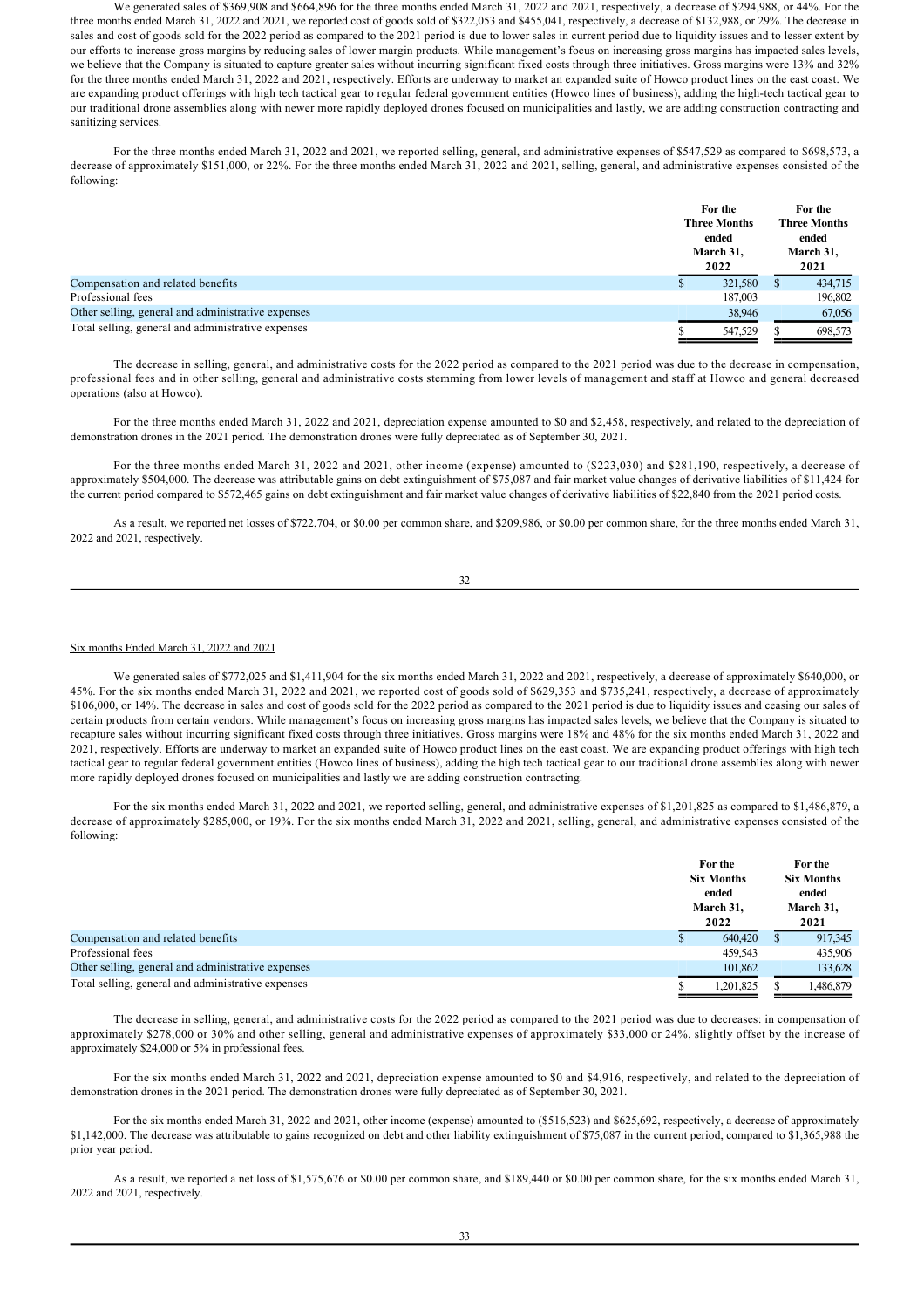We generated sales of $369,908 and $664,896 for the three months ended March 31, 2022 and 2021, respectively, a decrease of $294,988, or 44%. For the three months ended March 31, 2022 and 2021, we reported cost of goods sold for $322,053 and $455,041, respectively, a decrease of $132,988, or 29%. The decrease in sales and cost of goods sold for the 2022 period as compared to the 2021 period is due to lower sales in current period due to liquidity issues and to lesser extent by our efforts to increase gross margins by reducing sales of lower margin products. While management's focus on increasing gross margins has impacted sales levels, we believe that the Company is situated to capture greater sales without incurring significant fixed costs through three initiatives. Gross margins were 13% and 32% for the three months ended March 31, 2022 and 2021, respectively. Efforts are underway to market an expanded suite of Howco product lines on the east coast. We are expanding product offerings with high tech tactical gear to regular federal government entities (Howco lines of business), adding the high-tech tactical gear to our traditional drone assemblies along with newer more rapidly deployed drones focused on municipalities and lastly, we are adding construction contracting and sanitizing services.

For the three months ended March 31, 2022 and 2021, we reported selling, general, and administrative expenses of $547,529 as compared to $698,573, a decrease of approximately $151,000, or 22%. For the three months ended March 31, 2022 and 2021, selling, general, and administrative expenses consisted of the following:

| | For the Three Months ended March 31, 2022 | For the Three Months ended March 31, 2021 |
|---|---|---|
| Compensation and related benefits | $ 321,580 | $ 434,715 |
| Professional fees | 187,003 | 196,802 |
| Other selling, general and administrative expenses | 38,946 | 67,056 |
| Total selling, general and administrative expenses | $ 547,529 | $ 698,573 |

The decrease in selling, general, and administrative costs for the 2022 period as compared to the 2021 period was due to the decrease in compensation, professional fees and in other selling, general and administrative costs stemming from lower levels of management and staff at Howco and general decreased operations (also at Howco).

For the three months ended March 31, 2022 and 2021, depreciation expense amounted to $0 and $2,458, respectively, and related to the depreciation of demonstration drones in the 2021 period. The demonstration drones were fully depreciated as of September 30, 2021.

For the three months ended March 31, 2022 and 2021, other income (expense) amounted to ($223,030) and $281,190, respectively, a decrease of approximately $504,000. The decrease was attributable gains on debt extinguishment of $75,087 and fair market value changes of derivative liabilities of $11,424 for the current period compared to $572,465 gains on debt extinguishment and fair market value changes of derivative liabilities of $22,840 from the 2021 period costs.

As a result, we reported net losses of $722,704, or $0.00 per common share, and $209,986, or $0.00 per common share, for the three months ended March 31, 2022 and 2021, respectively.

Six months Ended March 31, 2022 and 2021

We generated sales of $772,025 and $1,411,904 for the six months ended March 31, 2022 and 2021, respectively, a decrease of approximately $640,000, or 45%. For the six months ended March 31, 2022 and 2021, we reported cost of goods sold of $629,353 and $735,241, respectively, a decrease of approximately $106,000, or 14%. The decrease in sales and cost of goods sold for the 2022 period as compared to the 2021 period is due to liquidity issues and ceasing our sales of certain products from certain vendors. While management's focus on increasing gross margins has impacted sales levels, we believe that the Company is situated to recapture sales without incurring significant fixed costs through three initiatives. Gross margins were 18% and 48% for the six months ended March 31, 2022 and 2021, respectively. Efforts are underway to market an expanded suite of Howco product lines on the east coast. We are expanding product offerings with high tech tactical gear to regular federal government entities (Howco lines of business), adding the high tech tactical gear to our traditional drone assemblies along with newer more rapidly deployed drones focused on municipalities and lastly we are adding construction contracting.

For the six months ended March 31, 2022 and 2021, we reported selling, general, and administrative expenses of $1,201,825 as compared to $1,486,879, a decrease of approximately $285,000, or 19%. For the six months ended March 31, 2022 and 2021, selling, general, and administrative expenses consisted of the following:

| | For the Six Months ended March 31, 2022 | For the Six Months ended March 31, 2021 |
|---|---|---|
| Compensation and related benefits | $ 640,420 | $ 917,345 |
| Professional fees | 459,543 | 435,906 |
| Other selling, general and administrative expenses | 101,862 | 133,628 |
| Total selling, general and administrative expenses | $ 1,201,825 | $ 1,486,879 |

The decrease in selling, general, and administrative costs for the 2022 period as compared to the 2021 period was due to decreases: in compensation of approximately $278,000 or 30% and other selling, general and administrative expenses of approximately $33,000 or 24%, slightly offset by the increase of approximately $24,000 or 5% in professional fees.

For the six months ended March 31, 2022 and 2021, depreciation expense amounted to $0 and $4,916, respectively, and related to the depreciation of demonstration drones in the 2021 period. The demonstration drones were fully depreciated as of September 30, 2021.

For the six months ended March 31, 2022 and 2021, other income (expense) amounted to ($516,523) and $625,692, respectively, a decrease of approximately $1,142,000. The decrease was attributable to gains recognized on debt and other liability extinguishment of $75,087 in the current period, compared to $1,365,988 the prior year period.

As a result, we reported a net loss of $1,575,676 or $0.00 per common share, and $189,440 or $0.00 per common share, for the six months ended March 31, 2022 and 2021, respectively.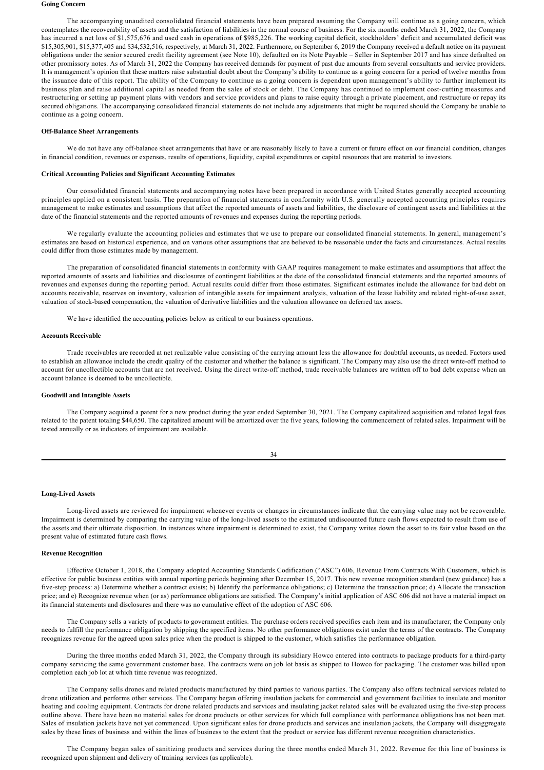**Going Concern**

The accompanying unaudited consolidated financial statements have been prepared assuming the Company will continue as a going concern, which contemplates the recoverability of assets and the satisfaction of liabilities in the normal course of business. For the six months ended March 31, 2022, the Company has incurred a net loss of $1,575,676 and used cash in operations of $985,226. The working capital deficit, stockholders' deficit and accumulated deficit was $15,305,901, $15,377,405 and $34,532,516, respectively, at March 31, 2022. Furthermore, on September 6, 2019 the Company received a default notice on its payment obligations under the senior secured credit facility agreement (see Note 10), defaulted on its Note Payable – Seller in September 2017 and has since defaulted on other promissory notes. As of March 31, 2022 the Company has received demands for payment of past due amounts from several consultants and service providers. It is management's opinion that these matters raise substantial doubt about the Company's ability to continue as a going concern for a period of twelve months from the issuance date of this report. The ability of the Company to continue as a going concern is dependent upon management's ability to further implement its business plan and raise additional capital as needed from the sales of stock or debt. The Company has continued to implement cost-cutting measures and restructuring or setting up payment plans with vendors and service providers and plans to raise equity through a private placement, and restructure or repay its secured obligations. The accompanying consolidated financial statements do not include any adjustments that might be required should the Company be unable to continue as a going concern.

**Off-Balance Sheet Arrangements**

We do not have any off-balance sheet arrangements that have or are reasonably likely to have a current or future effect on our financial condition, changes in financial condition, revenues or expenses, results of operations, liquidity, capital expenditures or capital resources that are material to investors.

**Critical Accounting Policies and Significant Accounting Estimates**

Our consolidated financial statements and accompanying notes have been prepared in accordance with United States generally accepted accounting principles applied on a consistent basis. The preparation of financial statements in conformity with U.S. generally accepted accounting principles requires management to make estimates and assumptions that affect the reported amounts of assets and liabilities, the disclosure of contingent assets and liabilities at the date of the financial statements and the reported amounts of revenues and expenses during the reporting periods.

We regularly evaluate the accounting policies and estimates that we use to prepare our consolidated financial statements. In general, management's estimates are based on historical experience, and on various other assumptions that are believed to be reasonable under the facts and circumstances. Actual results could differ from those estimates made by management.

The preparation of consolidated financial statements in conformity with GAAP requires management to make estimates and assumptions that affect the reported amounts of assets and liabilities and disclosures of contingent liabilities at the date of the consolidated financial statements and the reported amounts of revenues and expenses during the reporting period. Actual results could differ from those estimates. Significant estimates include the allowance for bad debt on accounts receivable, reserves on inventory, valuation of intangible assets for impairment analysis, valuation of the lease liability and related right-of-use asset, valuation of stock-based compensation, the valuation of derivative liabilities and the valuation allowance on deferred tax assets.

We have identified the accounting policies below as critical to our business operations.

**Accounts Receivable**

Trade receivables are recorded at net realizable value consisting of the carrying amount less the allowance for doubtful accounts, as needed. Factors used to establish an allowance include the credit quality of the customer and whether the balance is significant. The Company may also use the direct write-off method to account for uncollectible accounts that are not received. Using the direct write-off method, trade receivable balances are written off to bad debt expense when an account balance is deemed to be uncollectible.

**Goodwill and Intangible Assets**

The Company acquired a patent for a new product during the year ended September 30, 2021. The Company capitalized acquisition and related legal fees related to the patent totaling $44,650. The capitalized amount will be amortized over the five years, following the commencement of related sales. Impairment will be tested annually or as indicators of impairment are available.

**Long-Lived Assets**

Long-lived assets are reviewed for impairment whenever events or changes in circumstances indicate that the carrying value may not be recoverable. Impairment is determined by comparing the carrying value of the long-lived assets to the estimated undiscounted future cash flows expected to result from use of the assets and their ultimate disposition. In instances where impairment is determined to exist, the Company writes down the asset to its fair value based on the present value of estimated future cash flows.

**Revenue Recognition**

Effective October 1, 2018, the Company adopted Accounting Standards Codification ("ASC") 606, Revenue From Contracts With Customers, which is effective for public business entities with annual reporting periods beginning after December 15, 2017. This new revenue recognition standard (new guidance) has a five-step process: a) Determine whether a contract exists; b) Identify the performance obligations; c) Determine the transaction price; d) Allocate the transaction price; and e) Recognize revenue when (or as) performance obligations are satisfied. The Company's initial application of ASC 606 did not have a material impact on its financial statements and disclosures and there was no cumulative effect of the adoption of ASC 606.

The Company sells a variety of products to government entities. The purchase orders received specifies each item and its manufacturer; the Company only needs to fulfill the performance obligation by shipping the specified items. No other performance obligations exist under the terms of the contracts. The Company recognizes revenue for the agreed upon sales price when the product is shipped to the customer, which satisfies the performance obligation.

During the three months ended March 31, 2022, the Company through its subsidiary Howco entered into contracts to package products for a third-party company servicing the same government customer base. The contracts were on job lot basis as shipped to Howco for packaging. The customer was billed upon completion each job lot at which time revenue was recognized.

The Company sells drones and related products manufactured by third parties to various parties. The Company also offers technical services related to drone utilization and performs other services. The Company began offering insulation jackets for commercial and government facilities to insulate and monitor heating and cooling equipment. Contracts for drone related products and services and insulating jacket related sales will be evaluated using the five-step process outline above. There have been no material sales for drone products or other services for which full compliance with performance obligations has not been met. Sales of insulation jackets have not yet commenced. Upon significant sales for drone products and services and insulation jackets, the Company will disaggregate sales by these lines of business and within the lines of business to the extent that the product or service has different revenue recognition characteristics.

The Company began sales of sanitizing products and services during the three months ended March 31, 2022. Revenue for this line of business is recognized upon shipment and delivery of training services (as applicable).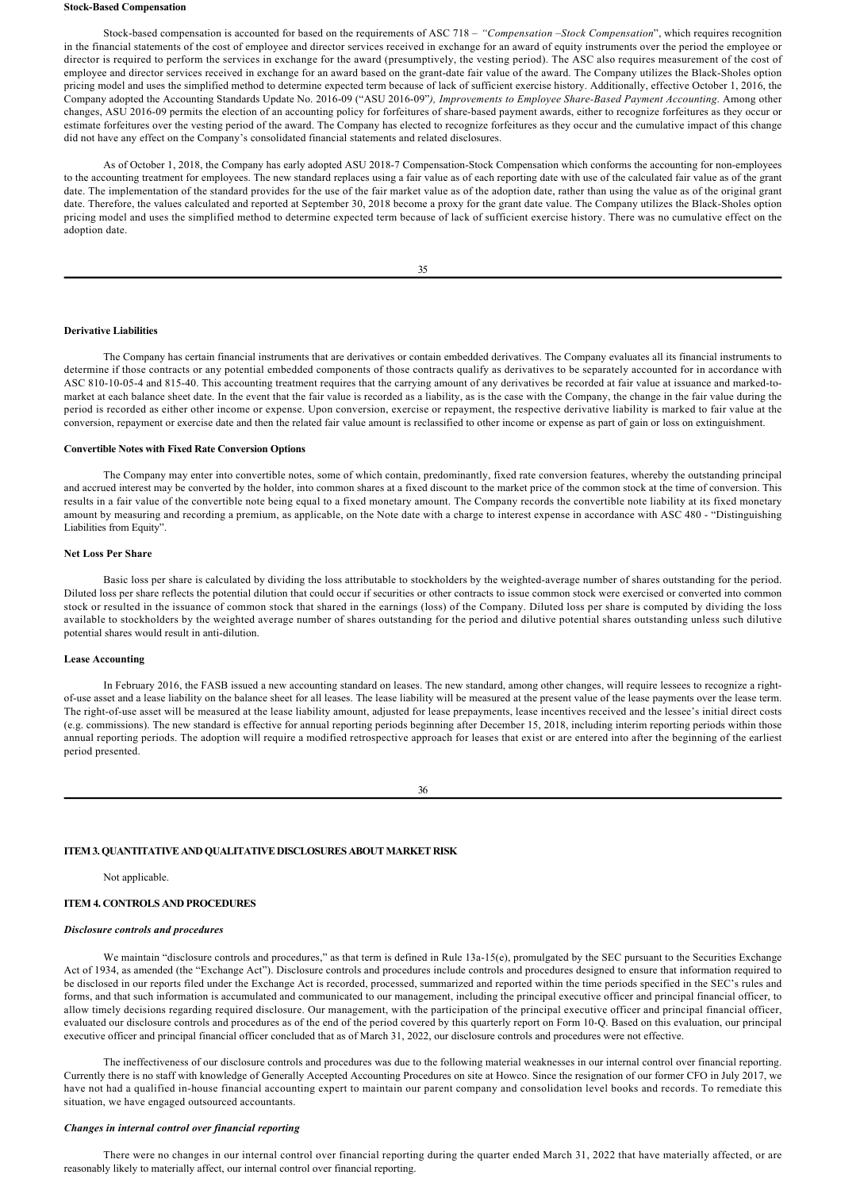**Stock-Based Compensation**

Stock-based compensation is accounted for based on the requirements of ASC 718 – *"Compensation –Stock Compensation*", which requires recognition in the financial statements of the cost of employee and director services received in exchange for an award of equity instruments over the period the employee or director is required to perform the services in exchange for the award (presumptively, the vesting period). The ASC also requires measurement of the cost of employee and director services received in exchange for an award based on the grant-date fair value of the award. The Company utilizes the Black-Sholes option pricing model and uses the simplified method to determine expected term because of lack of sufficient exercise history. Additionally, effective October 1, 2016, the Company adopted the Accounting Standards Update No. 2016-09 ("ASU 2016-09"*), Improvements to Employee Share-Based Payment Accounting*. Among other changes, ASU 2016-09 permits the election of an accounting policy for forfeitures of share-based payment awards, either to recognize forfeitures as they occur or estimate forfeitures over the vesting period of the award. The Company has elected to recognize forfeitures as they occur and the cumulative impact of this change did not have any effect on the Company's consolidated financial statements and related disclosures.

As of October 1, 2018, the Company has early adopted ASU 2018-7 Compensation-Stock Compensation which conforms the accounting for non-employees to the accounting treatment for employees. The new standard replaces using a fair value as of each reporting date with use of the calculated fair value as of the grant date. The implementation of the standard provides for the use of the fair market value as of the adoption date, rather than using the value as of the original grant date. Therefore, the values calculated and reported at September 30, 2018 become a proxy for the grant date value. The Company utilizes the Black-Sholes option pricing model and uses the simplified method to determine expected term because of lack of sufficient exercise history. There was no cumulative effect on the adoption date.

**Derivative Liabilities**

The Company has certain financial instruments that are derivatives or contain embedded derivatives. The Company evaluates all its financial instruments to determine if those contracts or any potential embedded components of those contracts qualify as derivatives to be separately accounted for in accordance with ASC 810-10-05-4 and 815-40. This accounting treatment requires that the carrying amount of any derivatives be recorded at fair value at issuance and marked-to-market at each balance sheet date. In the event that the fair value is recorded as a liability, as is the case with the Company, the change in the fair value during the period is recorded as either other income or expense. Upon conversion, exercise or repayment, the respective derivative liability is marked to fair value at the conversion, repayment or exercise date and then the related fair value amount is reclassified to other income or expense as part of gain or loss on extinguishment.

**Convertible Notes with Fixed Rate Conversion Options**

The Company may enter into convertible notes, some of which contain, predominantly, fixed rate conversion features, whereby the outstanding principal and accrued interest may be converted by the holder, into common shares at a fixed discount to the market price of the common stock at the time of conversion. This results in a fair value of the convertible note being equal to a fixed monetary amount. The Company records the convertible note liability at its fixed monetary amount by measuring and recording a premium, as applicable, on the Note date with a charge to interest expense in accordance with ASC 480 - "Distinguishing Liabilities from Equity".

**Net Loss Per Share**

Basic loss per share is calculated by dividing the loss attributable to stockholders by the weighted-average number of shares outstanding for the period. Diluted loss per share reflects the potential dilution that could occur if securities or other contracts to issue common stock were exercised or converted into common stock or resulted in the issuance of common stock that shared in the earnings (loss) of the Company. Diluted loss per share is computed by dividing the loss available to stockholders by the weighted average number of shares outstanding for the period and dilutive potential shares outstanding unless such dilutive potential shares would result in anti-dilution.

**Lease Accounting**

In February 2016, the FASB issued a new accounting standard on leases. The new standard, among other changes, will require lessees to recognize a right-of-use asset and a lease liability on the balance sheet for all leases. The lease liability will be measured at the present value of the lease payments over the lease term. The right-of-use asset will be measured at the lease liability amount, adjusted for lease prepayments, lease incentives received and the lessee's initial direct costs (e.g. commissions). The new standard is effective for annual reporting periods beginning after December 15, 2018, including interim reporting periods within those annual reporting periods. The adoption will require a modified retrospective approach for leases that exist or are entered into after the beginning of the earliest period presented.

**ITEM 3. QUANTITATIVE AND QUALITATIVE DISCLOSURES ABOUT MARKET RISK**

Not applicable.

**ITEM 4. CONTROLS AND PROCEDURES**

***Disclosure controls and procedures***

We maintain "disclosure controls and procedures," as that term is defined in Rule 13a-15(e), promulgated by the SEC pursuant to the Securities Exchange Act of 1934, as amended (the "Exchange Act"). Disclosure controls and procedures include controls and procedures designed to ensure that information required to be disclosed in our reports filed under the Exchange Act is recorded, processed, summarized and reported within the time periods specified in the SEC's rules and forms, and that such information is accumulated and communicated to our management, including the principal executive officer and principal financial officer, to allow timely decisions regarding required disclosure. Our management, with the participation of the principal executive officer and principal financial officer, evaluated our disclosure controls and procedures as of the end of the period covered by this quarterly report on Form 10-Q. Based on this evaluation, our principal executive officer and principal financial officer concluded that as of March 31, 2022, our disclosure controls and procedures were not effective.

The ineffectiveness of our disclosure controls and procedures was due to the following material weaknesses in our internal control over financial reporting. Currently there is no staff with knowledge of Generally Accepted Accounting Procedures on site at Howco. Since the resignation of our former CFO in July 2017, we have not had a qualified in-house financial accounting expert to maintain our parent company and consolidation level books and records. To remediate this situation, we have engaged outsourced accountants.

***Changes in internal control over financial reporting***

There were no changes in our internal control over financial reporting during the quarter ended March 31, 2022 that have materially affected, or are reasonably likely to materially affect, our internal control over financial reporting.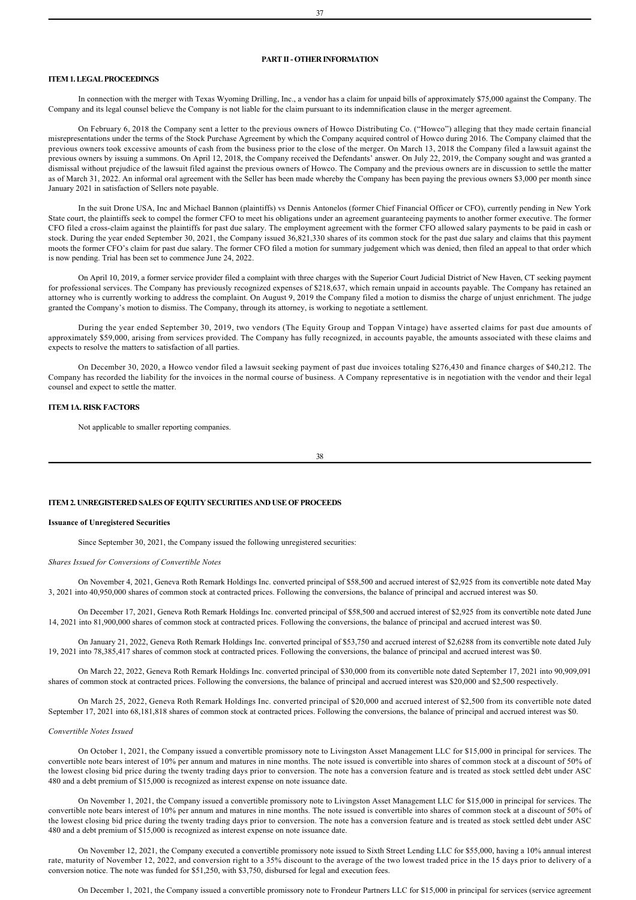## PART II - OTHER INFORMATION

### ITEM 1. LEGAL PROCEEDINGS

In connection with the merger with Texas Wyoming Drilling, Inc., a vendor has a claim for unpaid bills of approximately $75,000 against the Company. The Company and its legal counsel believe the Company is not liable for the claim pursuant to its indemnification clause in the merger agreement.

On February 6, 2018 the Company sent a letter to the previous owners of Howco Distributing Co. ("Howco") alleging that they made certain financial misrepresentations under the terms of the Stock Purchase Agreement by which the Company acquired control of Howco during 2016. The Company claimed that the previous owners took excessive amounts of cash from the business prior to the close of the merger. On March 13, 2018 the Company filed a lawsuit against the previous owners by issuing a summons. On April 12, 2018, the Company received the Defendants' answer. On July 22, 2019, the Company sought and was granted a dismissal without prejudice of the lawsuit filed against the previous owners of Howco. The Company and the previous owners are in discussion to settle the matter as of March 31, 2022. An informal oral agreement with the Seller has been made whereby the Company has been paying the previous owners $3,000 per month since January 2021 in satisfaction of Sellers note payable.

In the suit Drone USA, Inc and Michael Bannon (plaintiffs) vs Dennis Antonelos (former Chief Financial Officer or CFO), currently pending in New York State court, the plaintiffs seek to compel the former CFO to meet his obligations under an agreement guaranteeing payments to another former executive. The former CFO filed a cross-claim against the plaintiffs for past due salary. The employment agreement with the former CFO allowed salary payments to be paid in cash or stock. During the year ended September 30, 2021, the Company issued 36,821,330 shares of its common stock for the past due salary and claims that this payment moots the former CFO's claim for past due salary. The former CFO filed a motion for summary judgement which was denied, then filed an appeal to that order which is now pending. Trial has been set to commence June 24, 2022.

On April 10, 2019, a former service provider filed a complaint with three charges with the Superior Court Judicial District of New Haven, CT seeking payment for professional services. The Company has previously recognized expenses of $218,637, which remain unpaid in accounts payable. The Company has retained an attorney who is currently working to address the complaint. On August 9, 2019 the Company filed a motion to dismiss the charge of unjust enrichment. The judge granted the Company's motion to dismiss. The Company, through its attorney, is working to negotiate a settlement.

During the year ended September 30, 2019, two vendors (The Equity Group and Toppan Vintage) have asserted claims for past due amounts of approximately $59,000, arising from services provided. The Company has fully recognized, in accounts payable, the amounts associated with these claims and expects to resolve the matters to satisfaction of all parties.

On December 30, 2020, a Howco vendor filed a lawsuit seeking payment of past due invoices totaling $276,430 and finance charges of $40,212. The Company has recorded the liability for the invoices in the normal course of business. A Company representative is in negotiation with the vendor and their legal counsel and expect to settle the matter.

### ITEM 1A. RISK FACTORS

Not applicable to smaller reporting companies.

### ITEM 2. UNREGISTERED SALES OF EQUITY SECURITIES AND USE OF PROCEEDS

**Issuance of Unregistered Securities**

Since September 30, 2021, the Company issued the following unregistered securities:

*Shares Issued for Conversions of Convertible Notes*

On November 4, 2021, Geneva Roth Remark Holdings Inc. converted principal of $58,500 and accrued interest of $2,925 from its convertible note dated May 3, 2021 into 40,950,000 shares of common stock at contracted prices. Following the conversions, the balance of principal and accrued interest was $0.

On December 17, 2021, Geneva Roth Remark Holdings Inc. converted principal of $58,500 and accrued interest of $2,925 from its convertible note dated June 14, 2021 into 81,900,000 shares of common stock at contracted prices. Following the conversions, the balance of principal and accrued interest was $0.

On January 21, 2022, Geneva Roth Remark Holdings Inc. converted principal of $53,750 and accrued interest of $2,6288 from its convertible note dated July 19, 2021 into 78,385,417 shares of common stock at contracted prices. Following the conversions, the balance of principal and accrued interest was $0.

On March 22, 2022, Geneva Roth Remark Holdings Inc. converted principal of $30,000 from its convertible note dated September 17, 2021 into 90,909,091 shares of common stock at contracted prices. Following the conversions, the balance of principal and accrued interest was $20,000 and $2,500 respectively.

On March 25, 2022, Geneva Roth Remark Holdings Inc. converted principal of $20,000 and accrued interest of $2,500 from its convertible note dated September 17, 2021 into 68,181,818 shares of common stock at contracted prices. Following the conversions, the balance of principal and accrued interest was $0.

*Convertible Notes Issued*

On October 1, 2021, the Company issued a convertible promissory note to Livingston Asset Management LLC for $15,000 in principal for services. The convertible note bears interest of 10% per annum and matures in nine months. The note issued is convertible into shares of common stock at a discount of 50% of the lowest closing bid price during the twenty trading days prior to conversion. The note has a conversion feature and is treated as stock settled debt under ASC 480 and a debt premium of $15,000 is recognized as interest expense on note issuance date.

On November 1, 2021, the Company issued a convertible promissory note to Livingston Asset Management LLC for $15,000 in principal for services. The convertible note bears interest of 10% per annum and matures in nine months. The note issued is convertible into shares of common stock at a discount of 50% of the lowest closing bid price during the twenty trading days prior to conversion. The note has a conversion feature and is treated as stock settled debt under ASC 480 and a debt premium of $15,000 is recognized as interest expense on note issuance date.

On November 12, 2021, the Company executed a convertible promissory note issued to Sixth Street Lending LLC for $55,000, having a 10% annual interest rate, maturity of November 12, 2022, and conversion right to a 35% discount to the average of the two lowest traded price in the 15 days prior to delivery of a conversion notice. The note was funded for $51,250, with $3,750, disbursed for legal and execution fees.

On December 1, 2021, the Company issued a convertible promissory note to Frondeur Partners LLC for $15,000 in principal for services (service agreement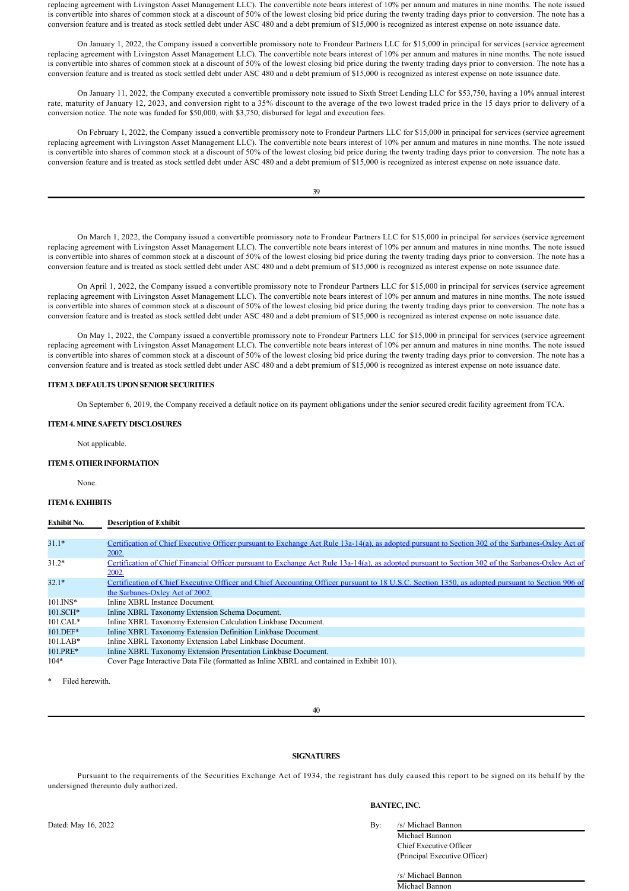replacing agreement with Livingston Asset Management LLC). The convertible note bears interest of 10% per annum and matures in nine months. The note issued is convertible into shares of common stock at a discount of 50% of the lowest closing bid price during the twenty trading days prior to conversion. The note has a conversion feature and is treated as stock settled debt under ASC 480 and a debt premium of $15,000 is recognized as interest expense on note issuance date.

On January 1, 2022, the Company issued a convertible promissory note to Frondeur Partners LLC for $15,000 in principal for services (service agreement replacing agreement with Livingston Asset Management LLC). The convertible note bears interest of 10% per annum and matures in nine months. The note issued is convertible into shares of common stock at a discount of 50% of the lowest closing bid price during the twenty trading days prior to conversion. The note has a conversion feature and is treated as stock settled debt under ASC 480 and a debt premium of $15,000 is recognized as interest expense on note issuance date.

On January 11, 2022, the Company executed a convertible promissory note issued to Sixth Street Lending LLC for $53,750, having a 10% annual interest rate, maturity of January 12, 2023, and conversion right to a 35% discount to the average of the two lowest traded price in the 15 days prior to delivery of a conversion notice. The note was funded for $50,000, with $3,750, disbursed for legal and execution fees.

On February 1, 2022, the Company issued a convertible promissory note to Frondeur Partners LLC for $15,000 in principal for services (service agreement replacing agreement with Livingston Asset Management LLC). The convertible note bears interest of 10% per annum and matures in nine months. The note issued is convertible into shares of common stock at a discount of 50% of the lowest closing bid price during the twenty trading days prior to conversion. The note has a conversion feature and is treated as stock settled debt under ASC 480 and a debt premium of $15,000 is recognized as interest expense on note issuance date.

On March 1, 2022, the Company issued a convertible promissory note to Frondeur Partners LLC for $15,000 in principal for services (service agreement replacing agreement with Livingston Asset Management LLC). The convertible note bears interest of 10% per annum and matures in nine months. The note issued is convertible into shares of common stock at a discount of 50% of the lowest closing bid price during the twenty trading days prior to conversion. The note has a conversion feature and is treated as stock settled debt under ASC 480 and a debt premium of $15,000 is recognized as interest expense on note issuance date.

On April 1, 2022, the Company issued a convertible promissory note to Frondeur Partners LLC for $15,000 in principal for services (service agreement replacing agreement with Livingston Asset Management LLC). The convertible note bears interest of 10% per annum and matures in nine months. The note issued is convertible into shares of common stock at a discount of 50% of the lowest closing bid price during the twenty trading days prior to conversion. The note has a conversion feature and is treated as stock settled debt under ASC 480 and a debt premium of $15,000 is recognized as interest expense on note issuance date.

On May 1, 2022, the Company issued a convertible promissory note to Frondeur Partners LLC for $15,000 in principal for services (service agreement replacing agreement with Livingston Asset Management LLC). The convertible note bears interest of 10% per annum and matures in nine months. The note issued is convertible into shares of common stock at a discount of 50% of the lowest closing bid price during the twenty trading days prior to conversion. The note has a conversion feature and is treated as stock settled debt under ASC 480 and a debt premium of $15,000 is recognized as interest expense on note issuance date.

## ITEM 3. DEFAULTS UPON SENIOR SECURITIES

On September 6, 2019, the Company received a default notice on its payment obligations under the senior secured credit facility agreement from TCA.

## ITEM 4. MINE SAFETY DISCLOSURES

Not applicable.

## ITEM 5. OTHER INFORMATION

None.

## ITEM 6. EXHIBITS

| Exhibit No. | Description of Exhibit |
|---|---|
| 31.1* | Certification of Chief Executive Officer pursuant to Exchange Act Rule 13a-14(a), as adopted pursuant to Section 302 of the Sarbanes-Oxley Act of 2002. |
| 31.2* | Certification of Chief Financial Officer pursuant to Exchange Act Rule 13a-14(a), as adopted pursuant to Section 302 of the Sarbanes-Oxley Act of 2002. |
| 32.1* | Certification of Chief Executive Officer and Chief Accounting Officer pursuant to 18 U.S.C. Section 1350, as adopted pursuant to Section 906 of the Sarbanes-Oxley Act of 2002. |
| 101.INS* | Inline XBRL Instance Document. |
| 101.SCH* | Inline XBRL Taxonomy Extension Schema Document. |
| 101.CAL* | Inline XBRL Taxonomy Extension Calculation Linkbase Document. |
| 101.DEF* | Inline XBRL Taxonomy Extension Definition Linkbase Document. |
| 101.LAB* | Inline XBRL Taxonomy Extension Label Linkbase Document. |
| 101.PRE* | Inline XBRL Taxonomy Extension Presentation Linkbase Document. |
| 104* | Cover Page Interactive Data File (formatted as Inline XBRL and contained in Exhibit 101). |

\* Filed herewith.

## SIGNATURES

Pursuant to the requirements of the Securities Exchange Act of 1934, the registrant has duly caused this report to be signed on its behalf by the undersigned thereunto duly authorized.

**BANTEC, INC.**

Dated: May 16, 2022

By: /s/ Michael Bannon
Michael Bannon
Chief Executive Officer
(Principal Executive Officer)

/s/ Michael Bannon
Michael Bannon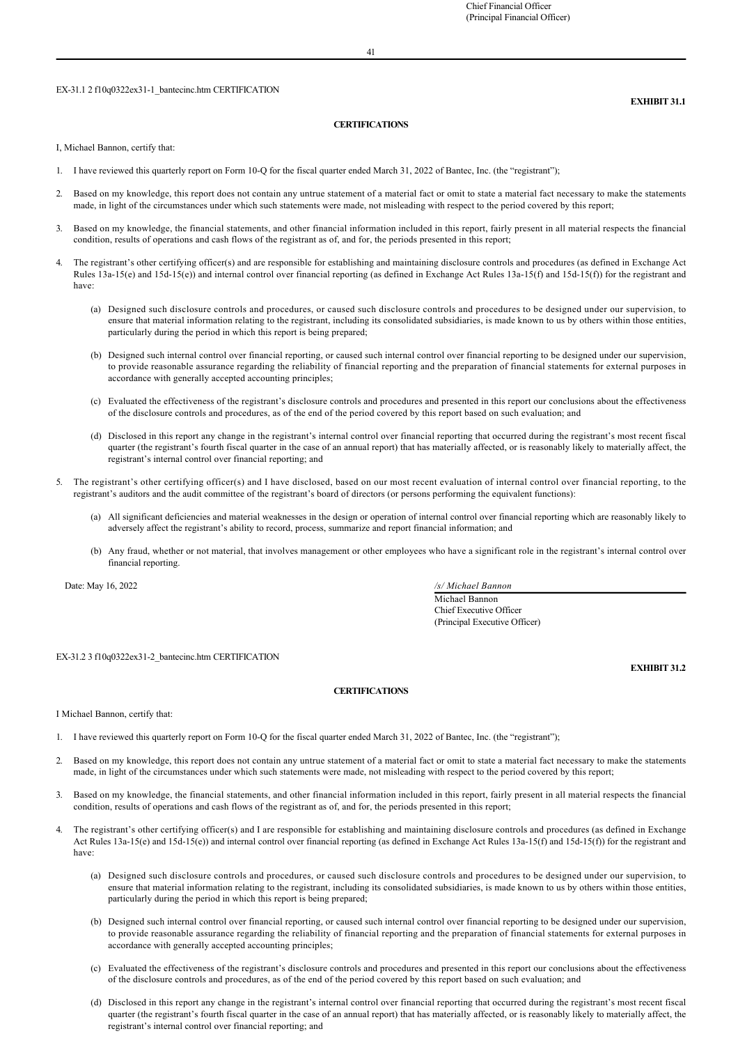Chief Financial Officer
(Principal Financial Officer)

EX-31.1 2 f10q0322ex31-1_bantecinc.htm CERTIFICATION

**EXHIBIT 31.1**

**CERTIFICATIONS**

I, Michael Bannon, certify that:

1. I have reviewed this quarterly report on Form 10-Q for the fiscal quarter ended March 31, 2022 of Bantec, Inc. (the "registrant");

2. Based on my knowledge, this report does not contain any untrue statement of a material fact or omit to state a material fact necessary to make the statements made, in light of the circumstances under which such statements were made, not misleading with respect to the period covered by this report;

3. Based on my knowledge, the financial statements, and other financial information included in this report, fairly present in all material respects the financial condition, results of operations and cash flows of the registrant as of, and for, the periods presented in this report;

4. The registrant's other certifying officer(s) and are responsible for establishing and maintaining disclosure controls and procedures (as defined in Exchange Act Rules 13a-15(e) and 15d-15(e)) and internal control over financial reporting (as defined in Exchange Act Rules 13a-15(f) and 15d-15(f)) for the registrant and have:

   (a) Designed such disclosure controls and procedures, or caused such disclosure controls and procedures to be designed under our supervision, to ensure that material information relating to the registrant, including its consolidated subsidiaries, is made known to us by others within those entities, particularly during the period in which this report is being prepared;

   (b) Designed such internal control over financial reporting, or caused such internal control over financial reporting to be designed under our supervision, to provide reasonable assurance regarding the reliability of financial reporting and the preparation of financial statements for external purposes in accordance with generally accepted accounting principles;

   (c) Evaluated the effectiveness of the registrant's disclosure controls and procedures and presented in this report our conclusions about the effectiveness of the disclosure controls and procedures, as of the end of the period covered by this report based on such evaluation; and

   (d) Disclosed in this report any change in the registrant's internal control over financial reporting that occurred during the registrant's most recent fiscal quarter (the registrant's fourth fiscal quarter in the case of an annual report) that has materially affected, or is reasonably likely to materially affect, the registrant's internal control over financial reporting; and

5. The registrant's other certifying officer(s) and I have disclosed, based on our most recent evaluation of internal control over financial reporting, to the registrant's auditors and the audit committee of the registrant's board of directors (or persons performing the equivalent functions):

   (a) All significant deficiencies and material weaknesses in the design or operation of internal control over financial reporting which are reasonably likely to adversely affect the registrant's ability to record, process, summarize and report financial information; and

   (b) Any fraud, whether or not material, that involves management or other employees who have a significant role in the registrant's internal control over financial reporting.

Date: May 16, 2022

*/s/ Michael Bannon*
Michael Bannon
Chief Executive Officer
(Principal Executive Officer)

EX-31.2 3 f10q0322ex31-2_bantecinc.htm CERTIFICATION

**EXHIBIT 31.2**

**CERTIFICATIONS**

I Michael Bannon, certify that:

1. I have reviewed this quarterly report on Form 10-Q for the fiscal quarter ended March 31, 2022 of Bantec, Inc. (the "registrant");

2. Based on my knowledge, this report does not contain any untrue statement of a material fact or omit to state a material fact necessary to make the statements made, in light of the circumstances under which such statements were made, not misleading with respect to the period covered by this report;

3. Based on my knowledge, the financial statements, and other financial information included in this report, fairly present in all material respects the financial condition, results of operations and cash flows of the registrant as of, and for, the periods presented in this report;

4. The registrant's other certifying officer(s) and I are responsible for establishing and maintaining disclosure controls and procedures (as defined in Exchange Act Rules 13a-15(e) and 15d-15(e)) and internal control over financial reporting (as defined in Exchange Act Rules 13a-15(f) and 15d-15(f)) for the registrant and have:

   (a) Designed such disclosure controls and procedures, or caused such disclosure controls and procedures to be designed under our supervision, to ensure that material information relating to the registrant, including its consolidated subsidiaries, is made known to us by others within those entities, particularly during the period in which this report is being prepared;

   (b) Designed such internal control over financial reporting, or caused such internal control over financial reporting to be designed under our supervision, to provide reasonable assurance regarding the reliability of financial reporting and the preparation of financial statements for external purposes in accordance with generally accepted accounting principles;

   (c) Evaluated the effectiveness of the registrant's disclosure controls and procedures and presented in this report our conclusions about the effectiveness of the disclosure controls and procedures, as of the end of the period covered by this report based on such evaluation; and

   (d) Disclosed in this report any change in the registrant's internal control over financial reporting that occurred during the registrant's most recent fiscal quarter (the registrant's fourth fiscal quarter in the case of an annual report) that has materially affected, or is reasonably likely to materially affect, the registrant's internal control over financial reporting; and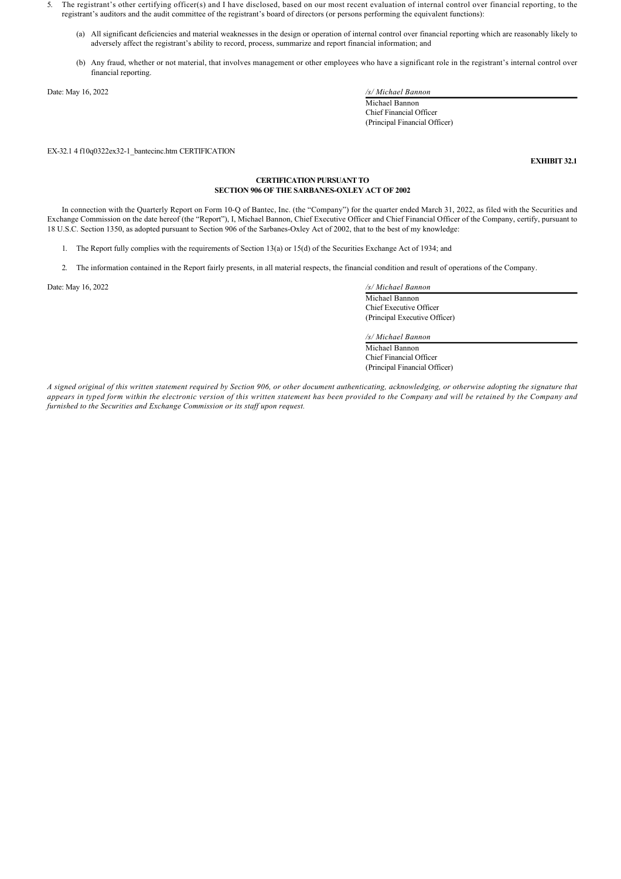5. The registrant's other certifying officer(s) and I have disclosed, based on our most recent evaluation of internal control over financial reporting, to the registrant's auditors and the audit committee of the registrant's board of directors (or persons performing the equivalent functions):

   (a) All significant deficiencies and material weaknesses in the design or operation of internal control over financial reporting which are reasonably likely to adversely affect the registrant's ability to record, process, summarize and report financial information; and

   (b) Any fraud, whether or not material, that involves management or other employees who have a significant role in the registrant's internal control over financial reporting.

Date: May 16, 2022

*/s/ Michael Bannon*
Michael Bannon
Chief Financial Officer
(Principal Financial Officer)

EX-32.1 4 f10q0322ex32-1_bantecinc.htm CERTIFICATION

**EXHIBIT 32.1**

**CERTIFICATION PURSUANT TO**
**SECTION 906 OF THE SARBANES-OXLEY ACT OF 2002**

In connection with the Quarterly Report on Form 10-Q of Bantec, Inc. (the "Company") for the quarter ended March 31, 2022, as filed with the Securities and Exchange Commission on the date hereof (the "Report"), I, Michael Bannon, Chief Executive Officer and Chief Financial Officer of the Company, certify, pursuant to 18 U.S.C. Section 1350, as adopted pursuant to Section 906 of the Sarbanes-Oxley Act of 2002, that to the best of my knowledge:

1. The Report fully complies with the requirements of Section 13(a) or 15(d) of the Securities Exchange Act of 1934; and

2. The information contained in the Report fairly presents, in all material respects, the financial condition and result of operations of the Company.

Date: May 16, 2022

*/s/ Michael Bannon*
Michael Bannon
Chief Executive Officer
(Principal Executive Officer)

*/s/ Michael Bannon*
Michael Bannon
Chief Financial Officer
(Principal Financial Officer)

*A signed original of this written statement required by Section 906, or other document authenticating, acknowledging, or otherwise adopting the signature that appears in typed form within the electronic version of this written statement has been provided to the Company and will be retained by the Company and furnished to the Securities and Exchange Commission or its staff upon request.*